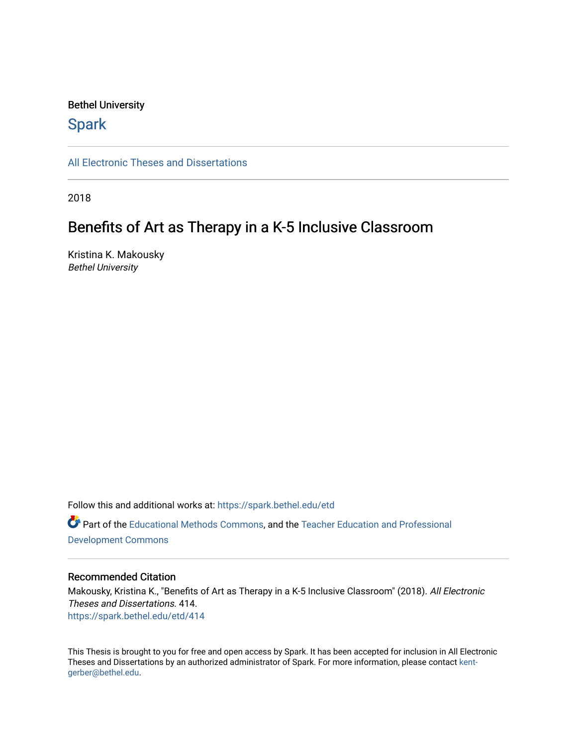Bethel University

# Spark

All Electronic Theses and Dissertations

2018

# Benefits of Art as Therapy in a K-5 Inclusive Classroom

Kristina K. Makousky
*Bethel University*

Follow this and additional works at: https://spark.bethel.edu/etd

Part of the Educational Methods Commons, and the Teacher Education and Professional Development Commons

## Recommended Citation

Makousky, Kristina K., "Benefits of Art as Therapy in a K-5 Inclusive Classroom" (2018). *All Electronic Theses and Dissertations*. 414.
https://spark.bethel.edu/etd/414

This Thesis is brought to you for free and open access by Spark. It has been accepted for inclusion in All Electronic Theses and Dissertations by an authorized administrator of Spark. For more information, please contact kent-gerber@bethel.edu.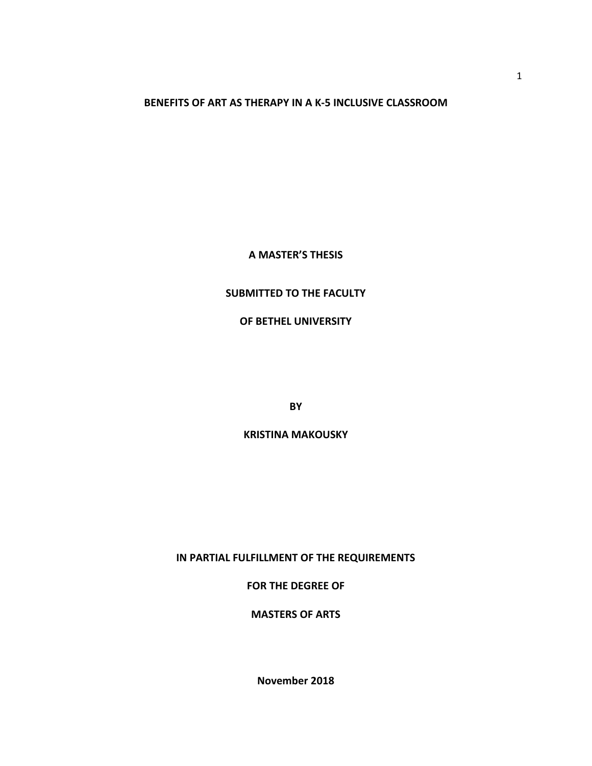# BENEFITS OF ART AS THERAPY IN A K-5 INCLUSIVE CLASSROOM

**A MASTER'S THESIS**

**SUBMITTED TO THE FACULTY**

**OF BETHEL UNIVERSITY**

**BY**

**KRISTINA MAKOUSKY**

**IN PARTIAL FULFILLMENT OF THE REQUIREMENTS**

**FOR THE DEGREE OF**

**MASTERS OF ARTS**

**November 2018**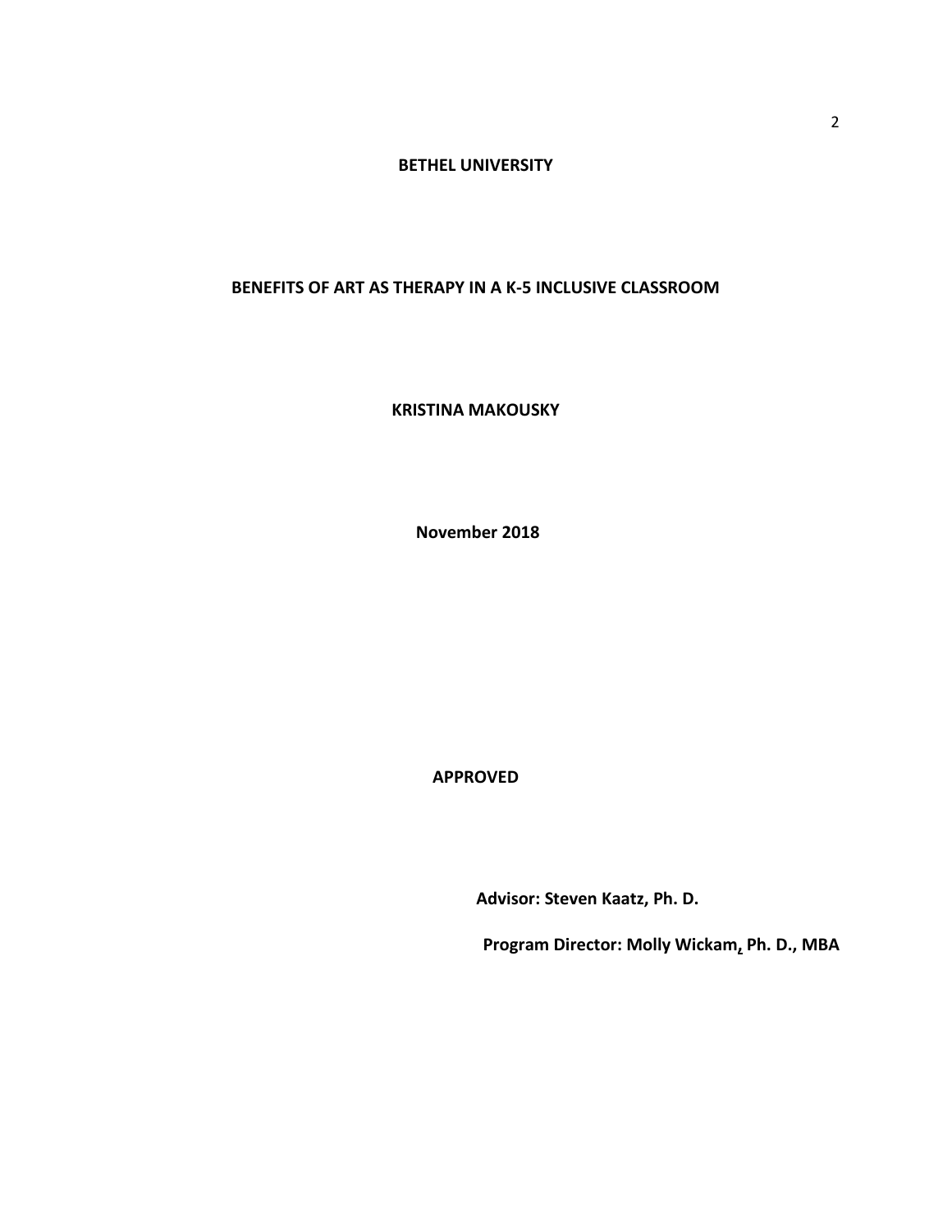**BETHEL UNIVERSITY**

**BENEFITS OF ART AS THERAPY IN A K-5 INCLUSIVE CLASSROOM**

**KRISTINA MAKOUSKY**

**November 2018**

**APPROVED**

**Advisor: Steven Kaatz, Ph. D.**

**Program Director: Molly Wickam, Ph. D., MBA**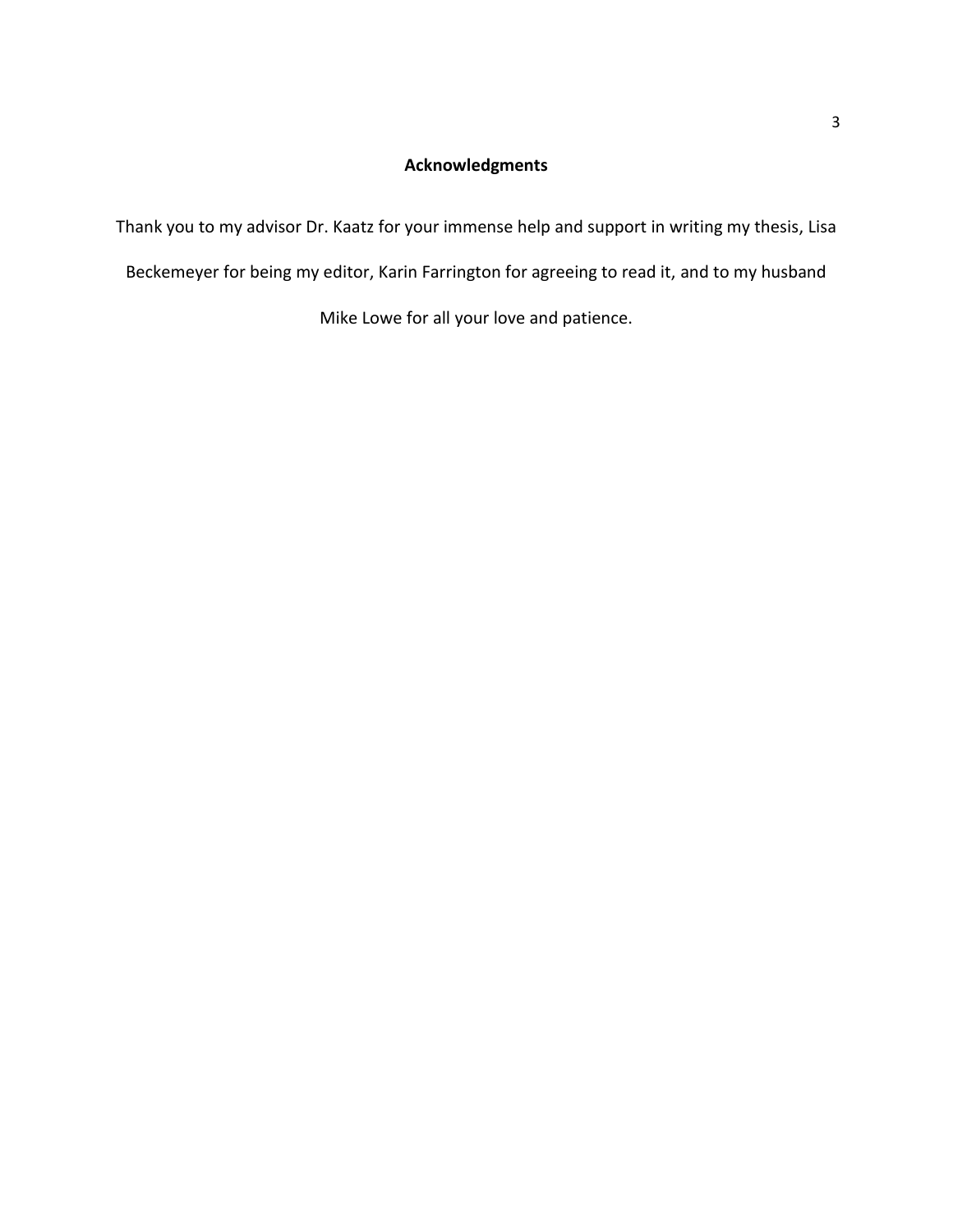# Acknowledgments

Thank you to my advisor Dr. Kaatz for your immense help and support in writing my thesis, Lisa Beckemeyer for being my editor, Karin Farrington for agreeing to read it, and to my husband Mike Lowe for all your love and patience.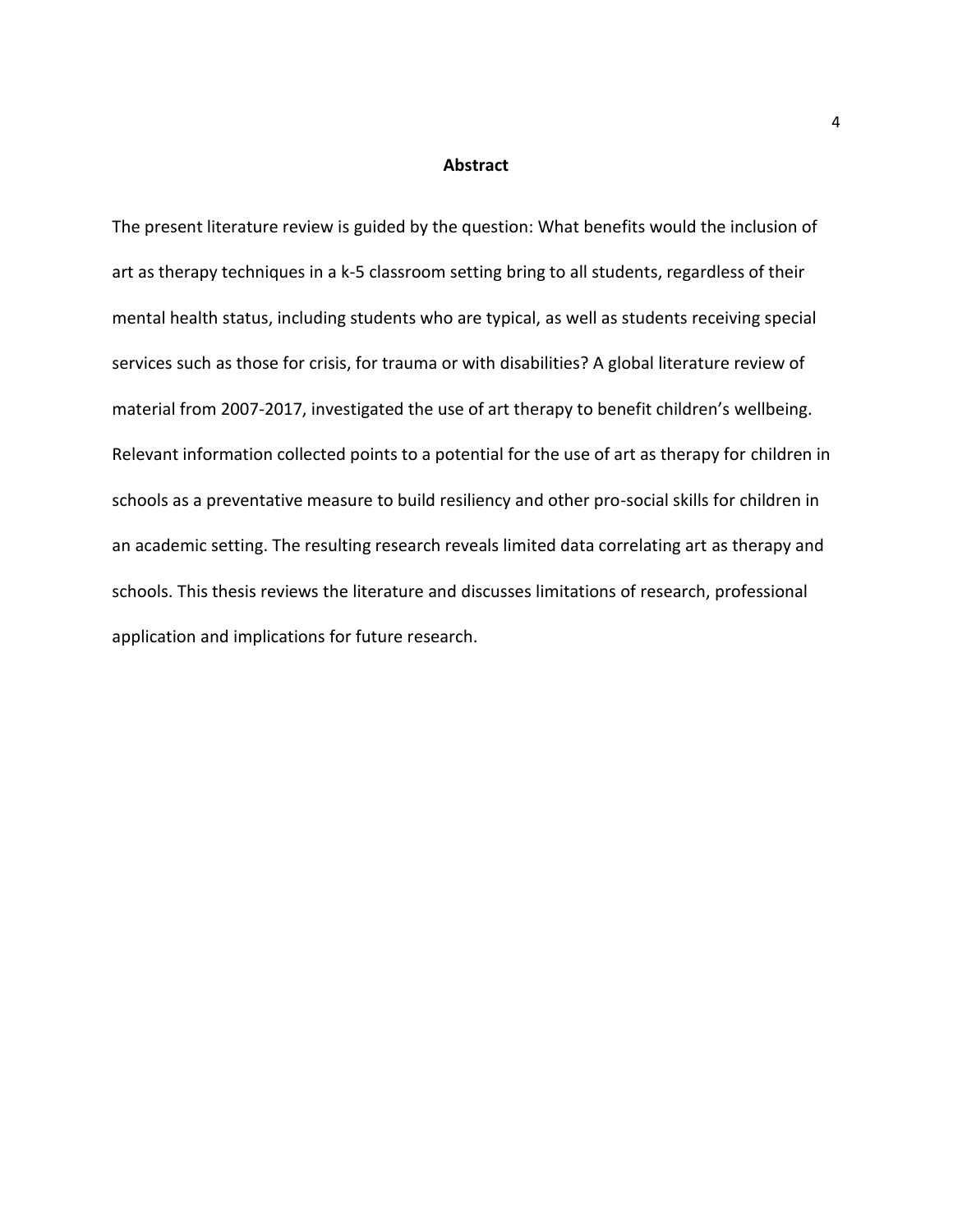## Abstract

The present literature review is guided by the question: What benefits would the inclusion of art as therapy techniques in a k-5 classroom setting bring to all students, regardless of their mental health status, including students who are typical, as well as students receiving special services such as those for crisis, for trauma or with disabilities? A global literature review of material from 2007-2017, investigated the use of art therapy to benefit children's wellbeing. Relevant information collected points to a potential for the use of art as therapy for children in schools as a preventative measure to build resiliency and other pro-social skills for children in an academic setting. The resulting research reveals limited data correlating art as therapy and schools. This thesis reviews the literature and discusses limitations of research, professional application and implications for future research.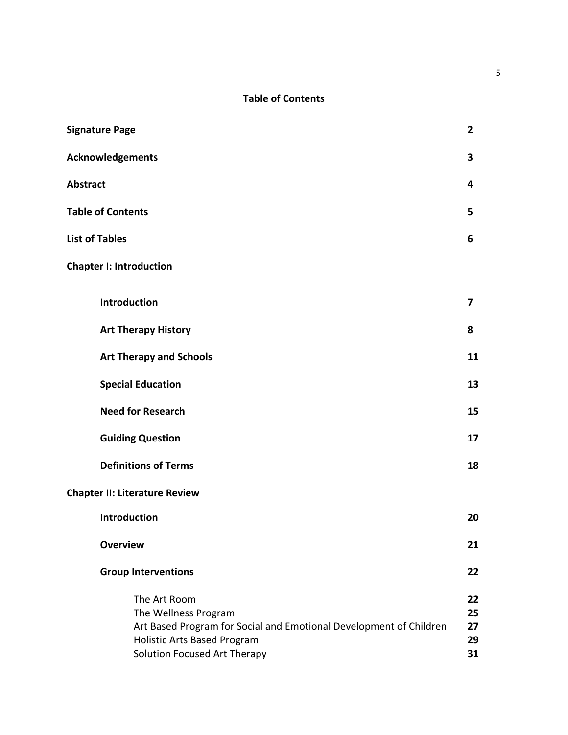# Table of Contents

| | |
|---|---|
| **Signature Page** | **2** |
| **Acknowledgements** | **3** |
| **Abstract** | **4** |
| **Table of Contents** | **5** |
| **List of Tables** | **6** |
| **Chapter I: Introduction** | |
| **Introduction** | **7** |
| **Art Therapy History** | **8** |
| **Art Therapy and Schools** | **11** |
| **Special Education** | **13** |
| **Need for Research** | **15** |
| **Guiding Question** | **17** |
| **Definitions of Terms** | **18** |
| **Chapter II: Literature Review** | |
| **Introduction** | **20** |
| **Overview** | **21** |
| **Group Interventions** | **22** |
| The Art Room | **22** |
| The Wellness Program | **25** |
| Art Based Program for Social and Emotional Development of Children | **27** |
| Holistic Arts Based Program | **29** |
| Solution Focused Art Therapy | **31** |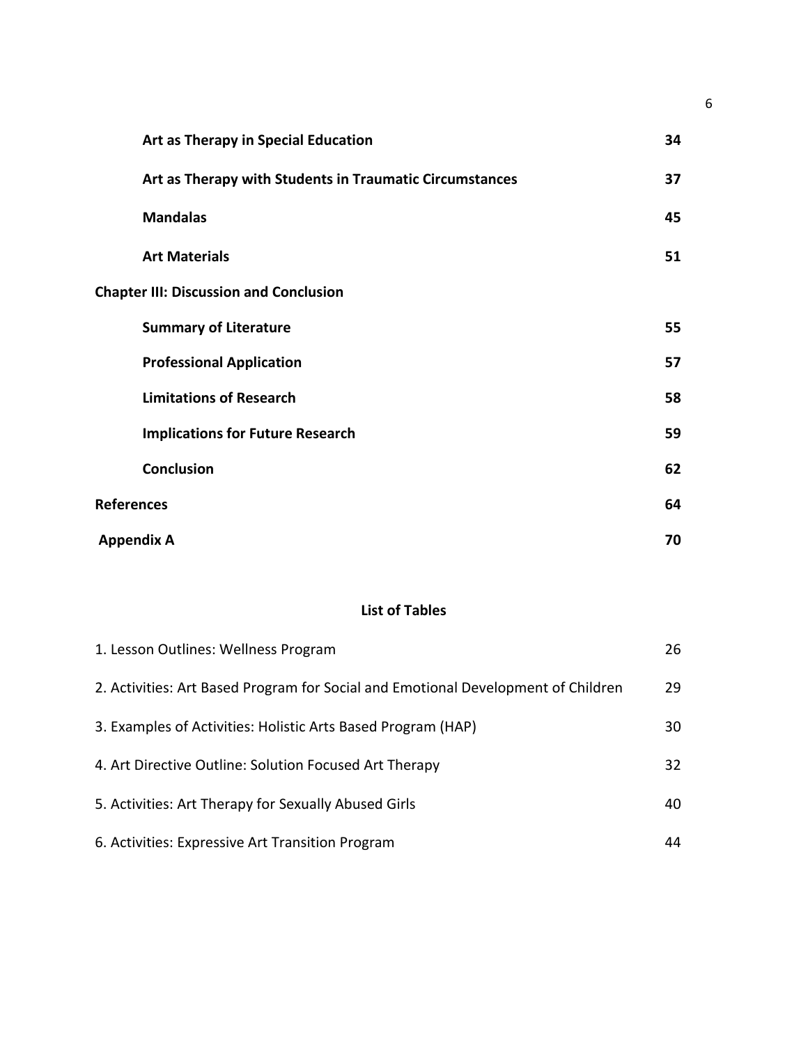| | |
|---|---|
| **Art as Therapy in Special Education** | **34** |
| **Art as Therapy with Students in Traumatic Circumstances** | **37** |
| **Mandalas** | **45** |
| **Art Materials** | **51** |
| **Chapter III: Discussion and Conclusion** | |
| **Summary of Literature** | **55** |
| **Professional Application** | **57** |
| **Limitations of Research** | **58** |
| **Implications for Future Research** | **59** |
| **Conclusion** | **62** |
| **References** | **64** |
| **Appendix A** | **70** |

## List of Tables

| | |
|---|---|
| 1. Lesson Outlines: Wellness Program | 26 |
| 2. Activities: Art Based Program for Social and Emotional Development of Children | 29 |
| 3. Examples of Activities: Holistic Arts Based Program (HAP) | 30 |
| 4. Art Directive Outline: Solution Focused Art Therapy | 32 |
| 5. Activities: Art Therapy for Sexually Abused Girls | 40 |
| 6. Activities: Expressive Art Transition Program | 44 |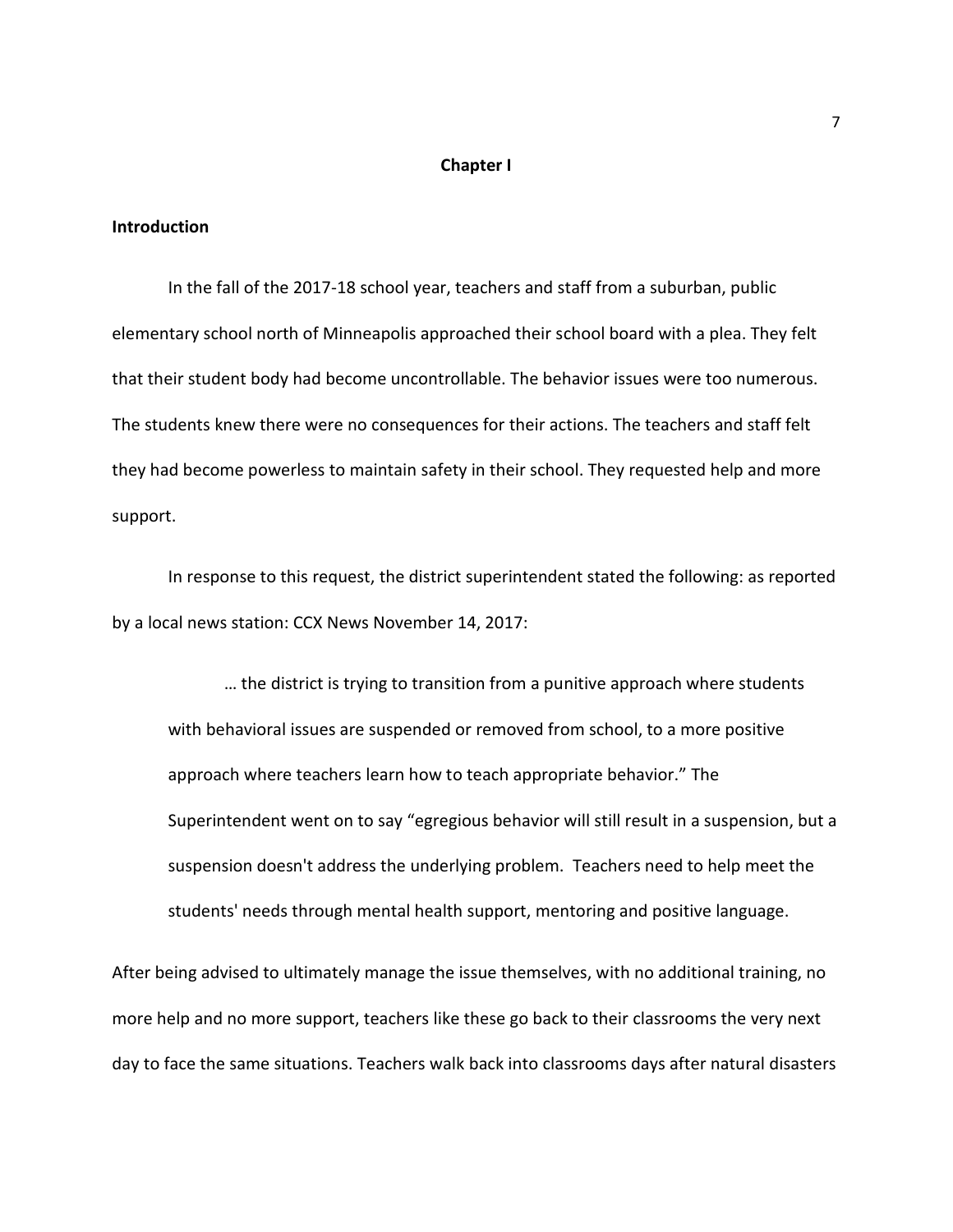# Chapter I

## Introduction

In the fall of the 2017-18 school year, teachers and staff from a suburban, public elementary school north of Minneapolis approached their school board with a plea. They felt that their student body had become uncontrollable. The behavior issues were too numerous. The students knew there were no consequences for their actions. The teachers and staff felt they had become powerless to maintain safety in their school. They requested help and more support.

In response to this request, the district superintendent stated the following: as reported by a local news station: CCX News November 14, 2017:

> … the district is trying to transition from a punitive approach where students with behavioral issues are suspended or removed from school, to a more positive approach where teachers learn how to teach appropriate behavior." The Superintendent went on to say "egregious behavior will still result in a suspension, but a suspension doesn't address the underlying problem. Teachers need to help meet the students' needs through mental health support, mentoring and positive language.

After being advised to ultimately manage the issue themselves, with no additional training, no more help and no more support, teachers like these go back to their classrooms the very next day to face the same situations. Teachers walk back into classrooms days after natural disasters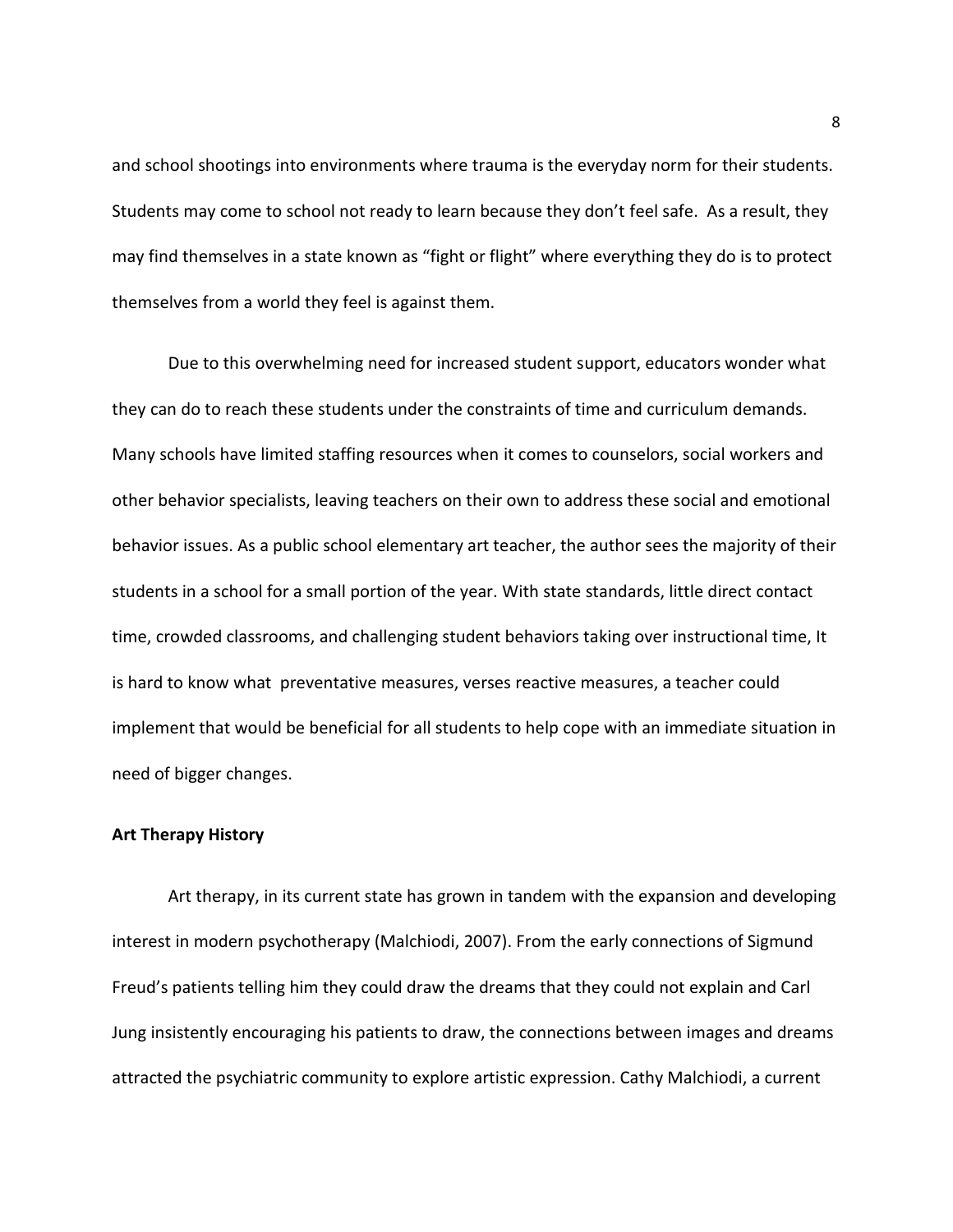and school shootings into environments where trauma is the everyday norm for their students. Students may come to school not ready to learn because they don't feel safe. As a result, they may find themselves in a state known as "fight or flight" where everything they do is to protect themselves from a world they feel is against them.

Due to this overwhelming need for increased student support, educators wonder what they can do to reach these students under the constraints of time and curriculum demands. Many schools have limited staffing resources when it comes to counselors, social workers and other behavior specialists, leaving teachers on their own to address these social and emotional behavior issues. As a public school elementary art teacher, the author sees the majority of their students in a school for a small portion of the year. With state standards, little direct contact time, crowded classrooms, and challenging student behaviors taking over instructional time, It is hard to know what preventative measures, verses reactive measures, a teacher could implement that would be beneficial for all students to help cope with an immediate situation in need of bigger changes.

**Art Therapy History**

Art therapy, in its current state has grown in tandem with the expansion and developing interest in modern psychotherapy (Malchiodi, 2007). From the early connections of Sigmund Freud's patients telling him they could draw the dreams that they could not explain and Carl Jung insistently encouraging his patients to draw, the connections between images and dreams attracted the psychiatric community to explore artistic expression. Cathy Malchiodi, a current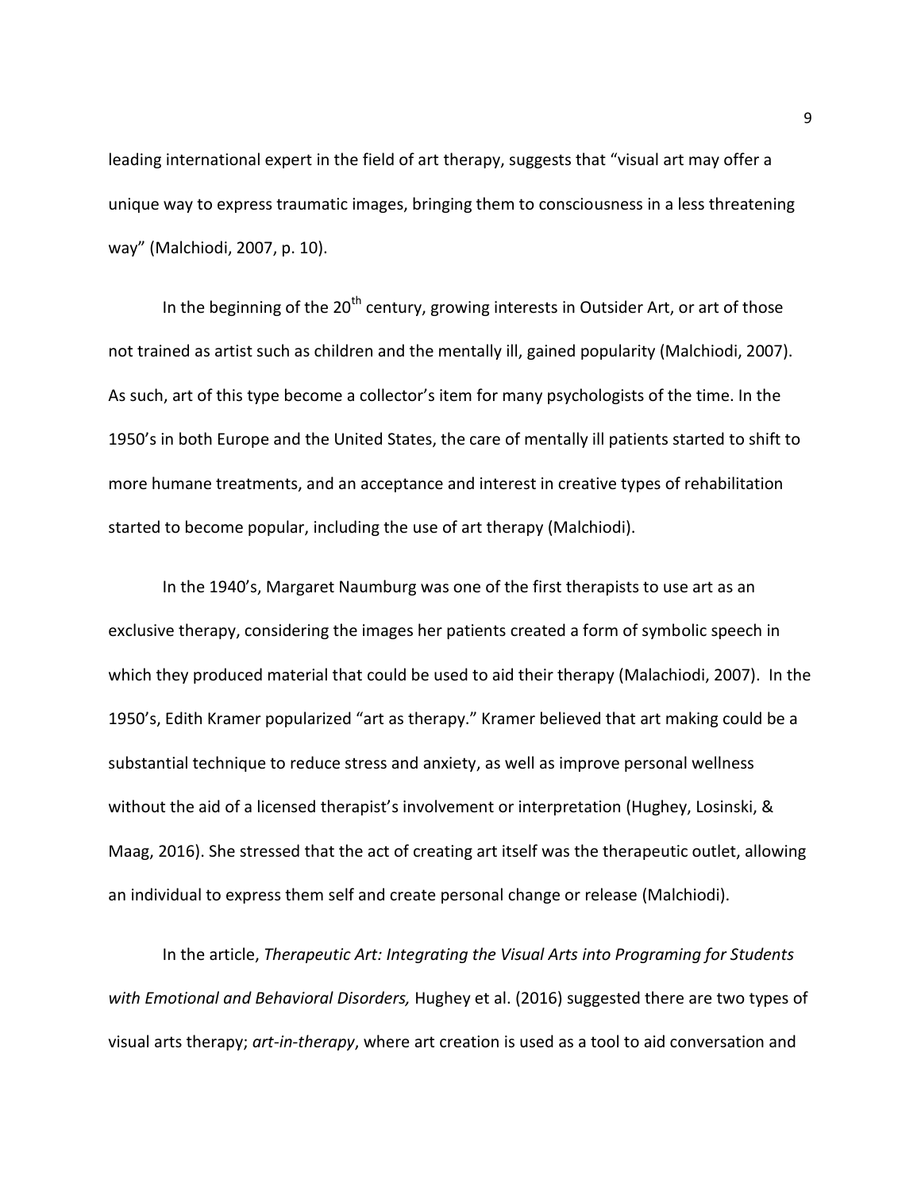leading international expert in the field of art therapy, suggests that "visual art may offer a unique way to express traumatic images, bringing them to consciousness in a less threatening way" (Malchiodi, 2007, p. 10).

In the beginning of the 20th century, growing interests in Outsider Art, or art of those not trained as artist such as children and the mentally ill, gained popularity (Malchiodi, 2007). As such, art of this type become a collector's item for many psychologists of the time. In the 1950's in both Europe and the United States, the care of mentally ill patients started to shift to more humane treatments, and an acceptance and interest in creative types of rehabilitation started to become popular, including the use of art therapy (Malchiodi).

In the 1940's, Margaret Naumburg was one of the first therapists to use art as an exclusive therapy, considering the images her patients created a form of symbolic speech in which they produced material that could be used to aid their therapy (Malachiodi, 2007). In the 1950's, Edith Kramer popularized "art as therapy." Kramer believed that art making could be a substantial technique to reduce stress and anxiety, as well as improve personal wellness without the aid of a licensed therapist's involvement or interpretation (Hughey, Losinski, & Maag, 2016). She stressed that the act of creating art itself was the therapeutic outlet, allowing an individual to express them self and create personal change or release (Malchiodi).

In the article, *Therapeutic Art: Integrating the Visual Arts into Programing for Students with Emotional and Behavioral Disorders,* Hughey et al. (2016) suggested there are two types of visual arts therapy; *art-in-therapy*, where art creation is used as a tool to aid conversation and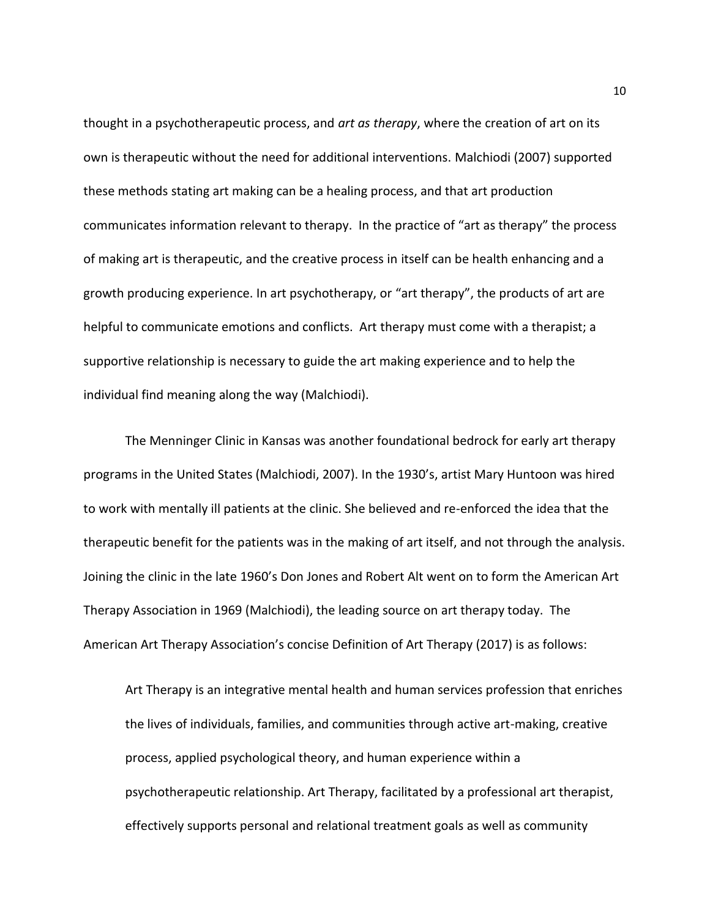thought in a psychotherapeutic process, and *art as therapy*, where the creation of art on its own is therapeutic without the need for additional interventions. Malchiodi (2007) supported these methods stating art making can be a healing process, and that art production communicates information relevant to therapy. In the practice of "art as therapy" the process of making art is therapeutic, and the creative process in itself can be health enhancing and a growth producing experience. In art psychotherapy, or "art therapy", the products of art are helpful to communicate emotions and conflicts. Art therapy must come with a therapist; a supportive relationship is necessary to guide the art making experience and to help the individual find meaning along the way (Malchiodi).

The Menninger Clinic in Kansas was another foundational bedrock for early art therapy programs in the United States (Malchiodi, 2007). In the 1930's, artist Mary Huntoon was hired to work with mentally ill patients at the clinic. She believed and re-enforced the idea that the therapeutic benefit for the patients was in the making of art itself, and not through the analysis. Joining the clinic in the late 1960's Don Jones and Robert Alt went on to form the American Art Therapy Association in 1969 (Malchiodi), the leading source on art therapy today. The American Art Therapy Association's concise Definition of Art Therapy (2017) is as follows:

> Art Therapy is an integrative mental health and human services profession that enriches the lives of individuals, families, and communities through active art-making, creative process, applied psychological theory, and human experience within a psychotherapeutic relationship. Art Therapy, facilitated by a professional art therapist, effectively supports personal and relational treatment goals as well as community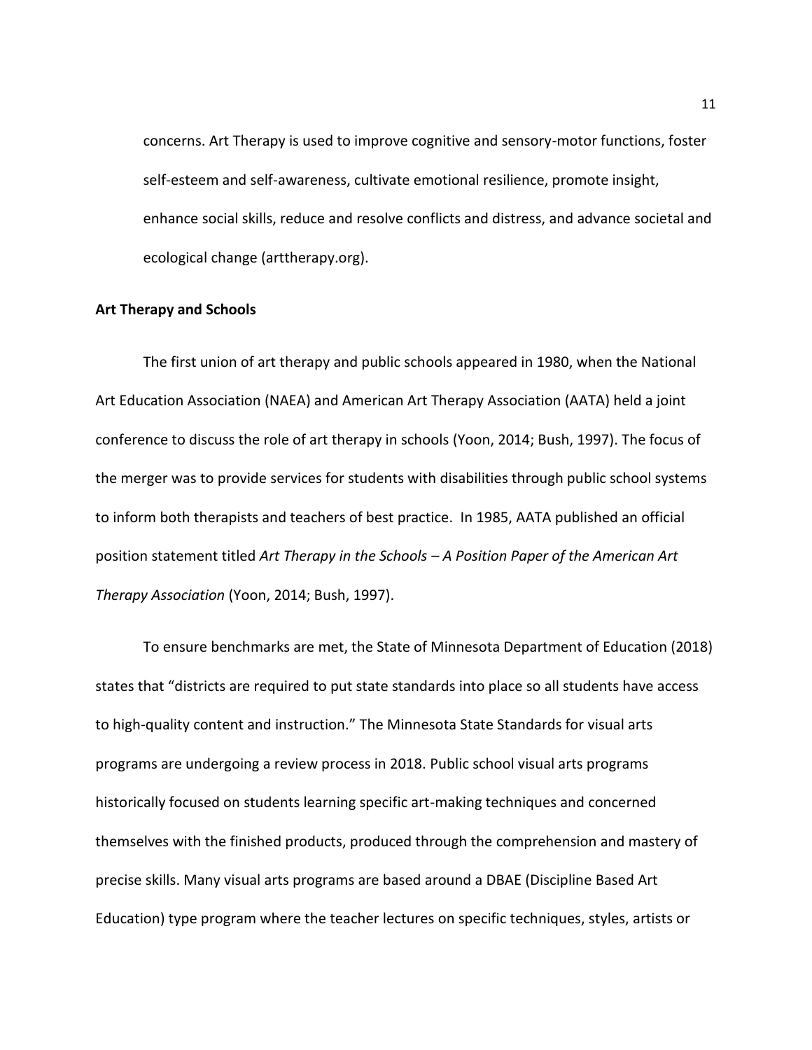concerns. Art Therapy is used to improve cognitive and sensory-motor functions, foster self-esteem and self-awareness, cultivate emotional resilience, promote insight, enhance social skills, reduce and resolve conflicts and distress, and advance societal and ecological change (arttherapy.org).

**Art Therapy and Schools**

The first union of art therapy and public schools appeared in 1980, when the National Art Education Association (NAEA) and American Art Therapy Association (AATA) held a joint conference to discuss the role of art therapy in schools (Yoon, 2014; Bush, 1997). The focus of the merger was to provide services for students with disabilities through public school systems to inform both therapists and teachers of best practice. In 1985, AATA published an official position statement titled *Art Therapy in the Schools – A Position Paper of the American Art Therapy Association* (Yoon, 2014; Bush, 1997).

To ensure benchmarks are met, the State of Minnesota Department of Education (2018) states that "districts are required to put state standards into place so all students have access to high-quality content and instruction." The Minnesota State Standards for visual arts programs are undergoing a review process in 2018. Public school visual arts programs historically focused on students learning specific art-making techniques and concerned themselves with the finished products, produced through the comprehension and mastery of precise skills. Many visual arts programs are based around a DBAE (Discipline Based Art Education) type program where the teacher lectures on specific techniques, styles, artists or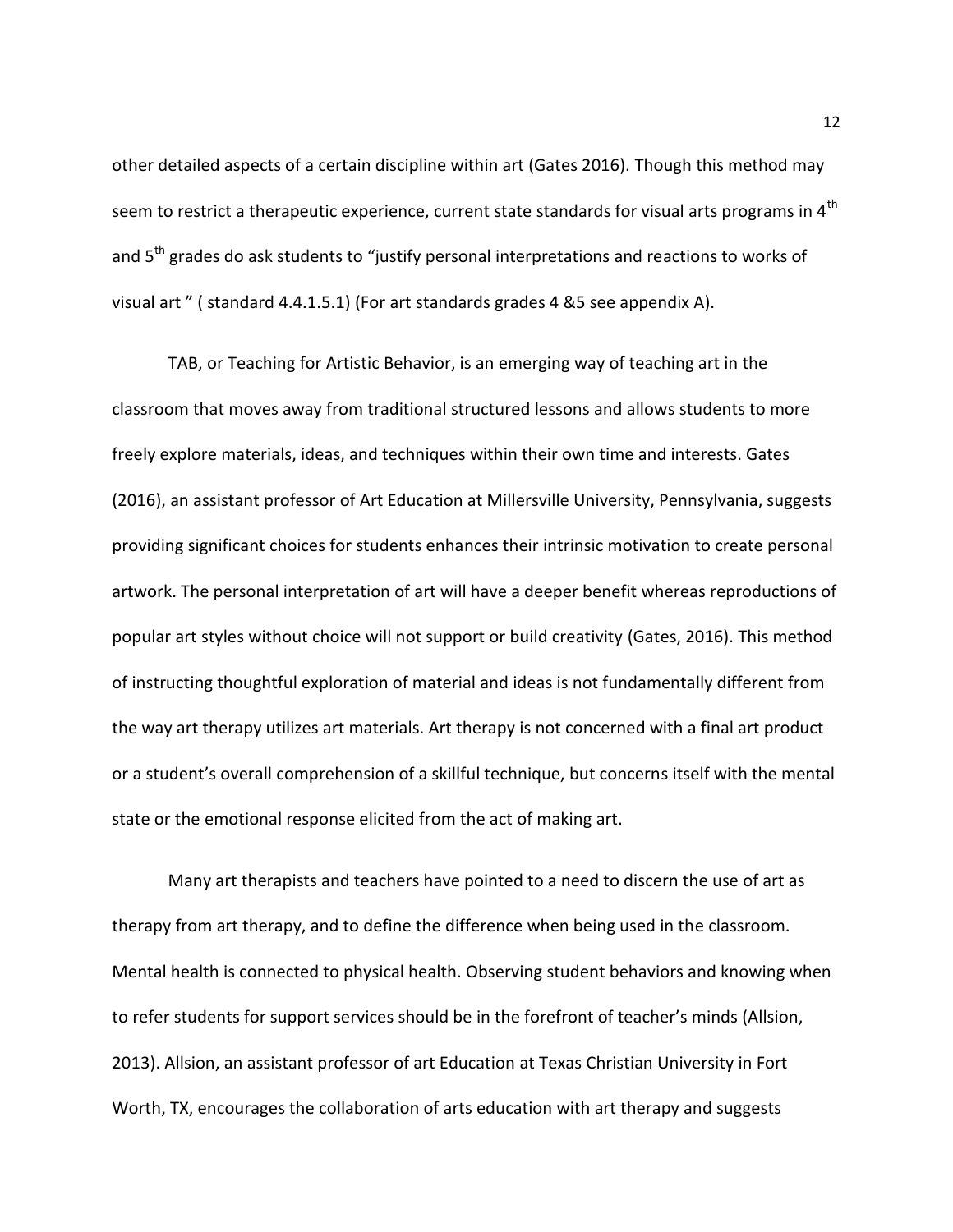other detailed aspects of a certain discipline within art (Gates 2016). Though this method may seem to restrict a therapeutic experience, current state standards for visual arts programs in 4th and 5th grades do ask students to "justify personal interpretations and reactions to works of visual art " ( standard 4.4.1.5.1) (For art standards grades 4 &5 see appendix A).

TAB, or Teaching for Artistic Behavior, is an emerging way of teaching art in the classroom that moves away from traditional structured lessons and allows students to more freely explore materials, ideas, and techniques within their own time and interests. Gates (2016), an assistant professor of Art Education at Millersville University, Pennsylvania, suggests providing significant choices for students enhances their intrinsic motivation to create personal artwork. The personal interpretation of art will have a deeper benefit whereas reproductions of popular art styles without choice will not support or build creativity (Gates, 2016). This method of instructing thoughtful exploration of material and ideas is not fundamentally different from the way art therapy utilizes art materials. Art therapy is not concerned with a final art product or a student's overall comprehension of a skillful technique, but concerns itself with the mental state or the emotional response elicited from the act of making art.

Many art therapists and teachers have pointed to a need to discern the use of art as therapy from art therapy, and to define the difference when being used in the classroom. Mental health is connected to physical health. Observing student behaviors and knowing when to refer students for support services should be in the forefront of teacher's minds (Allsion, 2013). Allsion, an assistant professor of art Education at Texas Christian University in Fort Worth, TX, encourages the collaboration of arts education with art therapy and suggests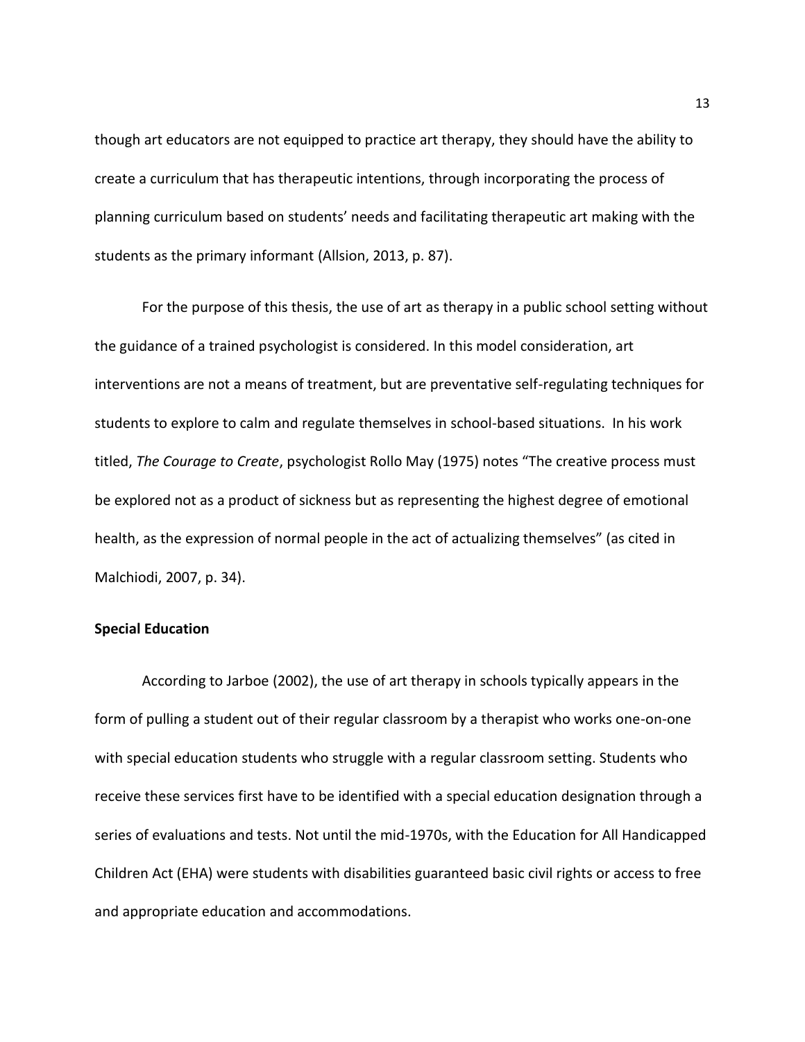though art educators are not equipped to practice art therapy, they should have the ability to create a curriculum that has therapeutic intentions, through incorporating the process of planning curriculum based on students' needs and facilitating therapeutic art making with the students as the primary informant (Allsion, 2013, p. 87).

For the purpose of this thesis, the use of art as therapy in a public school setting without the guidance of a trained psychologist is considered. In this model consideration, art interventions are not a means of treatment, but are preventative self-regulating techniques for students to explore to calm and regulate themselves in school-based situations. In his work titled, *The Courage to Create*, psychologist Rollo May (1975) notes "The creative process must be explored not as a product of sickness but as representing the highest degree of emotional health, as the expression of normal people in the act of actualizing themselves" (as cited in Malchiodi, 2007, p. 34).

**Special Education**

According to Jarboe (2002), the use of art therapy in schools typically appears in the form of pulling a student out of their regular classroom by a therapist who works one-on-one with special education students who struggle with a regular classroom setting. Students who receive these services first have to be identified with a special education designation through a series of evaluations and tests. Not until the mid-1970s, with the Education for All Handicapped Children Act (EHA) were students with disabilities guaranteed basic civil rights or access to free and appropriate education and accommodations.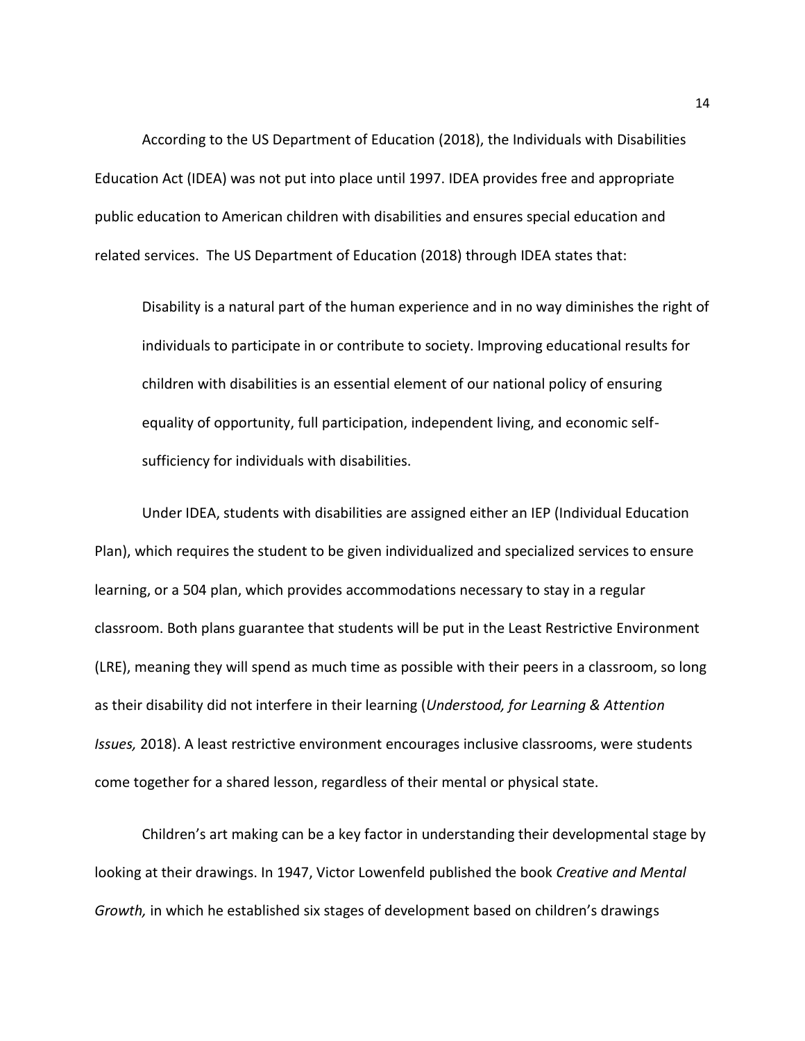According to the US Department of Education (2018), the Individuals with Disabilities Education Act (IDEA) was not put into place until 1997. IDEA provides free and appropriate public education to American children with disabilities and ensures special education and related services. The US Department of Education (2018) through IDEA states that:

> Disability is a natural part of the human experience and in no way diminishes the right of individuals to participate in or contribute to society. Improving educational results for children with disabilities is an essential element of our national policy of ensuring equality of opportunity, full participation, independent living, and economic self-sufficiency for individuals with disabilities.

Under IDEA, students with disabilities are assigned either an IEP (Individual Education Plan), which requires the student to be given individualized and specialized services to ensure learning, or a 504 plan, which provides accommodations necessary to stay in a regular classroom. Both plans guarantee that students will be put in the Least Restrictive Environment (LRE), meaning they will spend as much time as possible with their peers in a classroom, so long as their disability did not interfere in their learning (*Understood, for Learning & Attention Issues,* 2018). A least restrictive environment encourages inclusive classrooms, were students come together for a shared lesson, regardless of their mental or physical state.

Children's art making can be a key factor in understanding their developmental stage by looking at their drawings. In 1947, Victor Lowenfeld published the book *Creative and Mental Growth,* in which he established six stages of development based on children's drawings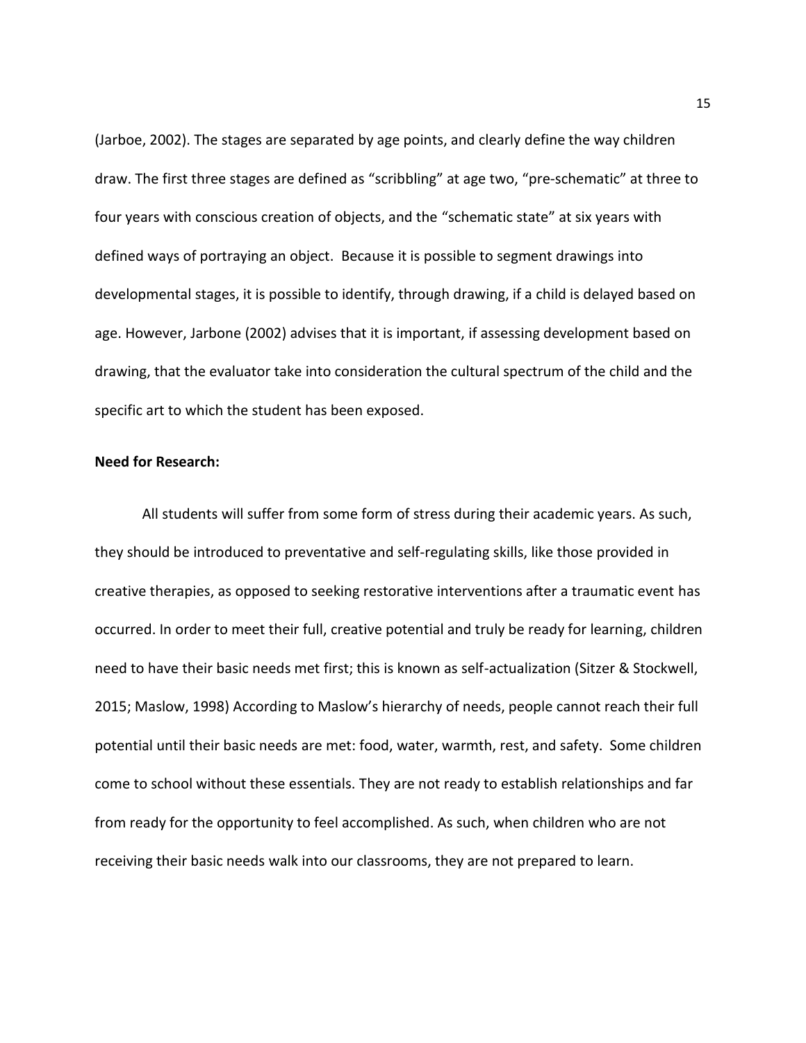(Jarboe, 2002). The stages are separated by age points, and clearly define the way children draw. The first three stages are defined as "scribbling" at age two, "pre-schematic" at three to four years with conscious creation of objects, and the "schematic state" at six years with defined ways of portraying an object. Because it is possible to segment drawings into developmental stages, it is possible to identify, through drawing, if a child is delayed based on age. However, Jarbone (2002) advises that it is important, if assessing development based on drawing, that the evaluator take into consideration the cultural spectrum of the child and the specific art to which the student has been exposed.

**Need for Research:**

All students will suffer from some form of stress during their academic years. As such, they should be introduced to preventative and self-regulating skills, like those provided in creative therapies, as opposed to seeking restorative interventions after a traumatic event has occurred. In order to meet their full, creative potential and truly be ready for learning, children need to have their basic needs met first; this is known as self-actualization (Sitzer & Stockwell, 2015; Maslow, 1998) According to Maslow's hierarchy of needs, people cannot reach their full potential until their basic needs are met: food, water, warmth, rest, and safety. Some children come to school without these essentials. They are not ready to establish relationships and far from ready for the opportunity to feel accomplished. As such, when children who are not receiving their basic needs walk into our classrooms, they are not prepared to learn.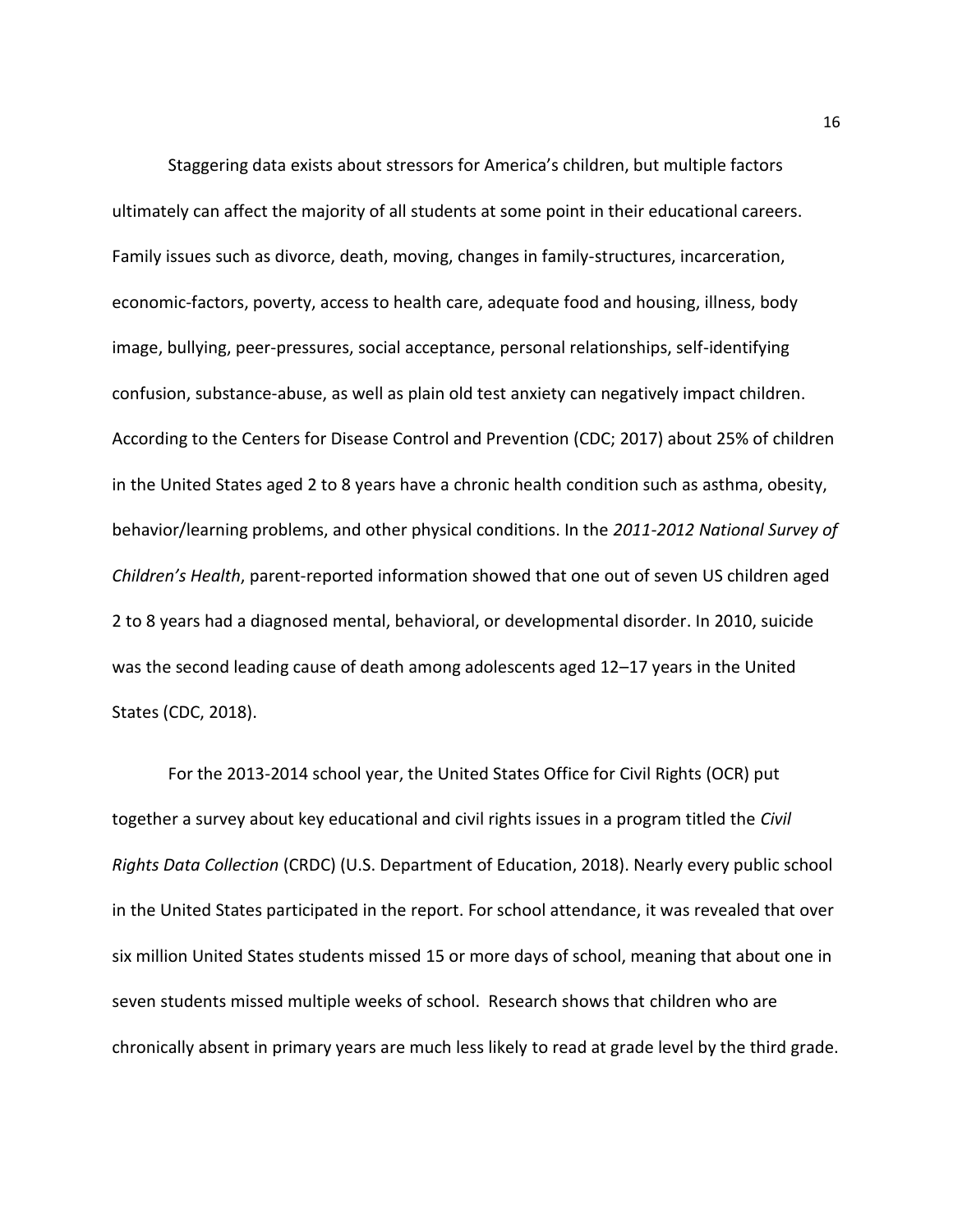Staggering data exists about stressors for America's children, but multiple factors ultimately can affect the majority of all students at some point in their educational careers. Family issues such as divorce, death, moving, changes in family-structures, incarceration, economic-factors, poverty, access to health care, adequate food and housing, illness, body image, bullying, peer-pressures, social acceptance, personal relationships, self-identifying confusion, substance-abuse, as well as plain old test anxiety can negatively impact children. According to the Centers for Disease Control and Prevention (CDC; 2017) about 25% of children in the United States aged 2 to 8 years have a chronic health condition such as asthma, obesity, behavior/learning problems, and other physical conditions. In the *2011-2012 National Survey of Children's Health*, parent-reported information showed that one out of seven US children aged 2 to 8 years had a diagnosed mental, behavioral, or developmental disorder. In 2010, suicide was the second leading cause of death among adolescents aged 12–17 years in the United States (CDC, 2018).

For the 2013-2014 school year, the United States Office for Civil Rights (OCR) put together a survey about key educational and civil rights issues in a program titled the *Civil Rights Data Collection* (CRDC) (U.S. Department of Education, 2018). Nearly every public school in the United States participated in the report. For school attendance, it was revealed that over six million United States students missed 15 or more days of school, meaning that about one in seven students missed multiple weeks of school. Research shows that children who are chronically absent in primary years are much less likely to read at grade level by the third grade.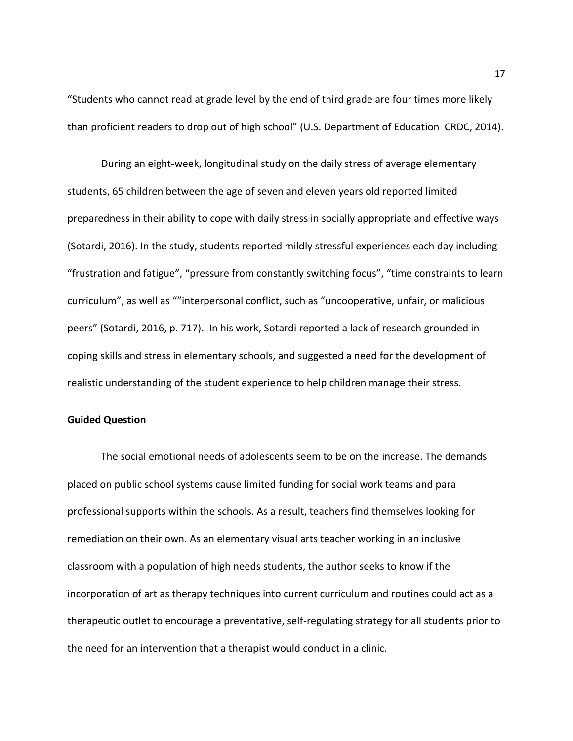"Students who cannot read at grade level by the end of third grade are four times more likely than proficient readers to drop out of high school" (U.S. Department of Education CRDC, 2014).

During an eight-week, longitudinal study on the daily stress of average elementary students, 65 children between the age of seven and eleven years old reported limited preparedness in their ability to cope with daily stress in socially appropriate and effective ways (Sotardi, 2016). In the study, students reported mildly stressful experiences each day including "frustration and fatigue", "pressure from constantly switching focus", "time constraints to learn curriculum", as well as ""interpersonal conflict, such as "uncooperative, unfair, or malicious peers" (Sotardi, 2016, p. 717). In his work, Sotardi reported a lack of research grounded in coping skills and stress in elementary schools, and suggested a need for the development of realistic understanding of the student experience to help children manage their stress.

**Guided Question**

The social emotional needs of adolescents seem to be on the increase. The demands placed on public school systems cause limited funding for social work teams and para professional supports within the schools. As a result, teachers find themselves looking for remediation on their own. As an elementary visual arts teacher working in an inclusive classroom with a population of high needs students, the author seeks to know if the incorporation of art as therapy techniques into current curriculum and routines could act as a therapeutic outlet to encourage a preventative, self-regulating strategy for all students prior to the need for an intervention that a therapist would conduct in a clinic.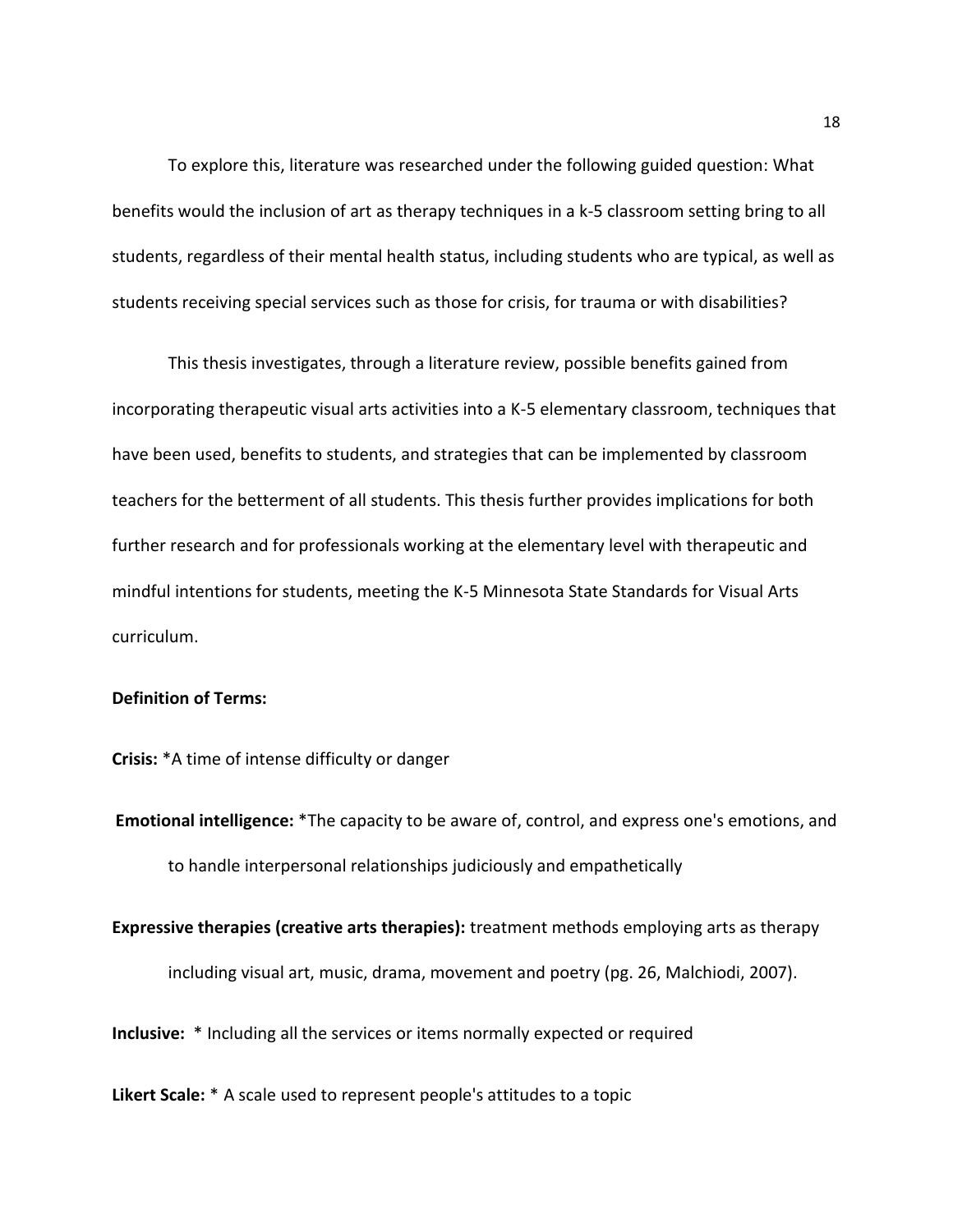To explore this, literature was researched under the following guided question: What benefits would the inclusion of art as therapy techniques in a k-5 classroom setting bring to all students, regardless of their mental health status, including students who are typical, as well as students receiving special services such as those for crisis, for trauma or with disabilities?

This thesis investigates, through a literature review, possible benefits gained from incorporating therapeutic visual arts activities into a K-5 elementary classroom, techniques that have been used, benefits to students, and strategies that can be implemented by classroom teachers for the betterment of all students. This thesis further provides implications for both further research and for professionals working at the elementary level with therapeutic and mindful intentions for students, meeting the K-5 Minnesota State Standards for Visual Arts curriculum.

**Definition of Terms:**

**Crisis:** *A time of intense difficulty or danger

**Emotional intelligence:** *The capacity to be aware of, control, and express one's emotions, and to handle interpersonal relationships judiciously and empathetically

**Expressive therapies (creative arts therapies):** treatment methods employing arts as therapy including visual art, music, drama, movement and poetry (pg. 26, Malchiodi, 2007).

**Inclusive:** * Including all the services or items normally expected or required

**Likert Scale:** * A scale used to represent people's attitudes to a topic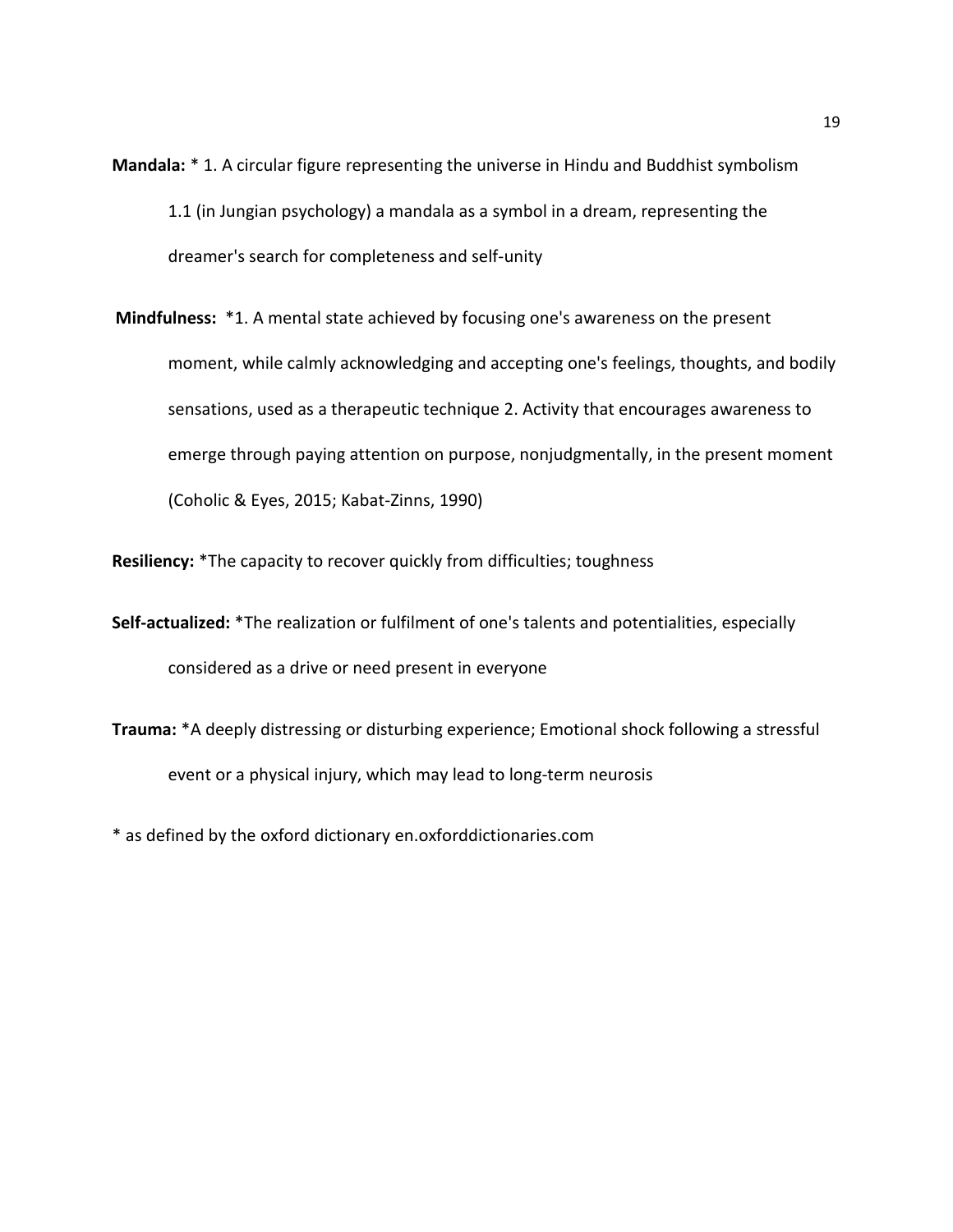**Mandala:** * 1. A circular figure representing the universe in Hindu and Buddhist symbolism

1.1 (in Jungian psychology) a mandala as a symbol in a dream, representing the dreamer's search for completeness and self-unity

**Mindfulness:** *1. A mental state achieved by focusing one's awareness on the present moment, while calmly acknowledging and accepting one's feelings, thoughts, and bodily sensations, used as a therapeutic technique 2. Activity that encourages awareness to emerge through paying attention on purpose, nonjudgmentally, in the present moment (Coholic & Eyes, 2015; Kabat-Zinns, 1990)

**Resiliency:** *The capacity to recover quickly from difficulties; toughness

**Self-actualized:** *The realization or fulfilment of one's talents and potentialities, especially considered as a drive or need present in everyone

**Trauma:** *A deeply distressing or disturbing experience; Emotional shock following a stressful event or a physical injury, which may lead to long-term neurosis

* as defined by the oxford dictionary en.oxforddictionaries.com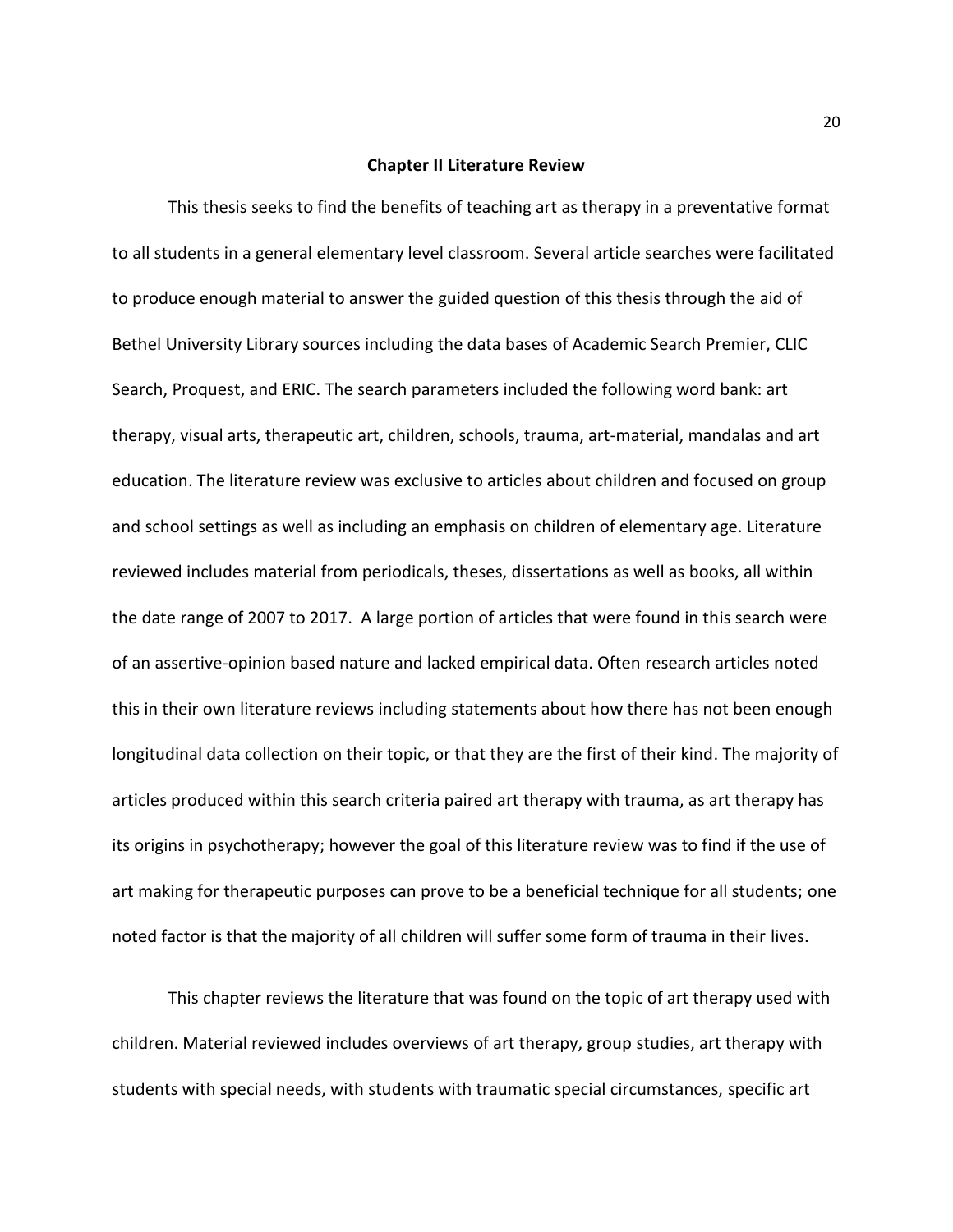# Chapter II Literature Review

This thesis seeks to find the benefits of teaching art as therapy in a preventative format to all students in a general elementary level classroom. Several article searches were facilitated to produce enough material to answer the guided question of this thesis through the aid of Bethel University Library sources including the data bases of Academic Search Premier, CLIC Search, Proquest, and ERIC. The search parameters included the following word bank: art therapy, visual arts, therapeutic art, children, schools, trauma, art-material, mandalas and art education. The literature review was exclusive to articles about children and focused on group and school settings as well as including an emphasis on children of elementary age. Literature reviewed includes material from periodicals, theses, dissertations as well as books, all within the date range of 2007 to 2017. A large portion of articles that were found in this search were of an assertive-opinion based nature and lacked empirical data. Often research articles noted this in their own literature reviews including statements about how there has not been enough longitudinal data collection on their topic, or that they are the first of their kind. The majority of articles produced within this search criteria paired art therapy with trauma, as art therapy has its origins in psychotherapy; however the goal of this literature review was to find if the use of art making for therapeutic purposes can prove to be a beneficial technique for all students; one noted factor is that the majority of all children will suffer some form of trauma in their lives.

This chapter reviews the literature that was found on the topic of art therapy used with children. Material reviewed includes overviews of art therapy, group studies, art therapy with students with special needs, with students with traumatic special circumstances, specific art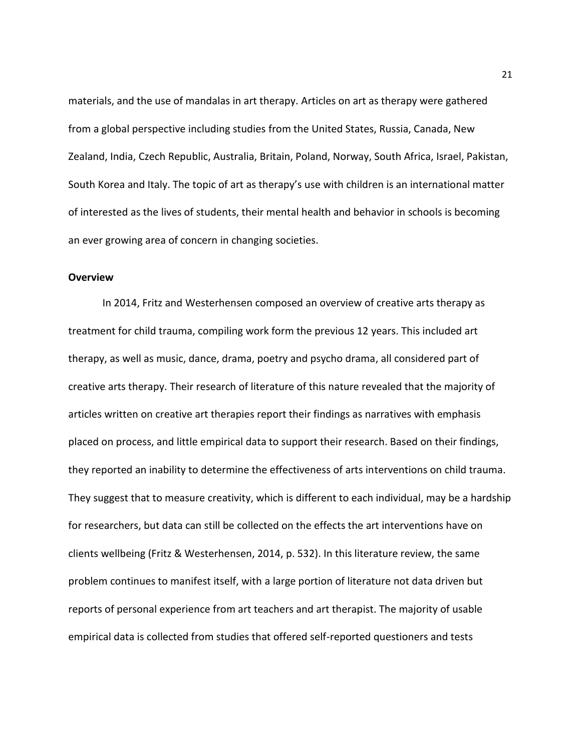materials, and the use of mandalas in art therapy. Articles on art as therapy were gathered from a global perspective including studies from the United States, Russia, Canada, New Zealand, India, Czech Republic, Australia, Britain, Poland, Norway, South Africa, Israel, Pakistan, South Korea and Italy. The topic of art as therapy's use with children is an international matter of interested as the lives of students, their mental health and behavior in schools is becoming an ever growing area of concern in changing societies.

**Overview**

In 2014, Fritz and Westerhensen composed an overview of creative arts therapy as treatment for child trauma, compiling work form the previous 12 years. This included art therapy, as well as music, dance, drama, poetry and psycho drama, all considered part of creative arts therapy. Their research of literature of this nature revealed that the majority of articles written on creative art therapies report their findings as narratives with emphasis placed on process, and little empirical data to support their research. Based on their findings, they reported an inability to determine the effectiveness of arts interventions on child trauma. They suggest that to measure creativity, which is different to each individual, may be a hardship for researchers, but data can still be collected on the effects the art interventions have on clients wellbeing (Fritz & Westerhensen, 2014, p. 532). In this literature review, the same problem continues to manifest itself, with a large portion of literature not data driven but reports of personal experience from art teachers and art therapist. The majority of usable empirical data is collected from studies that offered self-reported questioners and tests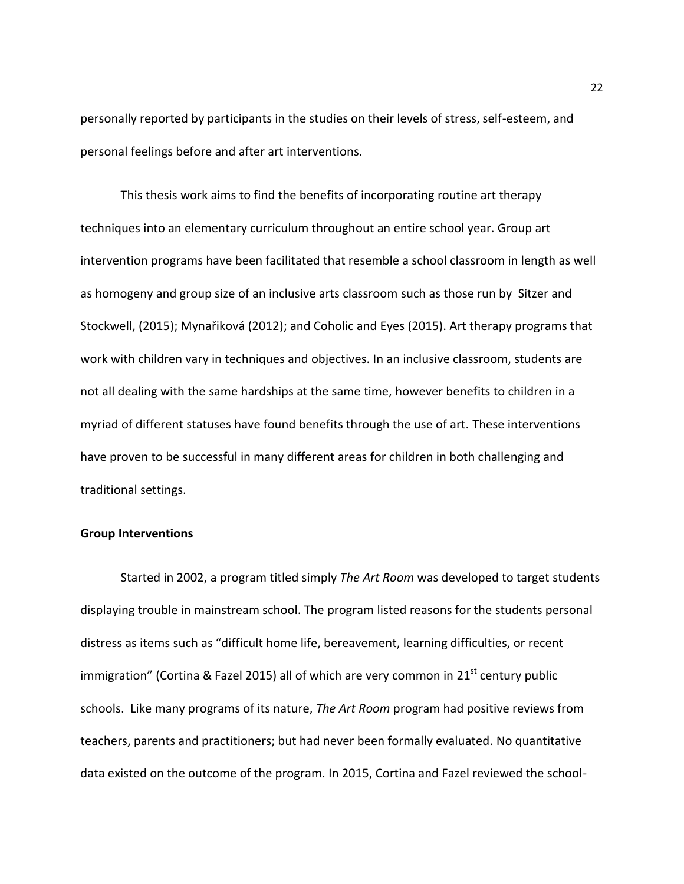personally reported by participants in the studies on their levels of stress, self-esteem, and personal feelings before and after art interventions.

This thesis work aims to find the benefits of incorporating routine art therapy techniques into an elementary curriculum throughout an entire school year. Group art intervention programs have been facilitated that resemble a school classroom in length as well as homogeny and group size of an inclusive arts classroom such as those run by Sitzer and Stockwell, (2015); Mynaříková (2012); and Coholic and Eyes (2015). Art therapy programs that work with children vary in techniques and objectives. In an inclusive classroom, students are not all dealing with the same hardships at the same time, however benefits to children in a myriad of different statuses have found benefits through the use of art. These interventions have proven to be successful in many different areas for children in both challenging and traditional settings.

**Group Interventions**

Started in 2002, a program titled simply *The Art Room* was developed to target students displaying trouble in mainstream school. The program listed reasons for the students personal distress as items such as "difficult home life, bereavement, learning difficulties, or recent immigration" (Cortina & Fazel 2015) all of which are very common in 21st century public schools. Like many programs of its nature, *The Art Room* program had positive reviews from teachers, parents and practitioners; but had never been formally evaluated. No quantitative data existed on the outcome of the program. In 2015, Cortina and Fazel reviewed the school-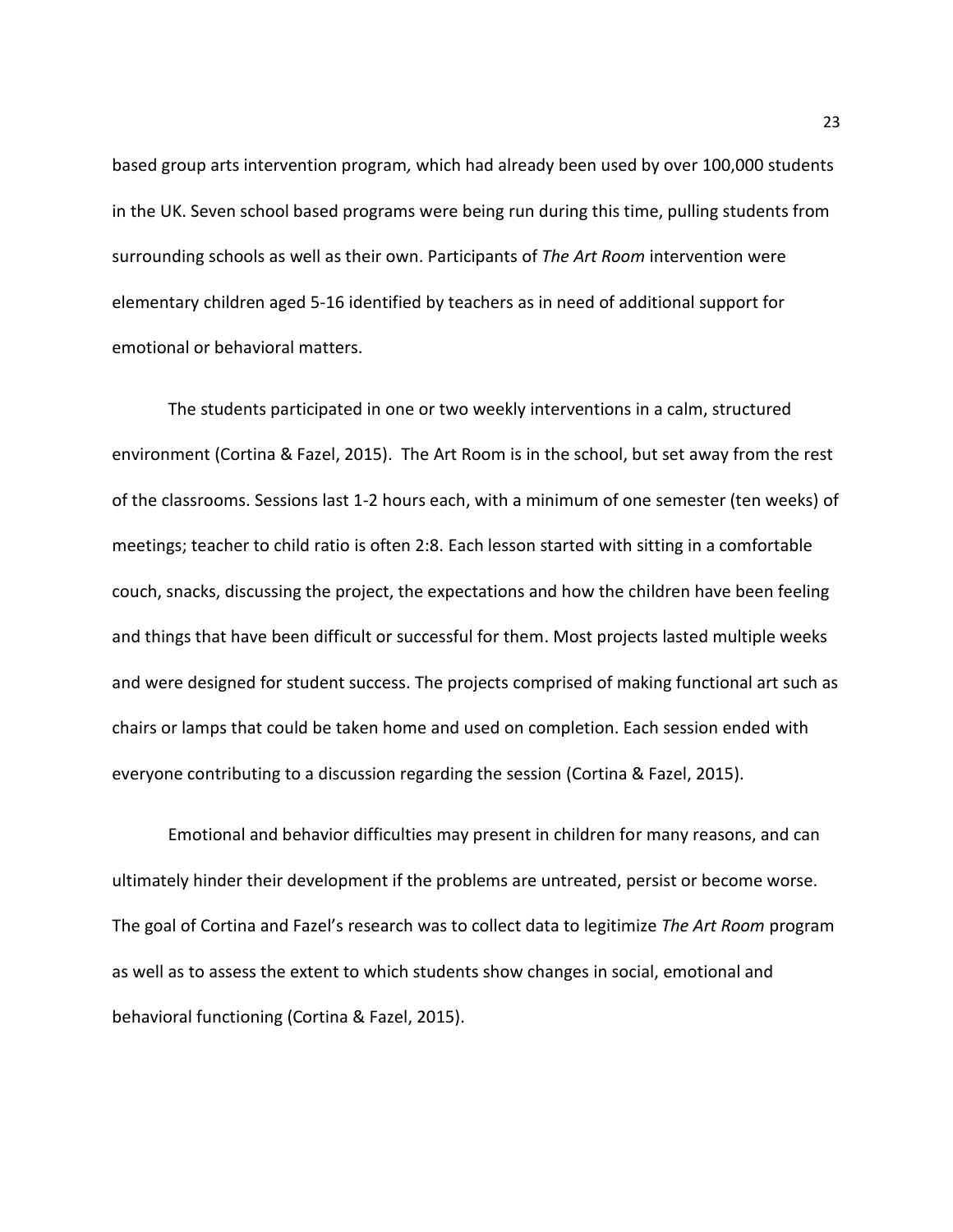based group arts intervention program*,* which had already been used by over 100,000 students in the UK. Seven school based programs were being run during this time, pulling students from surrounding schools as well as their own. Participants of *The Art Room* intervention were elementary children aged 5-16 identified by teachers as in need of additional support for emotional or behavioral matters.

The students participated in one or two weekly interventions in a calm, structured environment (Cortina & Fazel, 2015). The Art Room is in the school, but set away from the rest of the classrooms. Sessions last 1-2 hours each, with a minimum of one semester (ten weeks) of meetings; teacher to child ratio is often 2:8. Each lesson started with sitting in a comfortable couch, snacks, discussing the project, the expectations and how the children have been feeling and things that have been difficult or successful for them. Most projects lasted multiple weeks and were designed for student success. The projects comprised of making functional art such as chairs or lamps that could be taken home and used on completion. Each session ended with everyone contributing to a discussion regarding the session (Cortina & Fazel, 2015).

Emotional and behavior difficulties may present in children for many reasons, and can ultimately hinder their development if the problems are untreated, persist or become worse. The goal of Cortina and Fazel's research was to collect data to legitimize *The Art Room* program as well as to assess the extent to which students show changes in social, emotional and behavioral functioning (Cortina & Fazel, 2015).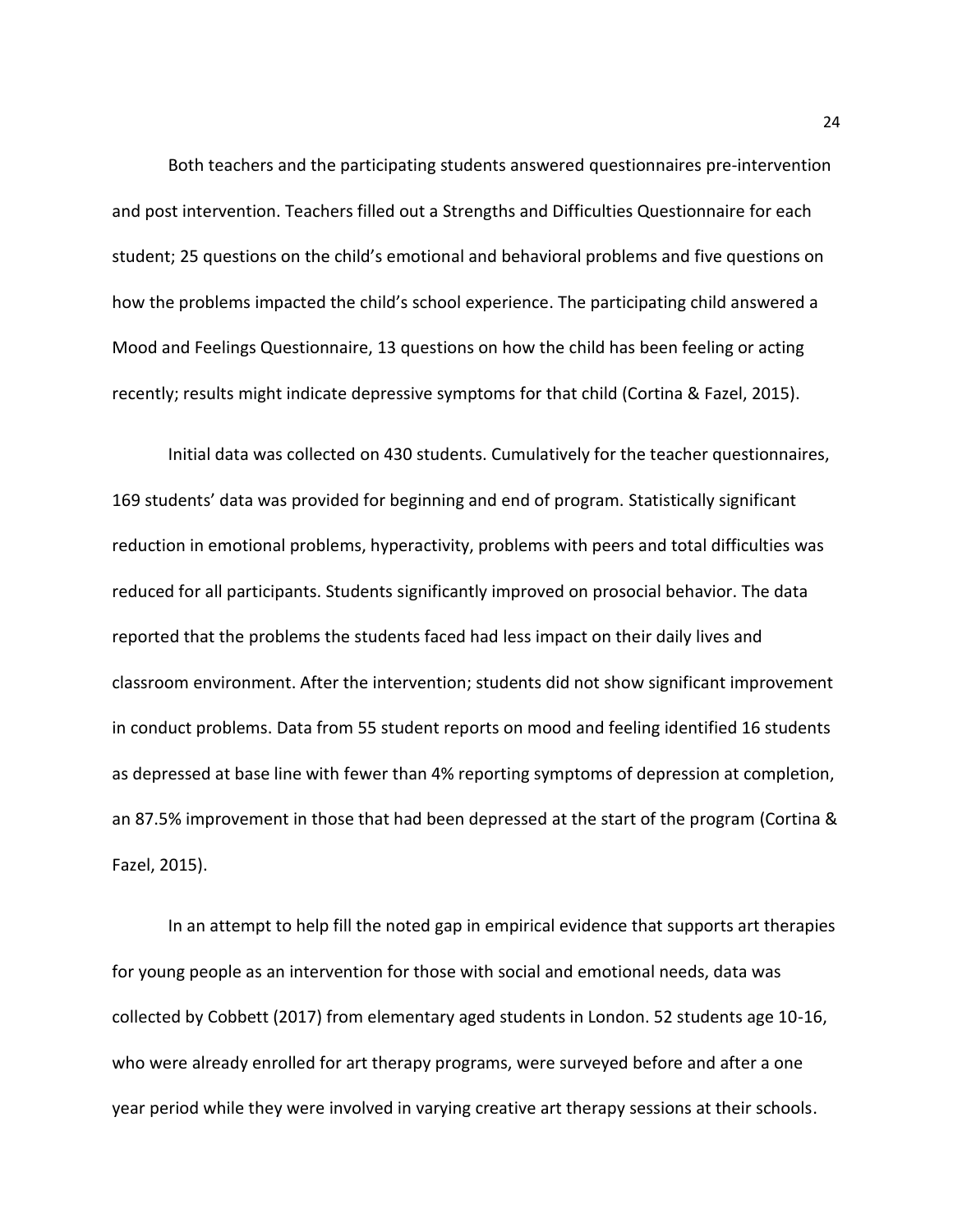Both teachers and the participating students answered questionnaires pre-intervention and post intervention. Teachers filled out a Strengths and Difficulties Questionnaire for each student; 25 questions on the child's emotional and behavioral problems and five questions on how the problems impacted the child's school experience. The participating child answered a Mood and Feelings Questionnaire, 13 questions on how the child has been feeling or acting recently; results might indicate depressive symptoms for that child (Cortina & Fazel, 2015).

Initial data was collected on 430 students. Cumulatively for the teacher questionnaires, 169 students' data was provided for beginning and end of program. Statistically significant reduction in emotional problems, hyperactivity, problems with peers and total difficulties was reduced for all participants. Students significantly improved on prosocial behavior. The data reported that the problems the students faced had less impact on their daily lives and classroom environment. After the intervention; students did not show significant improvement in conduct problems. Data from 55 student reports on mood and feeling identified 16 students as depressed at base line with fewer than 4% reporting symptoms of depression at completion, an 87.5% improvement in those that had been depressed at the start of the program (Cortina & Fazel, 2015).

In an attempt to help fill the noted gap in empirical evidence that supports art therapies for young people as an intervention for those with social and emotional needs, data was collected by Cobbett (2017) from elementary aged students in London. 52 students age 10-16, who were already enrolled for art therapy programs, were surveyed before and after a one year period while they were involved in varying creative art therapy sessions at their schools.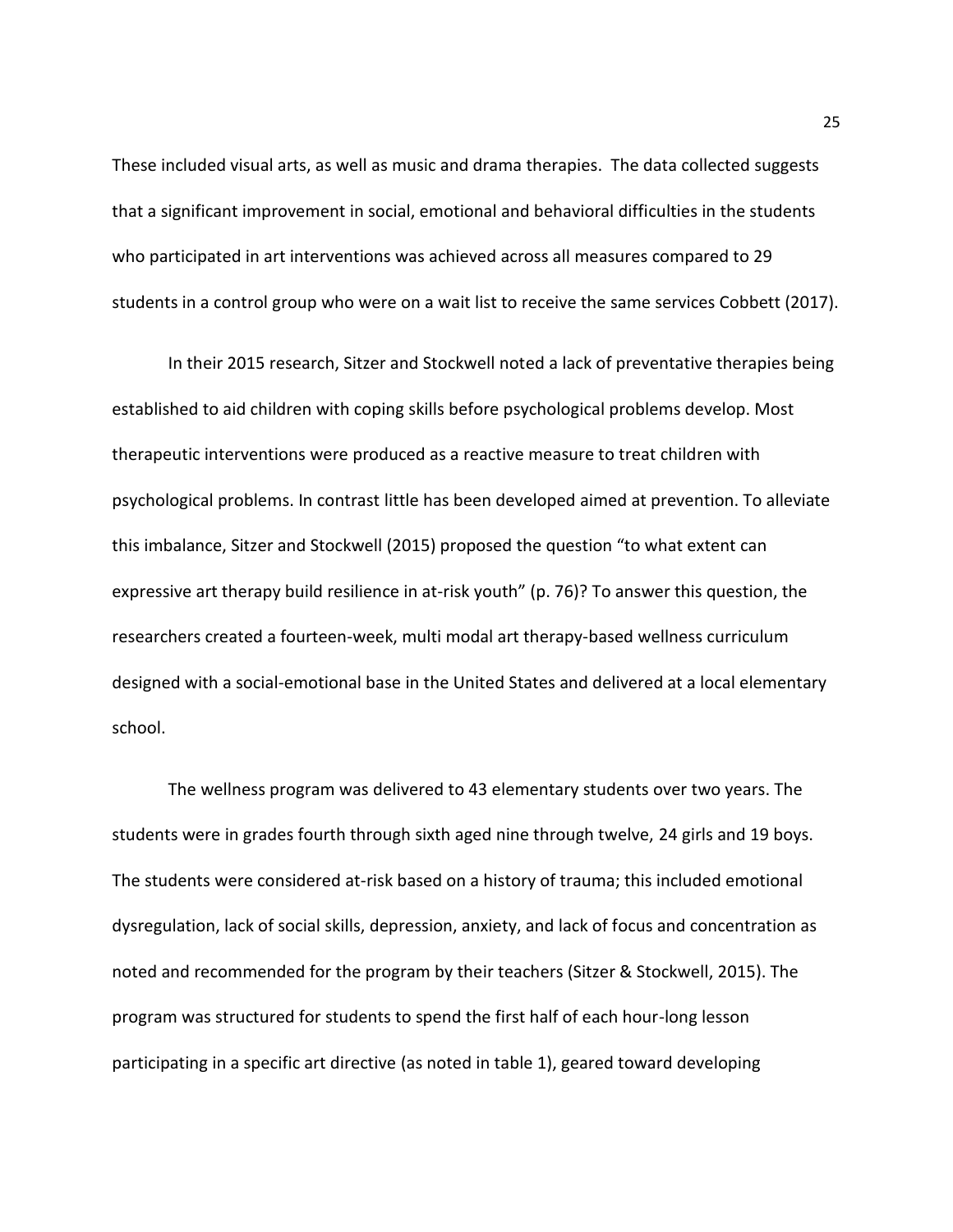These included visual arts, as well as music and drama therapies. The data collected suggests that a significant improvement in social, emotional and behavioral difficulties in the students who participated in art interventions was achieved across all measures compared to 29 students in a control group who were on a wait list to receive the same services Cobbett (2017).

In their 2015 research, Sitzer and Stockwell noted a lack of preventative therapies being established to aid children with coping skills before psychological problems develop. Most therapeutic interventions were produced as a reactive measure to treat children with psychological problems. In contrast little has been developed aimed at prevention. To alleviate this imbalance, Sitzer and Stockwell (2015) proposed the question "to what extent can expressive art therapy build resilience in at-risk youth" (p. 76)? To answer this question, the researchers created a fourteen-week, multi modal art therapy-based wellness curriculum designed with a social-emotional base in the United States and delivered at a local elementary school.

The wellness program was delivered to 43 elementary students over two years. The students were in grades fourth through sixth aged nine through twelve, 24 girls and 19 boys. The students were considered at-risk based on a history of trauma; this included emotional dysregulation, lack of social skills, depression, anxiety, and lack of focus and concentration as noted and recommended for the program by their teachers (Sitzer & Stockwell, 2015). The program was structured for students to spend the first half of each hour-long lesson participating in a specific art directive (as noted in table 1), geared toward developing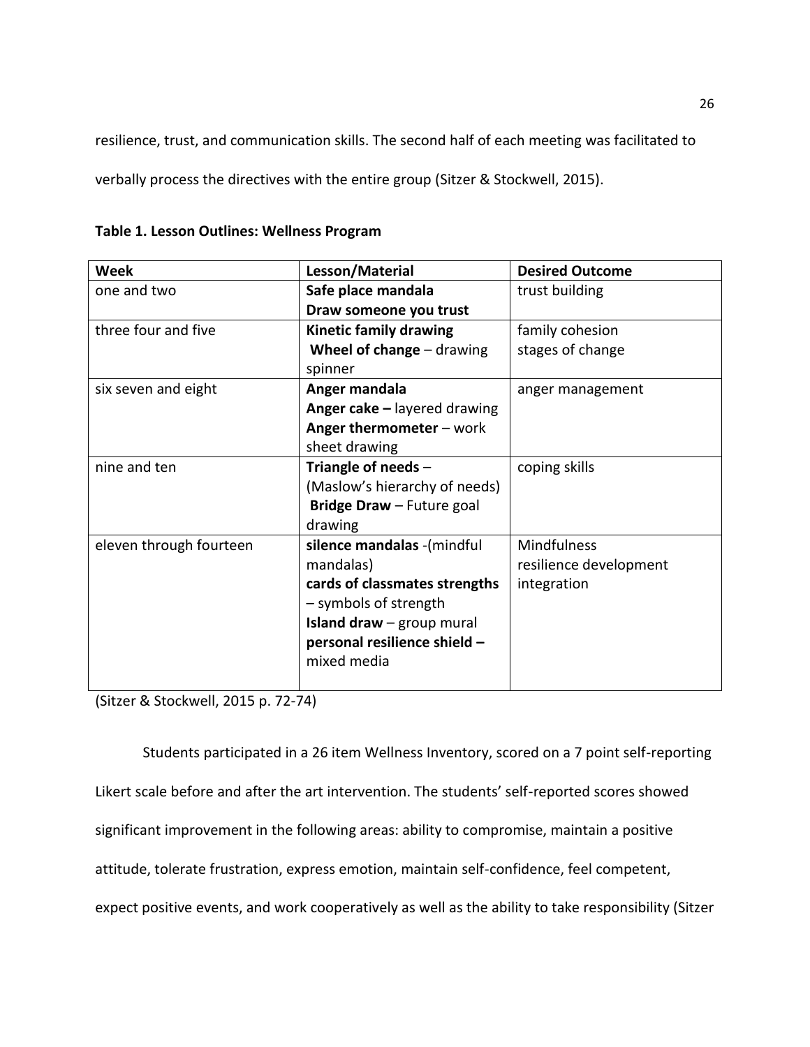resilience, trust, and communication skills. The second half of each meeting was facilitated to verbally process the directives with the entire group (Sitzer & Stockwell, 2015).

**Table 1. Lesson Outlines: Wellness Program**

| Week | Lesson/Material | Desired Outcome |
|---|---|---|
| one and two | **Safe place mandala** **Draw someone you trust** | trust building |
| three four and five | **Kinetic family drawing** **Wheel of change** – drawing spinner | family cohesion stages of change |
| six seven and eight | **Anger mandala** **Anger cake –** layered drawing **Anger thermometer** – work sheet drawing | anger management |
| nine and ten | **Triangle of needs** – (Maslow's hierarchy of needs) **Bridge Draw** – Future goal drawing | coping skills |
| eleven through fourteen | **silence mandalas** -(mindful mandalas) **cards of classmates strengths** – symbols of strength **Island draw** – group mural **personal resilience shield –** mixed media | Mindfulness resilience development integration |

(Sitzer & Stockwell, 2015 p. 72-74)

Students participated in a 26 item Wellness Inventory, scored on a 7 point self-reporting Likert scale before and after the art intervention. The students' self-reported scores showed significant improvement in the following areas: ability to compromise, maintain a positive attitude, tolerate frustration, express emotion, maintain self-confidence, feel competent, expect positive events, and work cooperatively as well as the ability to take responsibility (Sitzer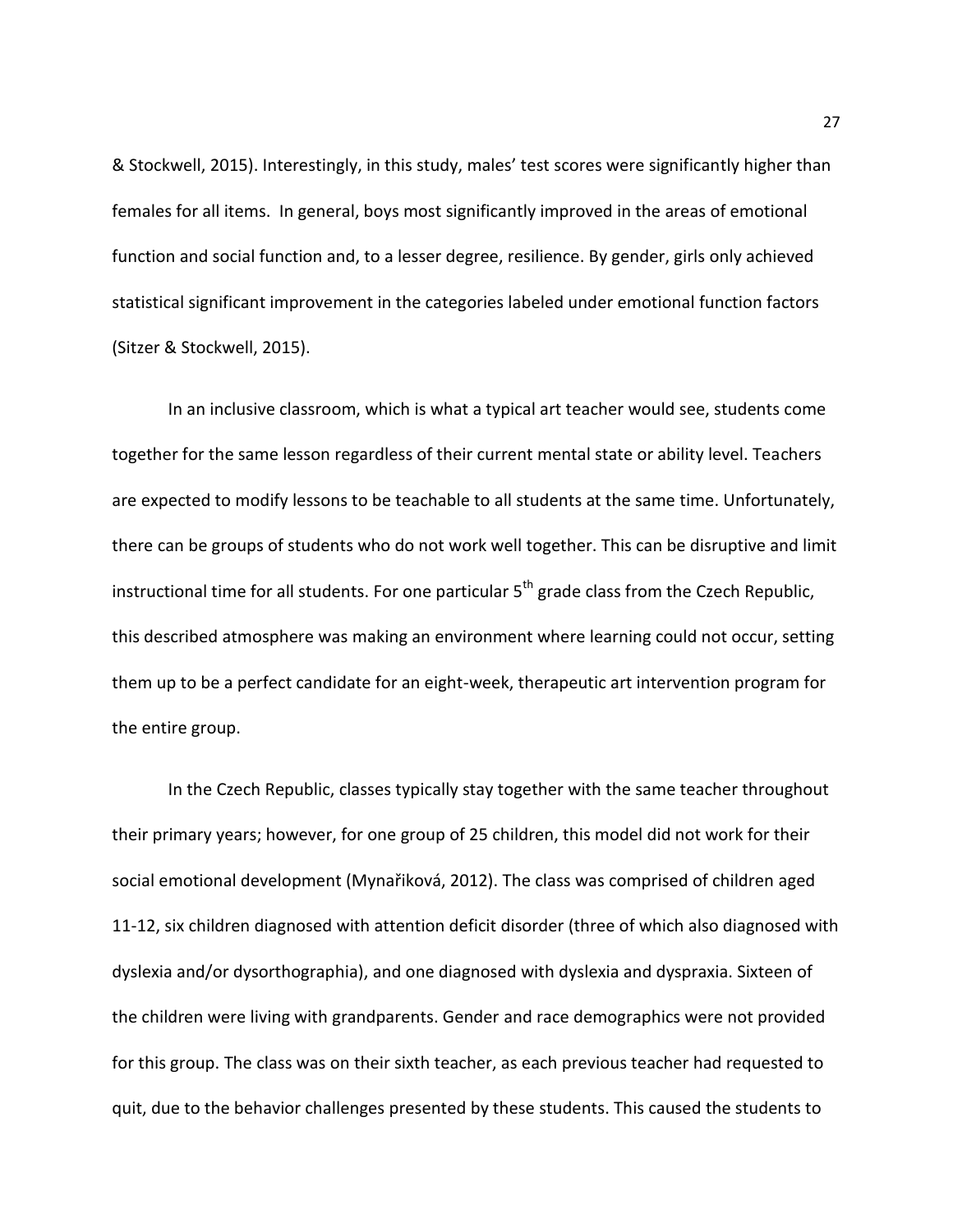& Stockwell, 2015). Interestingly, in this study, males' test scores were significantly higher than females for all items.  In general, boys most significantly improved in the areas of emotional function and social function and, to a lesser degree, resilience. By gender, girls only achieved statistical significant improvement in the categories labeled under emotional function factors (Sitzer & Stockwell, 2015).

In an inclusive classroom, which is what a typical art teacher would see, students come together for the same lesson regardless of their current mental state or ability level. Teachers are expected to modify lessons to be teachable to all students at the same time. Unfortunately, there can be groups of students who do not work well together. This can be disruptive and limit instructional time for all students. For one particular 5th grade class from the Czech Republic, this described atmosphere was making an environment where learning could not occur, setting them up to be a perfect candidate for an eight-week, therapeutic art intervention program for the entire group.

In the Czech Republic, classes typically stay together with the same teacher throughout their primary years; however, for one group of 25 children, this model did not work for their social emotional development (Mynaříková, 2012). The class was comprised of children aged 11-12, six children diagnosed with attention deficit disorder (three of which also diagnosed with dyslexia and/or dysorthographia), and one diagnosed with dyslexia and dyspraxia. Sixteen of the children were living with grandparents. Gender and race demographics were not provided for this group. The class was on their sixth teacher, as each previous teacher had requested to quit, due to the behavior challenges presented by these students. This caused the students to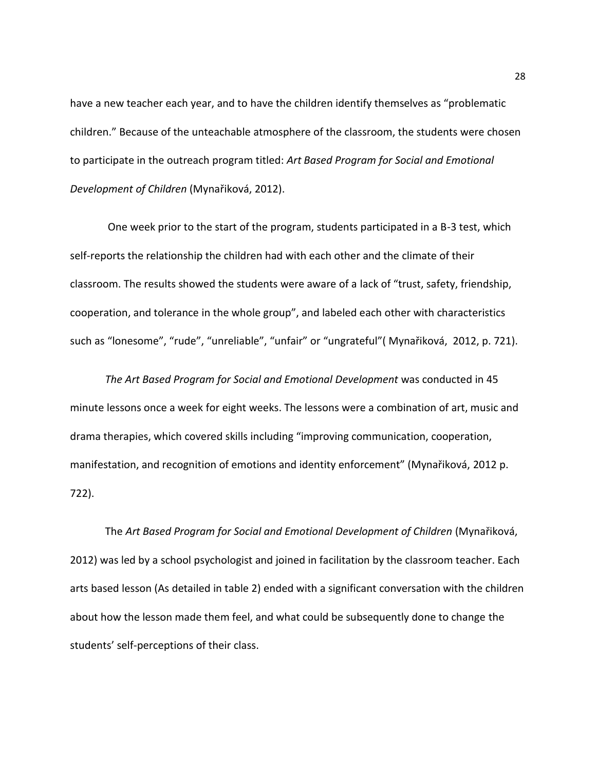have a new teacher each year, and to have the children identify themselves as "problematic children." Because of the unteachable atmosphere of the classroom, the students were chosen to participate in the outreach program titled: *Art Based Program for Social and Emotional Development of Children* (Mynaříková, 2012).

One week prior to the start of the program, students participated in a B-3 test, which self-reports the relationship the children had with each other and the climate of their classroom. The results showed the students were aware of a lack of "trust, safety, friendship, cooperation, and tolerance in the whole group", and labeled each other with characteristics such as "lonesome", "rude", "unreliable", "unfair" or "ungrateful"( Mynaříková, 2012, p. 721).

*The Art Based Program for Social and Emotional Development* was conducted in 45 minute lessons once a week for eight weeks. The lessons were a combination of art, music and drama therapies, which covered skills including "improving communication, cooperation, manifestation, and recognition of emotions and identity enforcement" (Mynaříková, 2012 p. 722).

The *Art Based Program for Social and Emotional Development of Children* (Mynaříková, 2012) was led by a school psychologist and joined in facilitation by the classroom teacher. Each arts based lesson (As detailed in table 2) ended with a significant conversation with the children about how the lesson made them feel, and what could be subsequently done to change the students' self-perceptions of their class.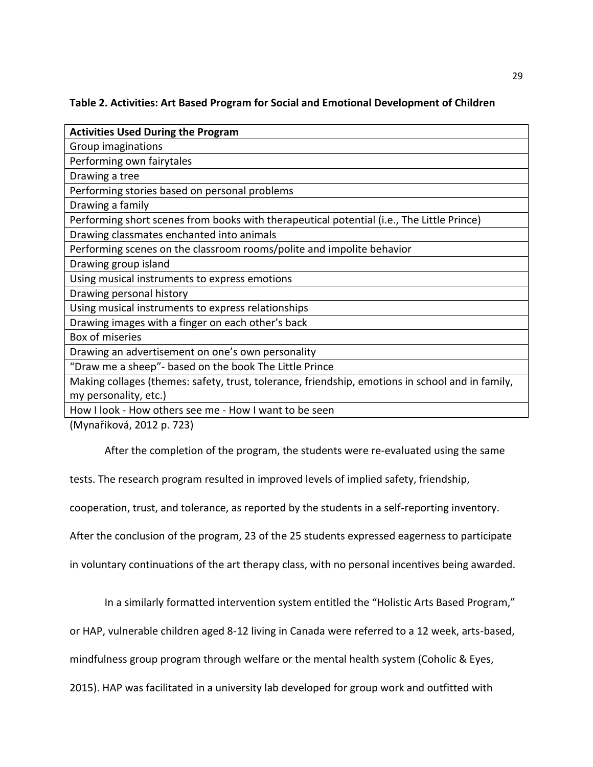**Table 2. Activities: Art Based Program for Social and Emotional Development of Children**

| Activities Used During the Program |
|---|
| Group imaginations |
| Performing own fairytales |
| Drawing a tree |
| Performing stories based on personal problems |
| Drawing a family |
| Performing short scenes from books with therapeutical potential (i.e., The Little Prince) |
| Drawing classmates enchanted into animals |
| Performing scenes on the classroom rooms/polite and impolite behavior |
| Drawing group island |
| Using musical instruments to express emotions |
| Drawing personal history |
| Using musical instruments to express relationships |
| Drawing images with a finger on each other's back |
| Box of miseries |
| Drawing an advertisement on one's own personality |
| "Draw me a sheep"- based on the book The Little Prince |
| Making collages (themes: safety, trust, tolerance, friendship, emotions in school and in family, my personality, etc.) |
| How I look - How others see me - How I want to be seen |

(Mynaříková, 2012 p. 723)

After the completion of the program, the students were re-evaluated using the same tests. The research program resulted in improved levels of implied safety, friendship, cooperation, trust, and tolerance, as reported by the students in a self-reporting inventory. After the conclusion of the program, 23 of the 25 students expressed eagerness to participate in voluntary continuations of the art therapy class, with no personal incentives being awarded.

In a similarly formatted intervention system entitled the "Holistic Arts Based Program," or HAP, vulnerable children aged 8-12 living in Canada were referred to a 12 week, arts-based, mindfulness group program through welfare or the mental health system (Coholic & Eyes, 2015). HAP was facilitated in a university lab developed for group work and outfitted with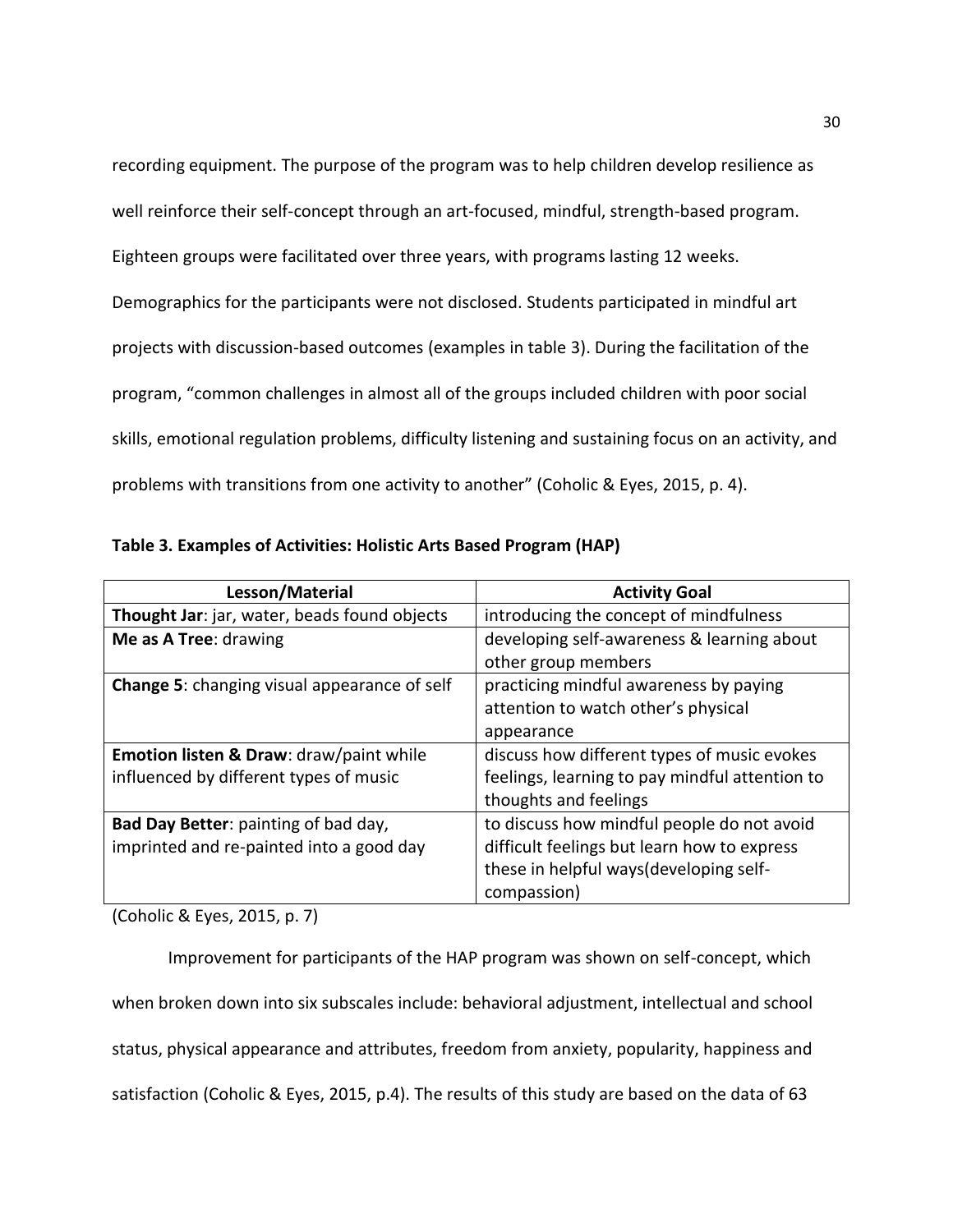recording equipment. The purpose of the program was to help children develop resilience as well reinforce their self-concept through an art-focused, mindful, strength-based program. Eighteen groups were facilitated over three years, with programs lasting 12 weeks. Demographics for the participants were not disclosed. Students participated in mindful art projects with discussion-based outcomes (examples in table 3). During the facilitation of the program, "common challenges in almost all of the groups included children with poor social skills, emotional regulation problems, difficulty listening and sustaining focus on an activity, and problems with transitions from one activity to another" (Coholic & Eyes, 2015, p. 4).

**Table 3. Examples of Activities: Holistic Arts Based Program (HAP)**

| Lesson/Material | Activity Goal |
|---|---|
| **Thought Jar**: jar, water, beads found objects | introducing the concept of mindfulness |
| **Me as A Tree**: drawing | developing self-awareness & learning about other group members |
| **Change 5**: changing visual appearance of self | practicing mindful awareness by paying attention to watch other's physical appearance |
| **Emotion listen & Draw**: draw/paint while influenced by different types of music | discuss how different types of music evokes feelings, learning to pay mindful attention to thoughts and feelings |
| **Bad Day Better**: painting of bad day, imprinted and re-painted into a good day | to discuss how mindful people do not avoid difficult feelings but learn how to express these in helpful ways(developing self-compassion) |

(Coholic & Eyes, 2015, p. 7)

Improvement for participants of the HAP program was shown on self-concept, which when broken down into six subscales include: behavioral adjustment, intellectual and school status, physical appearance and attributes, freedom from anxiety, popularity, happiness and satisfaction (Coholic & Eyes, 2015, p.4). The results of this study are based on the data of 63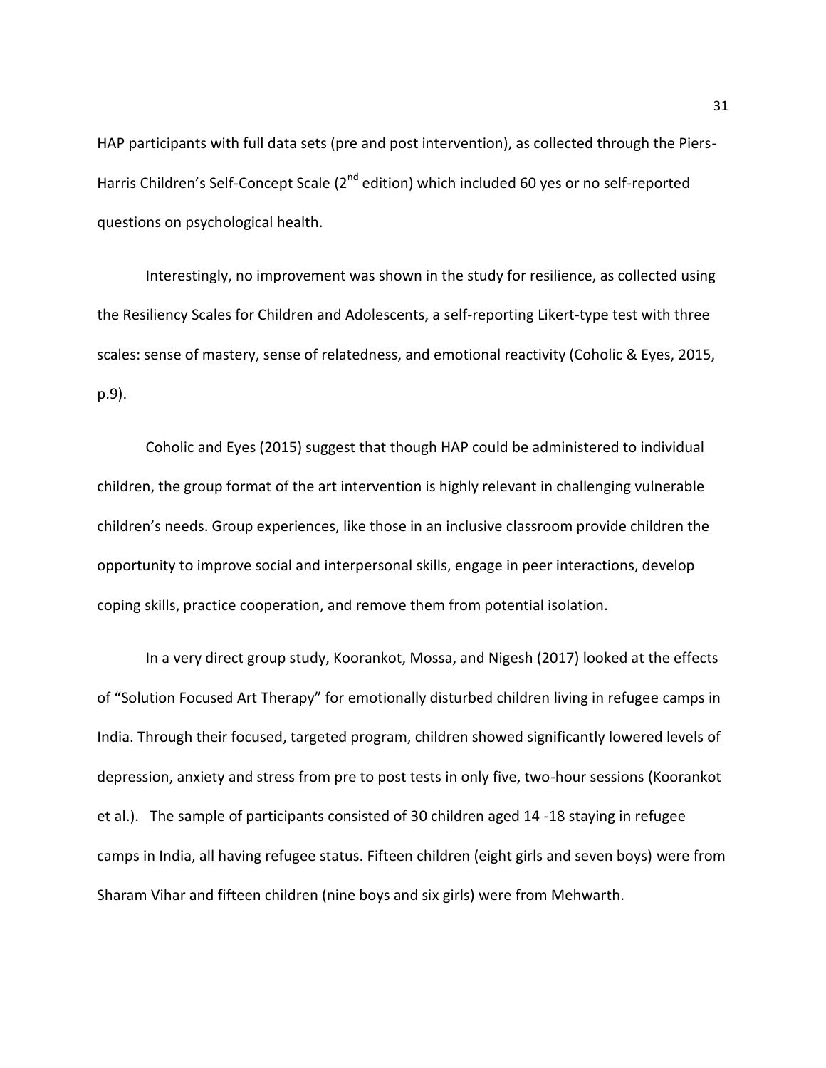HAP participants with full data sets (pre and post intervention), as collected through the Piers-Harris Children's Self-Concept Scale (2nd edition) which included 60 yes or no self-reported questions on psychological health.

Interestingly, no improvement was shown in the study for resilience, as collected using the Resiliency Scales for Children and Adolescents, a self-reporting Likert-type test with three scales: sense of mastery, sense of relatedness, and emotional reactivity (Coholic & Eyes, 2015, p.9).

Coholic and Eyes (2015) suggest that though HAP could be administered to individual children, the group format of the art intervention is highly relevant in challenging vulnerable children's needs. Group experiences, like those in an inclusive classroom provide children the opportunity to improve social and interpersonal skills, engage in peer interactions, develop coping skills, practice cooperation, and remove them from potential isolation.

In a very direct group study, Koorankot, Mossa, and Nigesh (2017) looked at the effects of "Solution Focused Art Therapy" for emotionally disturbed children living in refugee camps in India. Through their focused, targeted program, children showed significantly lowered levels of depression, anxiety and stress from pre to post tests in only five, two-hour sessions (Koorankot et al.). The sample of participants consisted of 30 children aged 14 -18 staying in refugee camps in India, all having refugee status. Fifteen children (eight girls and seven boys) were from Sharam Vihar and fifteen children (nine boys and six girls) were from Mehwarth.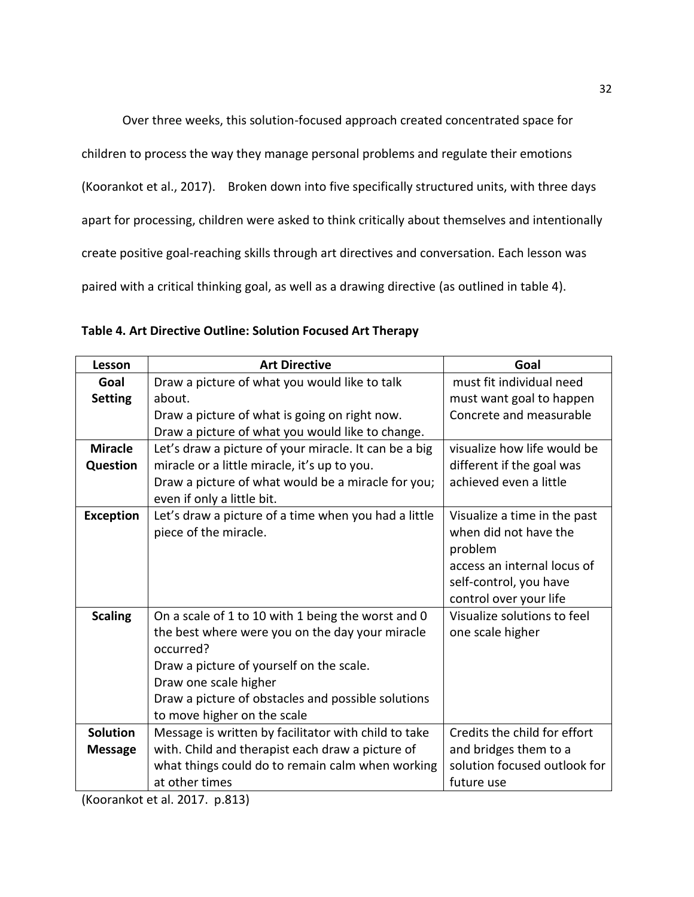Over three weeks, this solution-focused approach created concentrated space for children to process the way they manage personal problems and regulate their emotions (Koorankot et al., 2017). Broken down into five specifically structured units, with three days apart for processing, children were asked to think critically about themselves and intentionally create positive goal-reaching skills through art directives and conversation. Each lesson was paired with a critical thinking goal, as well as a drawing directive (as outlined in table 4).

**Table 4. Art Directive Outline: Solution Focused Art Therapy**

| Lesson | Art Directive | Goal |
|---|---|---|
| **Goal Setting** | Draw a picture of what you would like to talk about.<br>Draw a picture of what is going on right now.<br>Draw a picture of what you would like to change. | must fit individual need<br>must want goal to happen<br>Concrete and measurable |
| **Miracle Question** | Let's draw a picture of your miracle. It can be a big miracle or a little miracle, it's up to you.<br>Draw a picture of what would be a miracle for you; even if only a little bit. | visualize how life would be different if the goal was achieved even a little |
| **Exception** | Let's draw a picture of a time when you had a little piece of the miracle. | Visualize a time in the past when did not have the problem<br>access an internal locus of self-control, you have control over your life |
| **Scaling** | On a scale of 1 to 10 with 1 being the worst and 0 the best where were you on the day your miracle occurred?<br>Draw a picture of yourself on the scale.<br>Draw one scale higher<br>Draw a picture of obstacles and possible solutions to move higher on the scale | Visualize solutions to feel one scale higher |
| **Solution Message** | Message is written by facilitator with child to take with. Child and therapist each draw a picture of what things could do to remain calm when working at other times | Credits the child for effort and bridges them to a solution focused outlook for future use |

(Koorankot et al. 2017. p.813)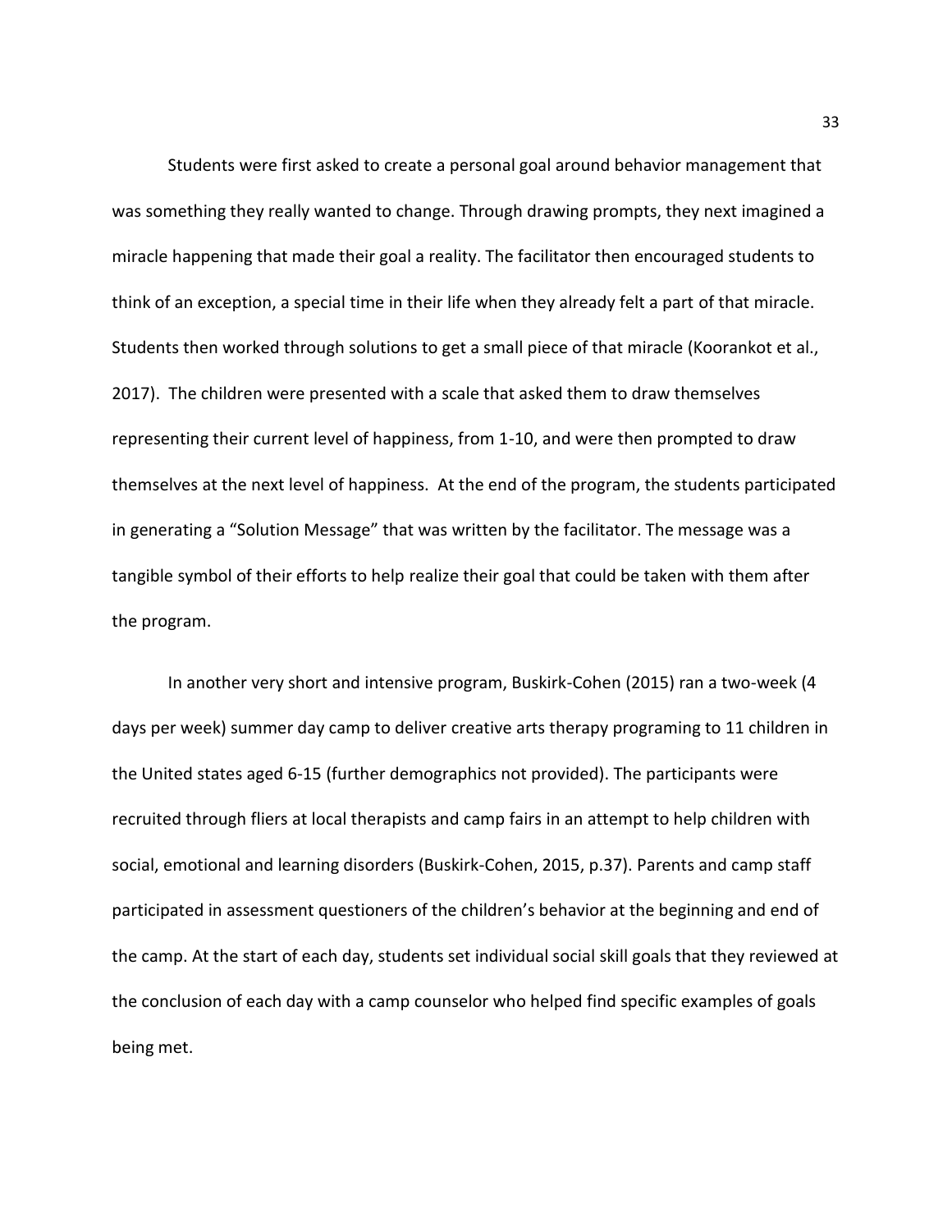Students were first asked to create a personal goal around behavior management that was something they really wanted to change. Through drawing prompts, they next imagined a miracle happening that made their goal a reality. The facilitator then encouraged students to think of an exception, a special time in their life when they already felt a part of that miracle. Students then worked through solutions to get a small piece of that miracle (Koorankot et al., 2017). The children were presented with a scale that asked them to draw themselves representing their current level of happiness, from 1-10, and were then prompted to draw themselves at the next level of happiness. At the end of the program, the students participated in generating a "Solution Message" that was written by the facilitator. The message was a tangible symbol of their efforts to help realize their goal that could be taken with them after the program.

In another very short and intensive program, Buskirk-Cohen (2015) ran a two-week (4 days per week) summer day camp to deliver creative arts therapy programing to 11 children in the United states aged 6-15 (further demographics not provided). The participants were recruited through fliers at local therapists and camp fairs in an attempt to help children with social, emotional and learning disorders (Buskirk-Cohen, 2015, p.37). Parents and camp staff participated in assessment questioners of the children's behavior at the beginning and end of the camp. At the start of each day, students set individual social skill goals that they reviewed at the conclusion of each day with a camp counselor who helped find specific examples of goals being met.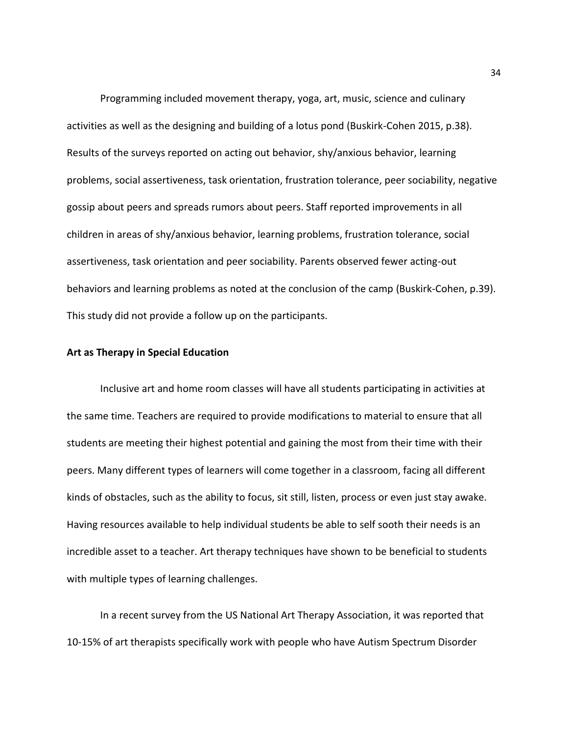Programming included movement therapy, yoga, art, music, science and culinary activities as well as the designing and building of a lotus pond (Buskirk-Cohen 2015, p.38). Results of the surveys reported on acting out behavior, shy/anxious behavior, learning problems, social assertiveness, task orientation, frustration tolerance, peer sociability, negative gossip about peers and spreads rumors about peers. Staff reported improvements in all children in areas of shy/anxious behavior, learning problems, frustration tolerance, social assertiveness, task orientation and peer sociability. Parents observed fewer acting-out behaviors and learning problems as noted at the conclusion of the camp (Buskirk-Cohen, p.39). This study did not provide a follow up on the participants.

**Art as Therapy in Special Education**

Inclusive art and home room classes will have all students participating in activities at the same time. Teachers are required to provide modifications to material to ensure that all students are meeting their highest potential and gaining the most from their time with their peers. Many different types of learners will come together in a classroom, facing all different kinds of obstacles, such as the ability to focus, sit still, listen, process or even just stay awake. Having resources available to help individual students be able to self sooth their needs is an incredible asset to a teacher. Art therapy techniques have shown to be beneficial to students with multiple types of learning challenges.

In a recent survey from the US National Art Therapy Association, it was reported that 10-15% of art therapists specifically work with people who have Autism Spectrum Disorder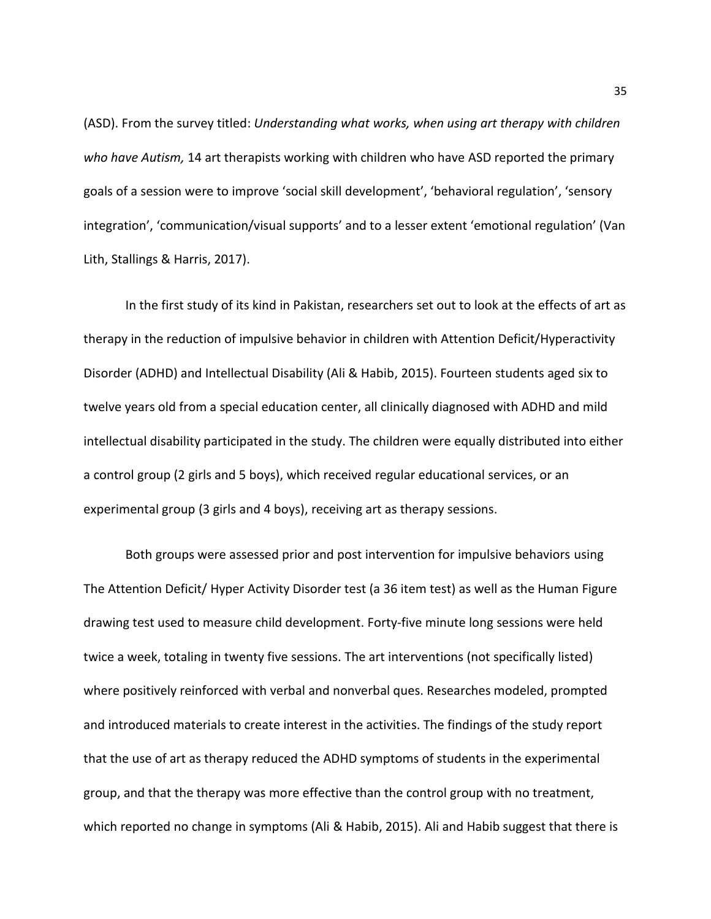(ASD). From the survey titled: *Understanding what works, when using art therapy with children who have Autism,* 14 art therapists working with children who have ASD reported the primary goals of a session were to improve 'social skill development', 'behavioral regulation', 'sensory integration', 'communication/visual supports' and to a lesser extent 'emotional regulation' (Van Lith, Stallings & Harris, 2017).

In the first study of its kind in Pakistan, researchers set out to look at the effects of art as therapy in the reduction of impulsive behavior in children with Attention Deficit/Hyperactivity Disorder (ADHD) and Intellectual Disability (Ali & Habib, 2015). Fourteen students aged six to twelve years old from a special education center, all clinically diagnosed with ADHD and mild intellectual disability participated in the study. The children were equally distributed into either a control group (2 girls and 5 boys), which received regular educational services, or an experimental group (3 girls and 4 boys), receiving art as therapy sessions.

Both groups were assessed prior and post intervention for impulsive behaviors using The Attention Deficit/ Hyper Activity Disorder test (a 36 item test) as well as the Human Figure drawing test used to measure child development. Forty-five minute long sessions were held twice a week, totaling in twenty five sessions. The art interventions (not specifically listed) where positively reinforced with verbal and nonverbal ques. Researches modeled, prompted and introduced materials to create interest in the activities. The findings of the study report that the use of art as therapy reduced the ADHD symptoms of students in the experimental group, and that the therapy was more effective than the control group with no treatment, which reported no change in symptoms (Ali & Habib, 2015). Ali and Habib suggest that there is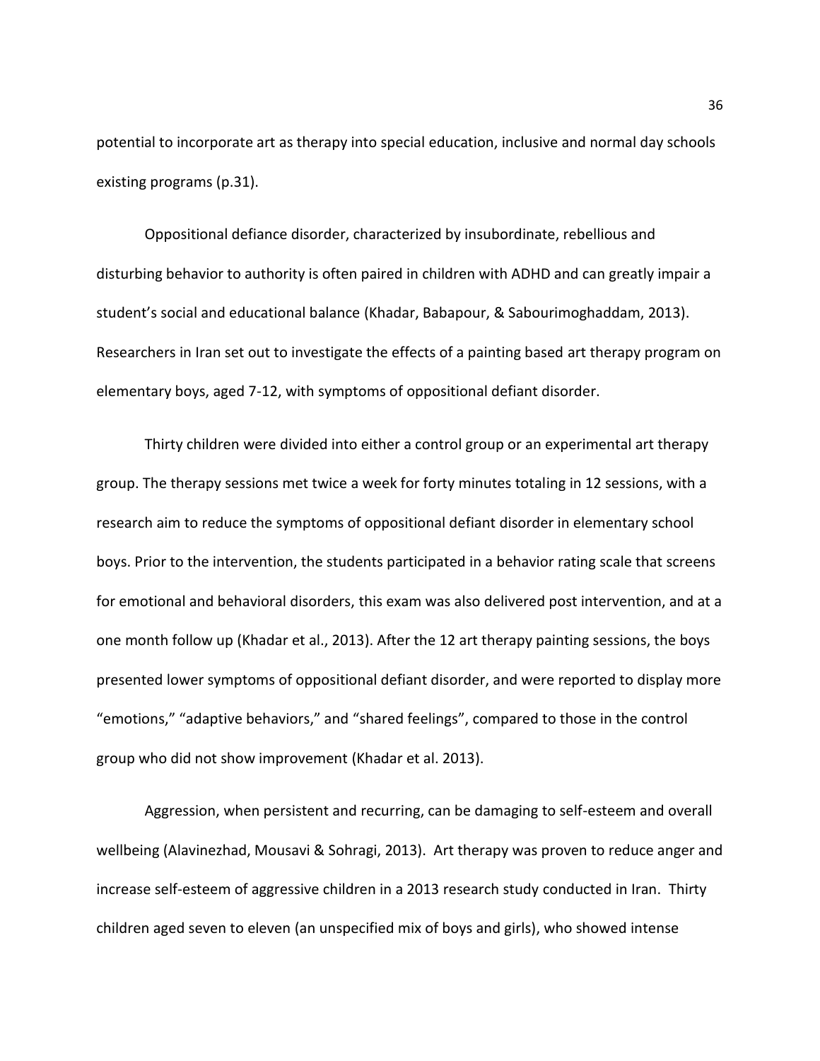potential to incorporate art as therapy into special education, inclusive and normal day schools existing programs (p.31).

Oppositional defiance disorder, characterized by insubordinate, rebellious and disturbing behavior to authority is often paired in children with ADHD and can greatly impair a student's social and educational balance (Khadar, Babapour, & Sabourimoghaddam, 2013). Researchers in Iran set out to investigate the effects of a painting based art therapy program on elementary boys, aged 7-12, with symptoms of oppositional defiant disorder.

Thirty children were divided into either a control group or an experimental art therapy group. The therapy sessions met twice a week for forty minutes totaling in 12 sessions, with a research aim to reduce the symptoms of oppositional defiant disorder in elementary school boys. Prior to the intervention, the students participated in a behavior rating scale that screens for emotional and behavioral disorders, this exam was also delivered post intervention, and at a one month follow up (Khadar et al., 2013). After the 12 art therapy painting sessions, the boys presented lower symptoms of oppositional defiant disorder, and were reported to display more "emotions," "adaptive behaviors," and "shared feelings", compared to those in the control group who did not show improvement (Khadar et al. 2013).

Aggression, when persistent and recurring, can be damaging to self-esteem and overall wellbeing (Alavinezhad, Mousavi & Sohragi, 2013). Art therapy was proven to reduce anger and increase self-esteem of aggressive children in a 2013 research study conducted in Iran. Thirty children aged seven to eleven (an unspecified mix of boys and girls), who showed intense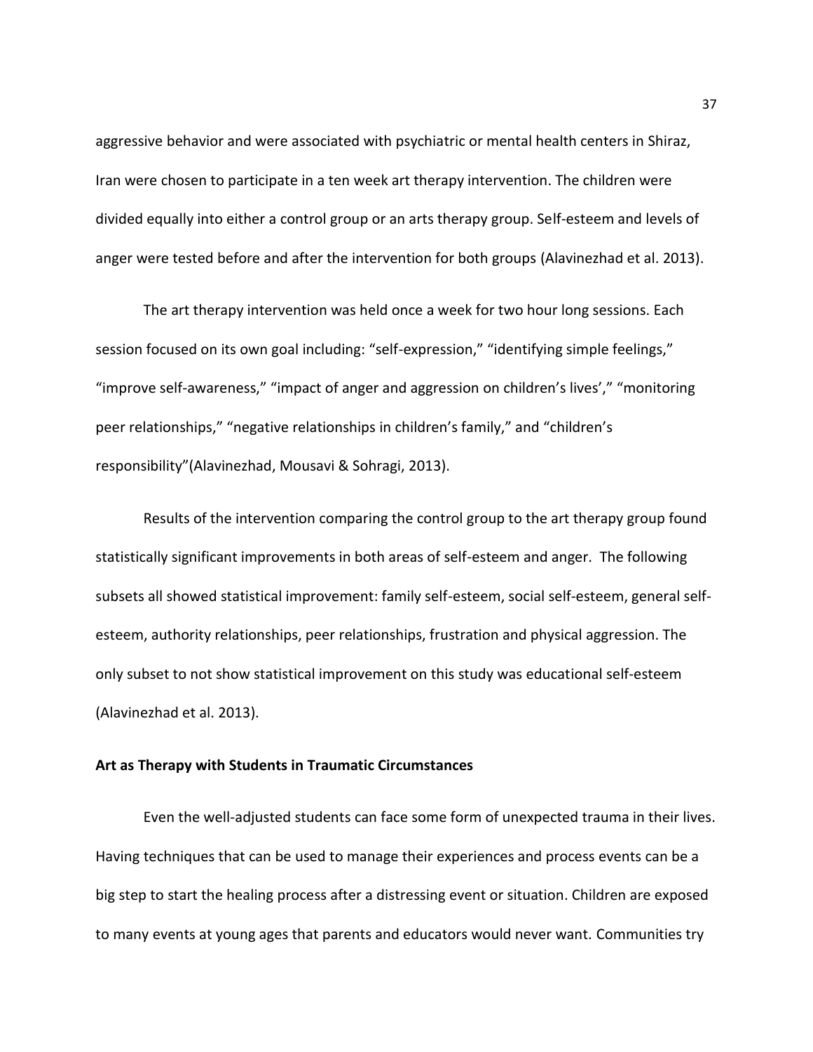aggressive behavior and were associated with psychiatric or mental health centers in Shiraz, Iran were chosen to participate in a ten week art therapy intervention. The children were divided equally into either a control group or an arts therapy group. Self-esteem and levels of anger were tested before and after the intervention for both groups (Alavinezhad et al. 2013).

The art therapy intervention was held once a week for two hour long sessions. Each session focused on its own goal including: "self-expression," "identifying simple feelings," "improve self-awareness," "impact of anger and aggression on children's lives'," "monitoring peer relationships," "negative relationships in children's family," and "children's responsibility"(Alavinezhad, Mousavi & Sohragi, 2013).

Results of the intervention comparing the control group to the art therapy group found statistically significant improvements in both areas of self-esteem and anger. The following subsets all showed statistical improvement: family self-esteem, social self-esteem, general self-esteem, authority relationships, peer relationships, frustration and physical aggression. The only subset to not show statistical improvement on this study was educational self-esteem (Alavinezhad et al. 2013).

**Art as Therapy with Students in Traumatic Circumstances**

Even the well-adjusted students can face some form of unexpected trauma in their lives. Having techniques that can be used to manage their experiences and process events can be a big step to start the healing process after a distressing event or situation. Children are exposed to many events at young ages that parents and educators would never want. Communities try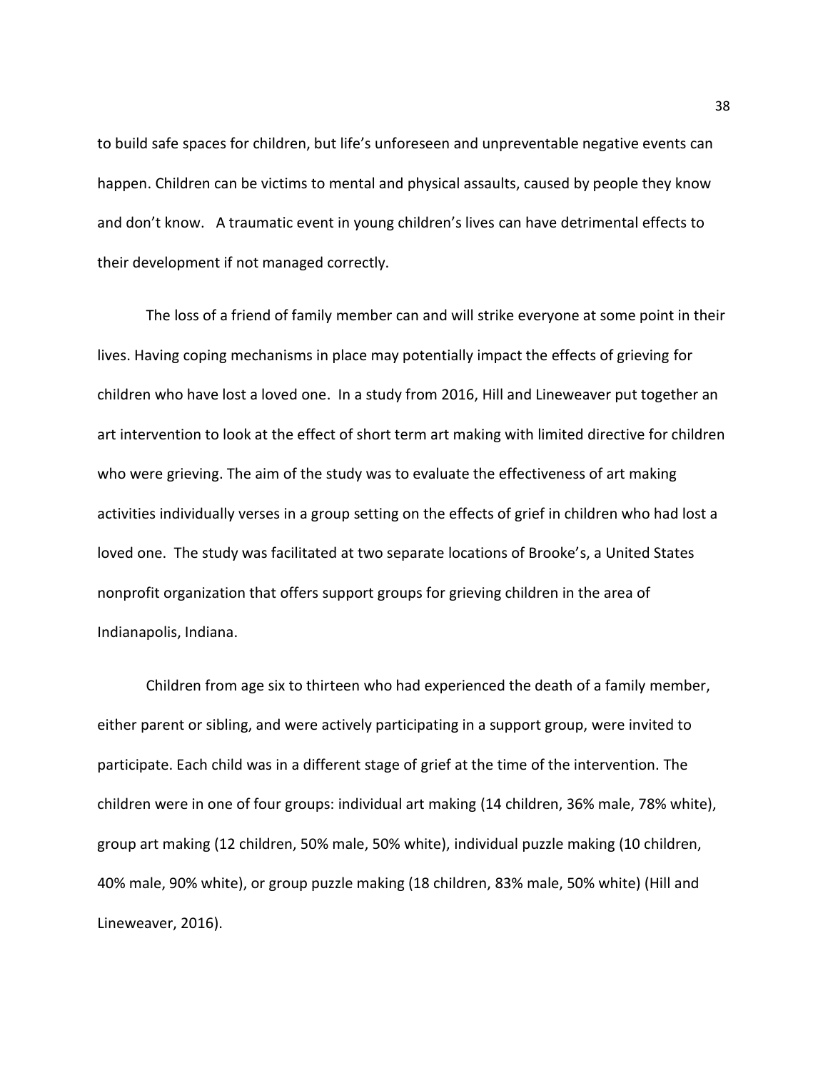to build safe spaces for children, but life's unforeseen and unpreventable negative events can happen. Children can be victims to mental and physical assaults, caused by people they know and don't know. A traumatic event in young children's lives can have detrimental effects to their development if not managed correctly.

The loss of a friend of family member can and will strike everyone at some point in their lives. Having coping mechanisms in place may potentially impact the effects of grieving for children who have lost a loved one. In a study from 2016, Hill and Lineweaver put together an art intervention to look at the effect of short term art making with limited directive for children who were grieving. The aim of the study was to evaluate the effectiveness of art making activities individually verses in a group setting on the effects of grief in children who had lost a loved one. The study was facilitated at two separate locations of Brooke's, a United States nonprofit organization that offers support groups for grieving children in the area of Indianapolis, Indiana.

Children from age six to thirteen who had experienced the death of a family member, either parent or sibling, and were actively participating in a support group, were invited to participate. Each child was in a different stage of grief at the time of the intervention. The children were in one of four groups: individual art making (14 children, 36% male, 78% white), group art making (12 children, 50% male, 50% white), individual puzzle making (10 children, 40% male, 90% white), or group puzzle making (18 children, 83% male, 50% white) (Hill and Lineweaver, 2016).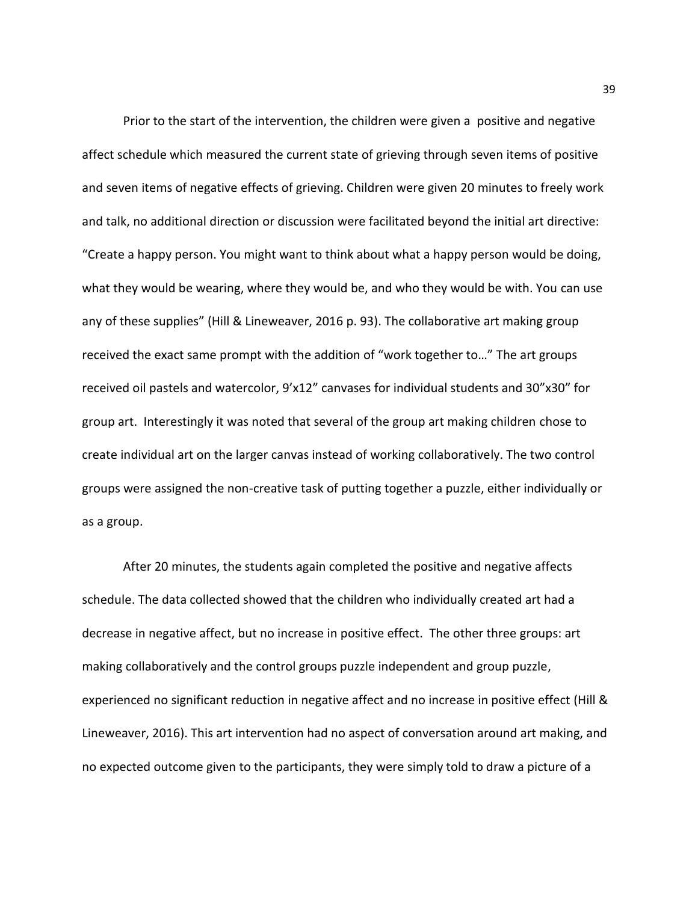Prior to the start of the intervention, the children were given a  positive and negative affect schedule which measured the current state of grieving through seven items of positive and seven items of negative effects of grieving. Children were given 20 minutes to freely work and talk, no additional direction or discussion were facilitated beyond the initial art directive: "Create a happy person. You might want to think about what a happy person would be doing, what they would be wearing, where they would be, and who they would be with. You can use any of these supplies" (Hill & Lineweaver, 2016 p. 93). The collaborative art making group received the exact same prompt with the addition of "work together to…" The art groups received oil pastels and watercolor, 9'x12" canvases for individual students and 30"x30" for group art.  Interestingly it was noted that several of the group art making children chose to create individual art on the larger canvas instead of working collaboratively. The two control groups were assigned the non-creative task of putting together a puzzle, either individually or as a group.

After 20 minutes, the students again completed the positive and negative affects schedule. The data collected showed that the children who individually created art had a decrease in negative affect, but no increase in positive effect.  The other three groups: art making collaboratively and the control groups puzzle independent and group puzzle, experienced no significant reduction in negative affect and no increase in positive effect (Hill & Lineweaver, 2016). This art intervention had no aspect of conversation around art making, and no expected outcome given to the participants, they were simply told to draw a picture of a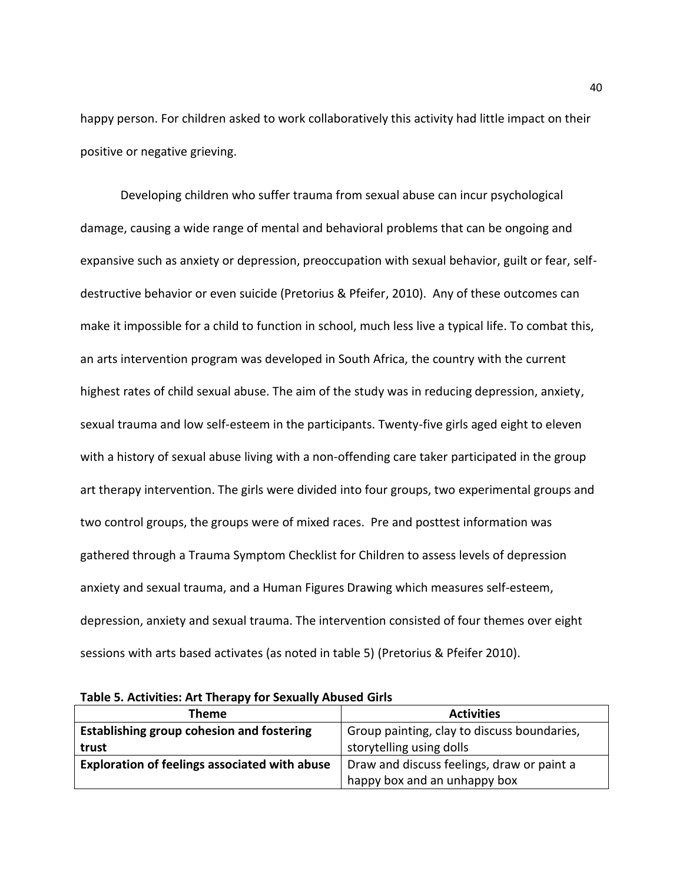happy person. For children asked to work collaboratively this activity had little impact on their positive or negative grieving.

Developing children who suffer trauma from sexual abuse can incur psychological damage, causing a wide range of mental and behavioral problems that can be ongoing and expansive such as anxiety or depression, preoccupation with sexual behavior, guilt or fear, self-destructive behavior or even suicide (Pretorius & Pfeifer, 2010). Any of these outcomes can make it impossible for a child to function in school, much less live a typical life. To combat this, an arts intervention program was developed in South Africa, the country with the current highest rates of child sexual abuse. The aim of the study was in reducing depression, anxiety, sexual trauma and low self-esteem in the participants. Twenty-five girls aged eight to eleven with a history of sexual abuse living with a non-offending care taker participated in the group art therapy intervention. The girls were divided into four groups, two experimental groups and two control groups, the groups were of mixed races. Pre and posttest information was gathered through a Trauma Symptom Checklist for Children to assess levels of depression anxiety and sexual trauma, and a Human Figures Drawing which measures self-esteem, depression, anxiety and sexual trauma. The intervention consisted of four themes over eight sessions with arts based activates (as noted in table 5) (Pretorius & Pfeifer 2010).

**Table 5. Activities: Art Therapy for Sexually Abused Girls**

| Theme | Activities |
|---|---|
| **Establishing group cohesion and fostering trust** | Group painting, clay to discuss boundaries, storytelling using dolls |
| **Exploration of feelings associated with abuse** | Draw and discuss feelings, draw or paint a happy box and an unhappy box |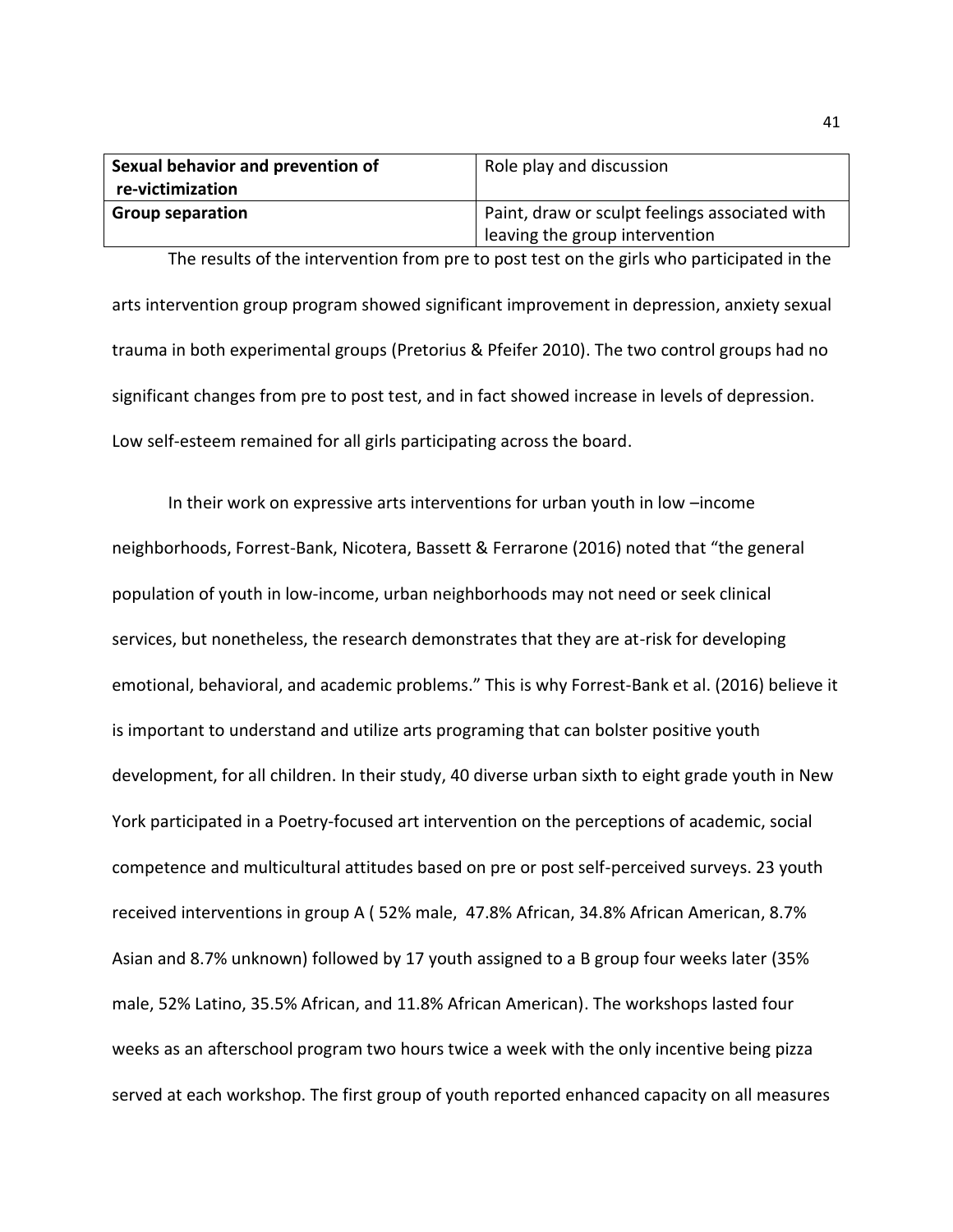| **Sexual behavior and prevention of re-victimization** | Role play and discussion |
|---|---|
| **Group separation** | Paint, draw or sculpt feelings associated with leaving the group intervention |

The results of the intervention from pre to post test on the girls who participated in the arts intervention group program showed significant improvement in depression, anxiety sexual trauma in both experimental groups (Pretorius & Pfeifer 2010). The two control groups had no significant changes from pre to post test, and in fact showed increase in levels of depression. Low self-esteem remained for all girls participating across the board.

In their work on expressive arts interventions for urban youth in low –income neighborhoods, Forrest-Bank, Nicotera, Bassett & Ferrarone (2016) noted that "the general population of youth in low-income, urban neighborhoods may not need or seek clinical services, but nonetheless, the research demonstrates that they are at-risk for developing emotional, behavioral, and academic problems." This is why Forrest-Bank et al. (2016) believe it is important to understand and utilize arts programing that can bolster positive youth development, for all children. In their study, 40 diverse urban sixth to eight grade youth in New York participated in a Poetry-focused art intervention on the perceptions of academic, social competence and multicultural attitudes based on pre or post self-perceived surveys. 23 youth received interventions in group A ( 52% male,  47.8% African, 34.8% African American, 8.7% Asian and 8.7% unknown) followed by 17 youth assigned to a B group four weeks later (35% male, 52% Latino, 35.5% African, and 11.8% African American). The workshops lasted four weeks as an afterschool program two hours twice a week with the only incentive being pizza served at each workshop. The first group of youth reported enhanced capacity on all measures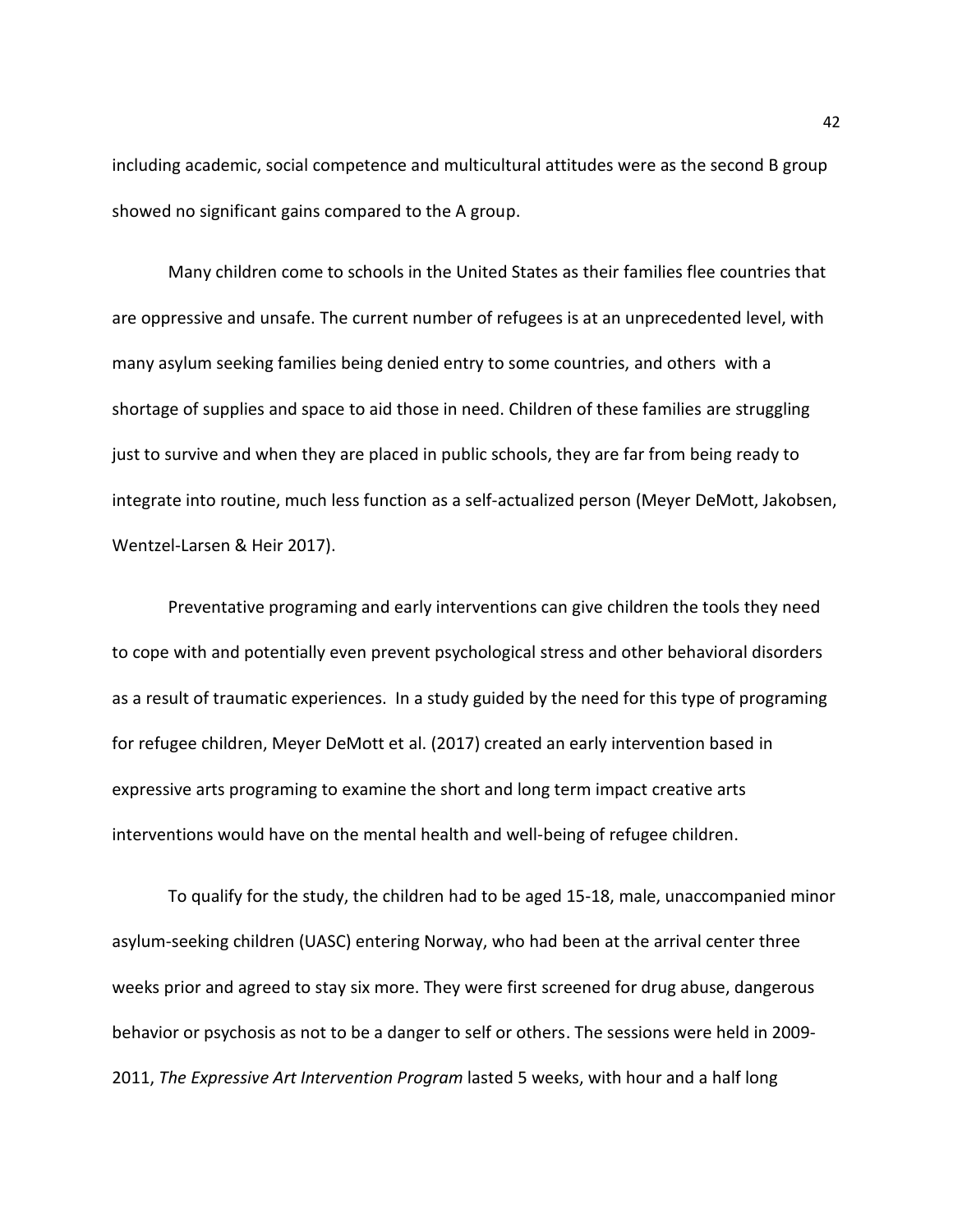including academic, social competence and multicultural attitudes were as the second B group showed no significant gains compared to the A group.

Many children come to schools in the United States as their families flee countries that are oppressive and unsafe. The current number of refugees is at an unprecedented level, with many asylum seeking families being denied entry to some countries, and others with a shortage of supplies and space to aid those in need. Children of these families are struggling just to survive and when they are placed in public schools, they are far from being ready to integrate into routine, much less function as a self-actualized person (Meyer DeMott, Jakobsen, Wentzel-Larsen & Heir 2017).

Preventative programing and early interventions can give children the tools they need to cope with and potentially even prevent psychological stress and other behavioral disorders as a result of traumatic experiences. In a study guided by the need for this type of programing for refugee children, Meyer DeMott et al. (2017) created an early intervention based in expressive arts programing to examine the short and long term impact creative arts interventions would have on the mental health and well-being of refugee children.

To qualify for the study, the children had to be aged 15-18, male, unaccompanied minor asylum-seeking children (UASC) entering Norway, who had been at the arrival center three weeks prior and agreed to stay six more. They were first screened for drug abuse, dangerous behavior or psychosis as not to be a danger to self or others. The sessions were held in 2009-2011, *The Expressive Art Intervention Program* lasted 5 weeks, with hour and a half long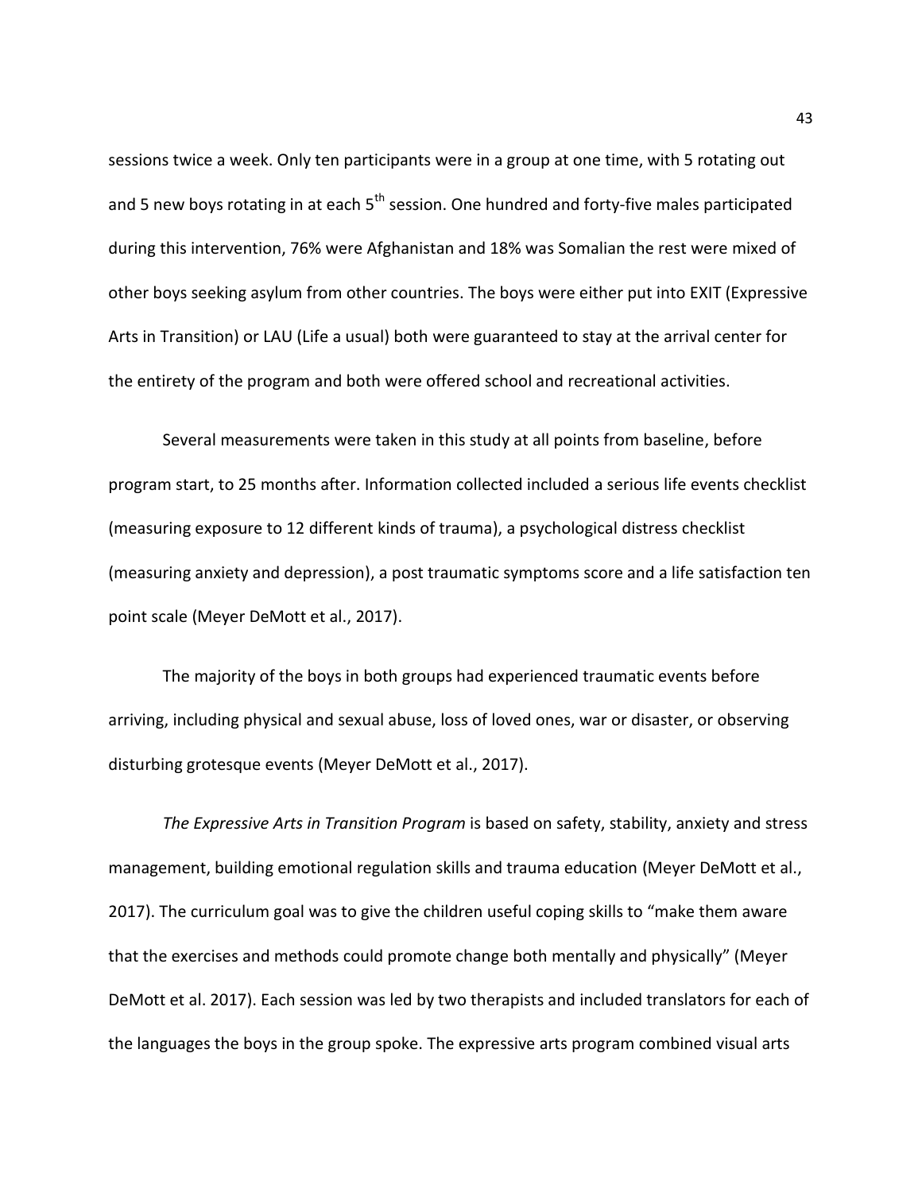sessions twice a week. Only ten participants were in a group at one time, with 5 rotating out and 5 new boys rotating in at each 5th session. One hundred and forty-five males participated during this intervention, 76% were Afghanistan and 18% was Somalian the rest were mixed of other boys seeking asylum from other countries. The boys were either put into EXIT (Expressive Arts in Transition) or LAU (Life a usual) both were guaranteed to stay at the arrival center for the entirety of the program and both were offered school and recreational activities.

Several measurements were taken in this study at all points from baseline, before program start, to 25 months after. Information collected included a serious life events checklist (measuring exposure to 12 different kinds of trauma), a psychological distress checklist (measuring anxiety and depression), a post traumatic symptoms score and a life satisfaction ten point scale (Meyer DeMott et al., 2017).

The majority of the boys in both groups had experienced traumatic events before arriving, including physical and sexual abuse, loss of loved ones, war or disaster, or observing disturbing grotesque events (Meyer DeMott et al., 2017).

*The Expressive Arts in Transition Program* is based on safety, stability, anxiety and stress management, building emotional regulation skills and trauma education (Meyer DeMott et al., 2017). The curriculum goal was to give the children useful coping skills to "make them aware that the exercises and methods could promote change both mentally and physically" (Meyer DeMott et al. 2017). Each session was led by two therapists and included translators for each of the languages the boys in the group spoke. The expressive arts program combined visual arts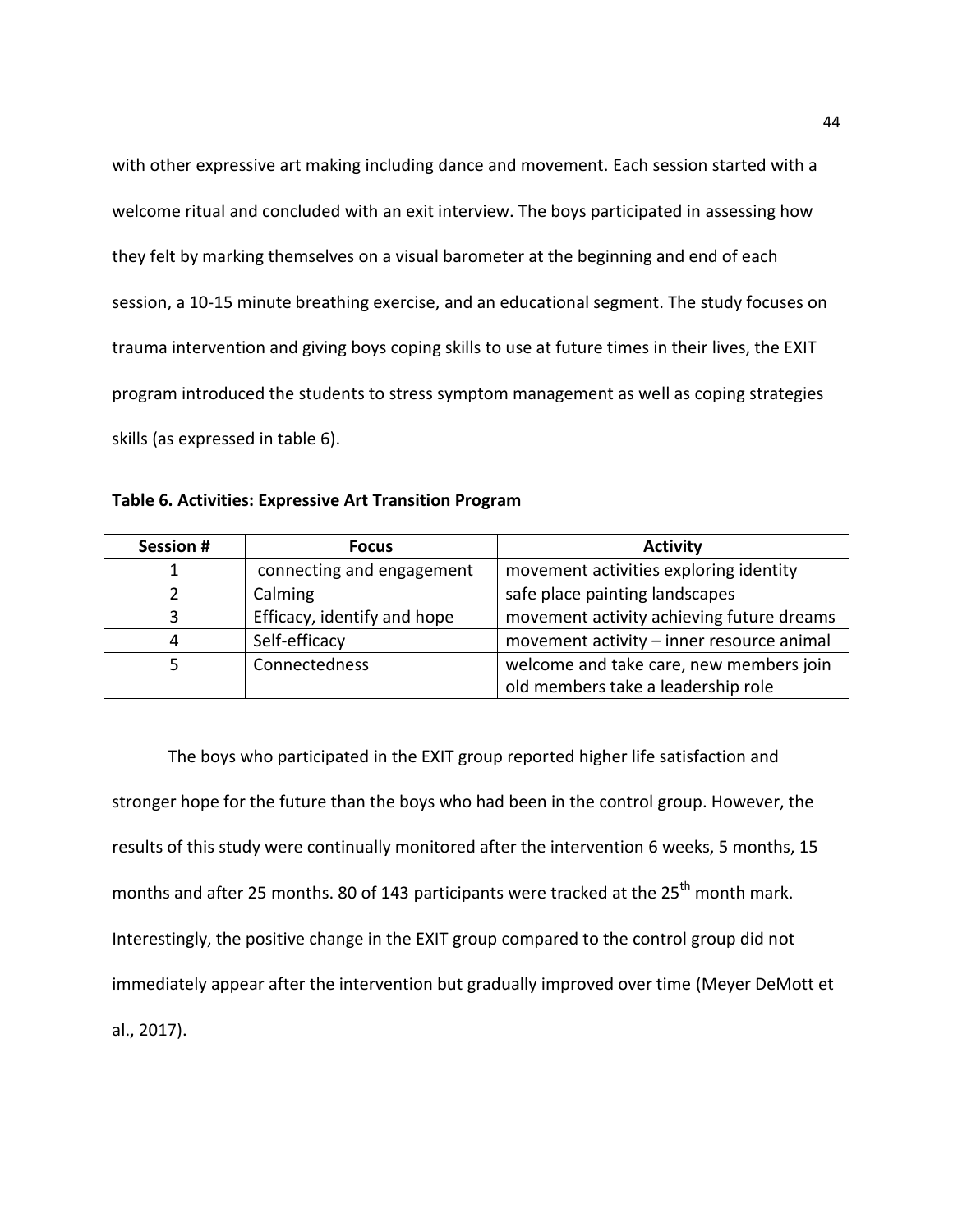with other expressive art making including dance and movement. Each session started with a welcome ritual and concluded with an exit interview. The boys participated in assessing how they felt by marking themselves on a visual barometer at the beginning and end of each session, a 10-15 minute breathing exercise, and an educational segment. The study focuses on trauma intervention and giving boys coping skills to use at future times in their lives, the EXIT program introduced the students to stress symptom management as well as coping strategies skills (as expressed in table 6).

**Table 6. Activities: Expressive Art Transition Program**

| Session # | Focus | Activity |
|---|---|---|
| 1 | connecting and engagement | movement activities exploring identity |
| 2 | Calming | safe place painting landscapes |
| 3 | Efficacy, identify and hope | movement activity achieving future dreams |
| 4 | Self-efficacy | movement activity – inner resource animal |
| 5 | Connectedness | welcome and take care, new members join old members take a leadership role |

The boys who participated in the EXIT group reported higher life satisfaction and stronger hope for the future than the boys who had been in the control group. However, the results of this study were continually monitored after the intervention 6 weeks, 5 months, 15 months and after 25 months. 80 of 143 participants were tracked at the 25th month mark. Interestingly, the positive change in the EXIT group compared to the control group did not immediately appear after the intervention but gradually improved over time (Meyer DeMott et al., 2017).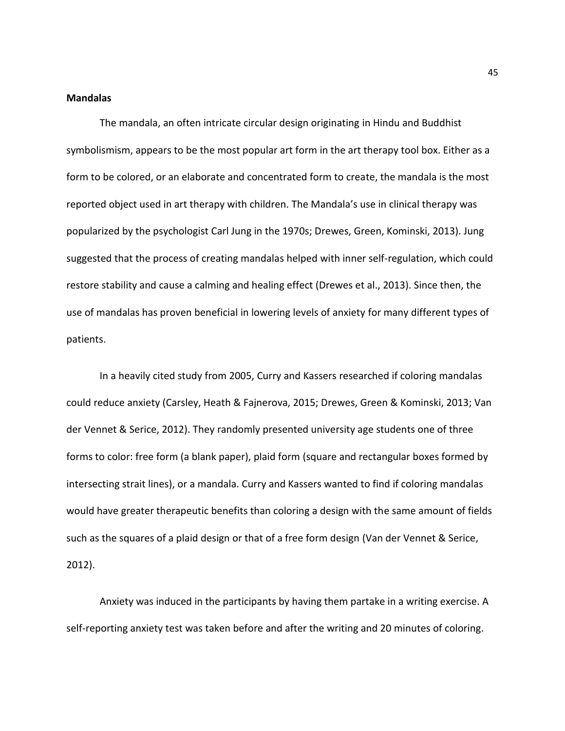**Mandalas**

The mandala, an often intricate circular design originating in Hindu and Buddhist symbolismism, appears to be the most popular art form in the art therapy tool box. Either as a form to be colored, or an elaborate and concentrated form to create, the mandala is the most reported object used in art therapy with children. The Mandala's use in clinical therapy was popularized by the psychologist Carl Jung in the 1970s; Drewes, Green, Kominski, 2013). Jung suggested that the process of creating mandalas helped with inner self-regulation, which could restore stability and cause a calming and healing effect (Drewes et al., 2013). Since then, the use of mandalas has proven beneficial in lowering levels of anxiety for many different types of patients.

In a heavily cited study from 2005, Curry and Kassers researched if coloring mandalas could reduce anxiety (Carsley, Heath & Fajnerova, 2015; Drewes, Green & Kominski, 2013; Van der Vennet & Serice, 2012). They randomly presented university age students one of three forms to color: free form (a blank paper), plaid form (square and rectangular boxes formed by intersecting strait lines), or a mandala. Curry and Kassers wanted to find if coloring mandalas would have greater therapeutic benefits than coloring a design with the same amount of fields such as the squares of a plaid design or that of a free form design (Van der Vennet & Serice, 2012).

Anxiety was induced in the participants by having them partake in a writing exercise. A self-reporting anxiety test was taken before and after the writing and 20 minutes of coloring.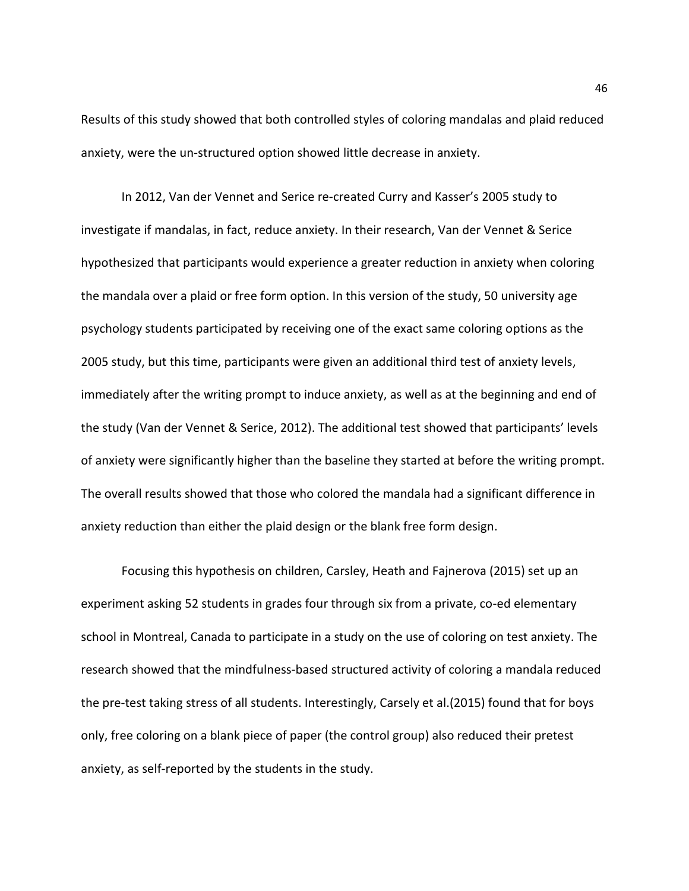Results of this study showed that both controlled styles of coloring mandalas and plaid reduced anxiety, were the un-structured option showed little decrease in anxiety.

In 2012, Van der Vennet and Serice re-created Curry and Kasser's 2005 study to investigate if mandalas, in fact, reduce anxiety. In their research, Van der Vennet & Serice hypothesized that participants would experience a greater reduction in anxiety when coloring the mandala over a plaid or free form option. In this version of the study, 50 university age psychology students participated by receiving one of the exact same coloring options as the 2005 study, but this time, participants were given an additional third test of anxiety levels, immediately after the writing prompt to induce anxiety, as well as at the beginning and end of the study (Van der Vennet & Serice, 2012). The additional test showed that participants' levels of anxiety were significantly higher than the baseline they started at before the writing prompt. The overall results showed that those who colored the mandala had a significant difference in anxiety reduction than either the plaid design or the blank free form design.

Focusing this hypothesis on children, Carsley, Heath and Fajnerova (2015) set up an experiment asking 52 students in grades four through six from a private, co-ed elementary school in Montreal, Canada to participate in a study on the use of coloring on test anxiety. The research showed that the mindfulness-based structured activity of coloring a mandala reduced the pre-test taking stress of all students. Interestingly, Carsely et al.(2015) found that for boys only, free coloring on a blank piece of paper (the control group) also reduced their pretest anxiety, as self-reported by the students in the study.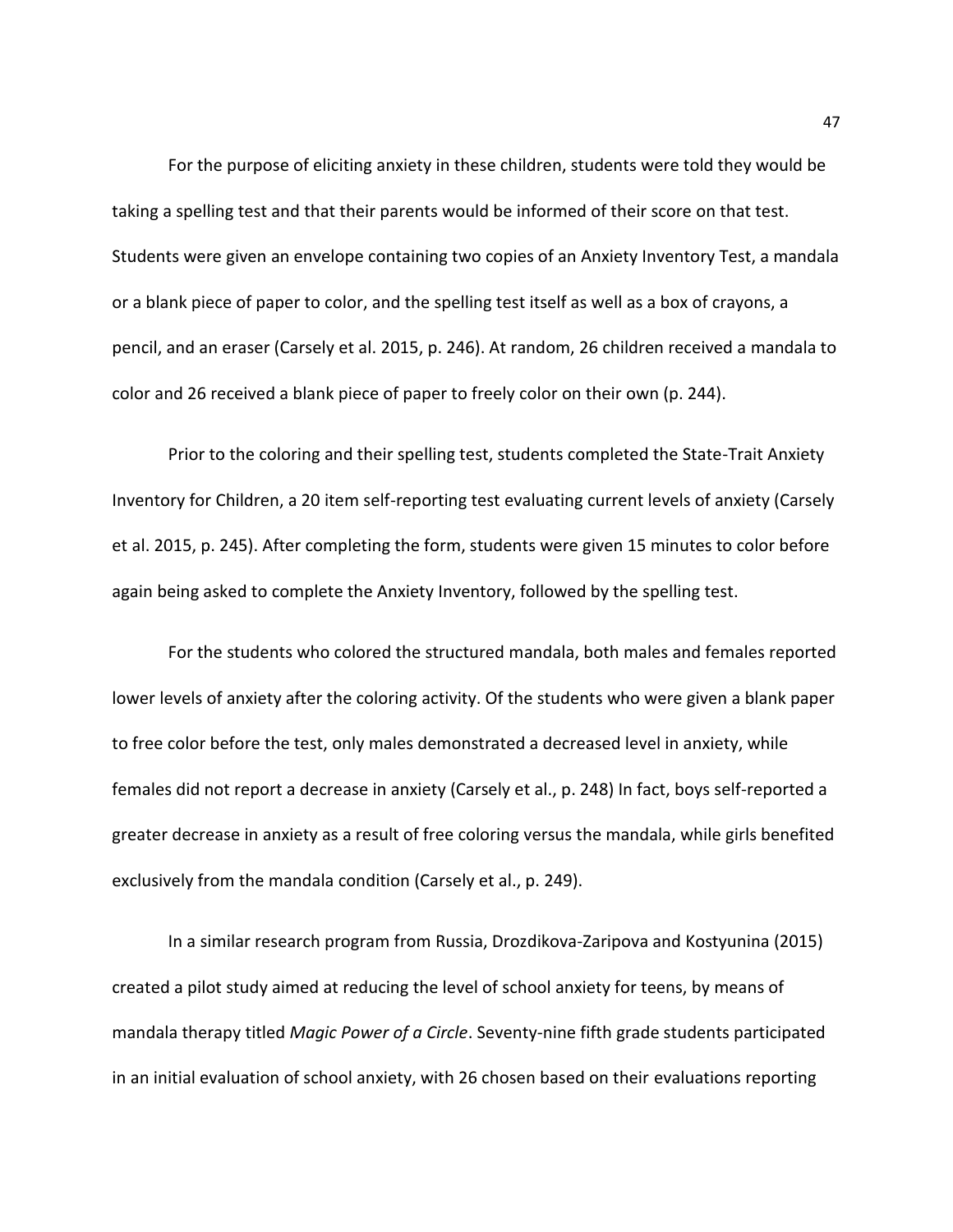For the purpose of eliciting anxiety in these children, students were told they would be taking a spelling test and that their parents would be informed of their score on that test. Students were given an envelope containing two copies of an Anxiety Inventory Test, a mandala or a blank piece of paper to color, and the spelling test itself as well as a box of crayons, a pencil, and an eraser (Carsely et al. 2015, p. 246). At random, 26 children received a mandala to color and 26 received a blank piece of paper to freely color on their own (p. 244).

Prior to the coloring and their spelling test, students completed the State-Trait Anxiety Inventory for Children, a 20 item self-reporting test evaluating current levels of anxiety (Carsely et al. 2015, p. 245). After completing the form, students were given 15 minutes to color before again being asked to complete the Anxiety Inventory, followed by the spelling test.

For the students who colored the structured mandala, both males and females reported lower levels of anxiety after the coloring activity. Of the students who were given a blank paper to free color before the test, only males demonstrated a decreased level in anxiety, while females did not report a decrease in anxiety (Carsely et al., p. 248) In fact, boys self-reported a greater decrease in anxiety as a result of free coloring versus the mandala, while girls benefited exclusively from the mandala condition (Carsely et al., p. 249).

In a similar research program from Russia, Drozdikova-Zaripova and Kostyunina (2015) created a pilot study aimed at reducing the level of school anxiety for teens, by means of mandala therapy titled *Magic Power of a Circle*. Seventy-nine fifth grade students participated in an initial evaluation of school anxiety, with 26 chosen based on their evaluations reporting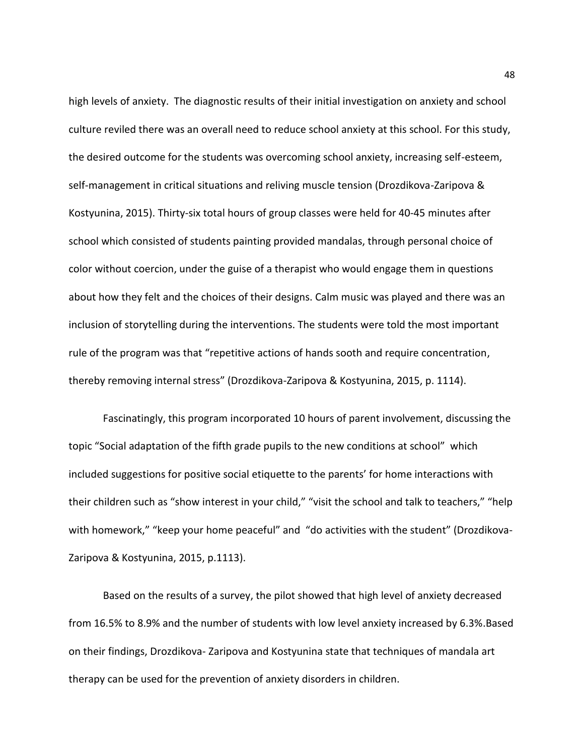high levels of anxiety. The diagnostic results of their initial investigation on anxiety and school culture reviled there was an overall need to reduce school anxiety at this school. For this study, the desired outcome for the students was overcoming school anxiety, increasing self-esteem, self-management in critical situations and reliving muscle tension (Drozdikova-Zaripova & Kostyunina, 2015). Thirty-six total hours of group classes were held for 40-45 minutes after school which consisted of students painting provided mandalas, through personal choice of color without coercion, under the guise of a therapist who would engage them in questions about how they felt and the choices of their designs. Calm music was played and there was an inclusion of storytelling during the interventions. The students were told the most important rule of the program was that "repetitive actions of hands sooth and require concentration, thereby removing internal stress" (Drozdikova-Zaripova & Kostyunina, 2015, p. 1114).

Fascinatingly, this program incorporated 10 hours of parent involvement, discussing the topic "Social adaptation of the fifth grade pupils to the new conditions at school" which included suggestions for positive social etiquette to the parents' for home interactions with their children such as "show interest in your child," "visit the school and talk to teachers," "help with homework," "keep your home peaceful" and "do activities with the student" (Drozdikova-Zaripova & Kostyunina, 2015, p.1113).

Based on the results of a survey, the pilot showed that high level of anxiety decreased from 16.5% to 8.9% and the number of students with low level anxiety increased by 6.3%.Based on their findings, Drozdikova- Zaripova and Kostyunina state that techniques of mandala art therapy can be used for the prevention of anxiety disorders in children.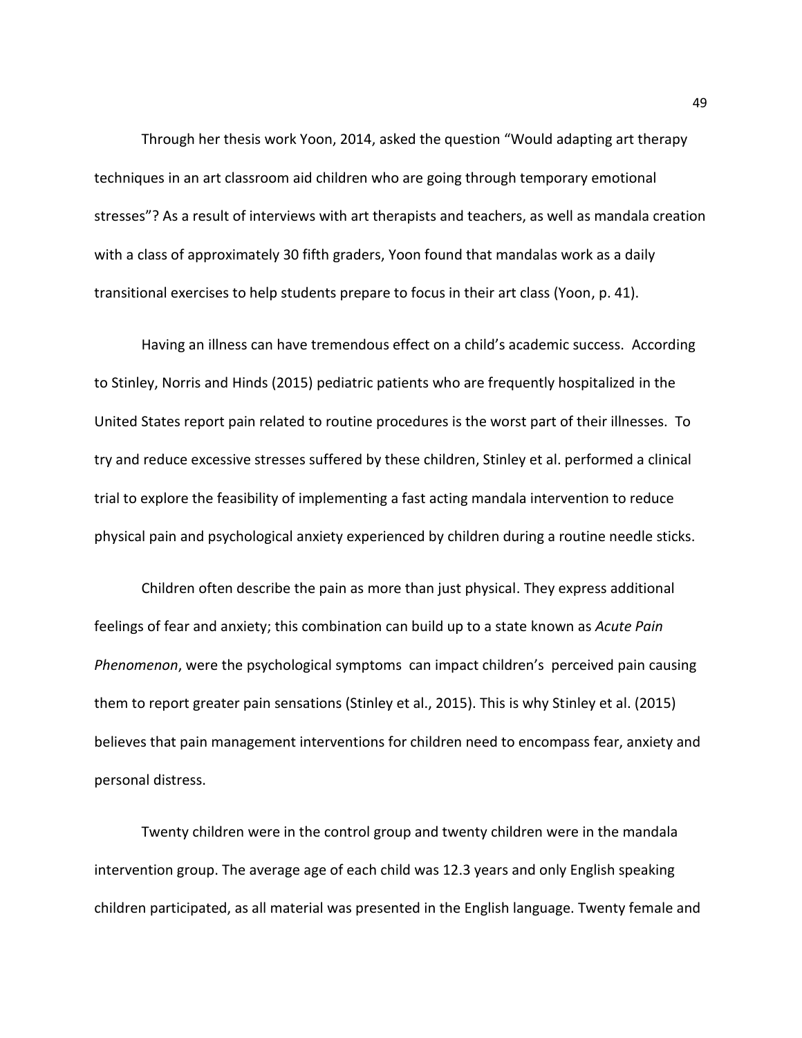Through her thesis work Yoon, 2014, asked the question "Would adapting art therapy techniques in an art classroom aid children who are going through temporary emotional stresses"? As a result of interviews with art therapists and teachers, as well as mandala creation with a class of approximately 30 fifth graders, Yoon found that mandalas work as a daily transitional exercises to help students prepare to focus in their art class (Yoon, p. 41).

Having an illness can have tremendous effect on a child's academic success. According to Stinley, Norris and Hinds (2015) pediatric patients who are frequently hospitalized in the United States report pain related to routine procedures is the worst part of their illnesses. To try and reduce excessive stresses suffered by these children, Stinley et al. performed a clinical trial to explore the feasibility of implementing a fast acting mandala intervention to reduce physical pain and psychological anxiety experienced by children during a routine needle sticks.

Children often describe the pain as more than just physical. They express additional feelings of fear and anxiety; this combination can build up to a state known as *Acute Pain Phenomenon*, were the psychological symptoms can impact children's perceived pain causing them to report greater pain sensations (Stinley et al., 2015). This is why Stinley et al. (2015) believes that pain management interventions for children need to encompass fear, anxiety and personal distress.

Twenty children were in the control group and twenty children were in the mandala intervention group. The average age of each child was 12.3 years and only English speaking children participated, as all material was presented in the English language. Twenty female and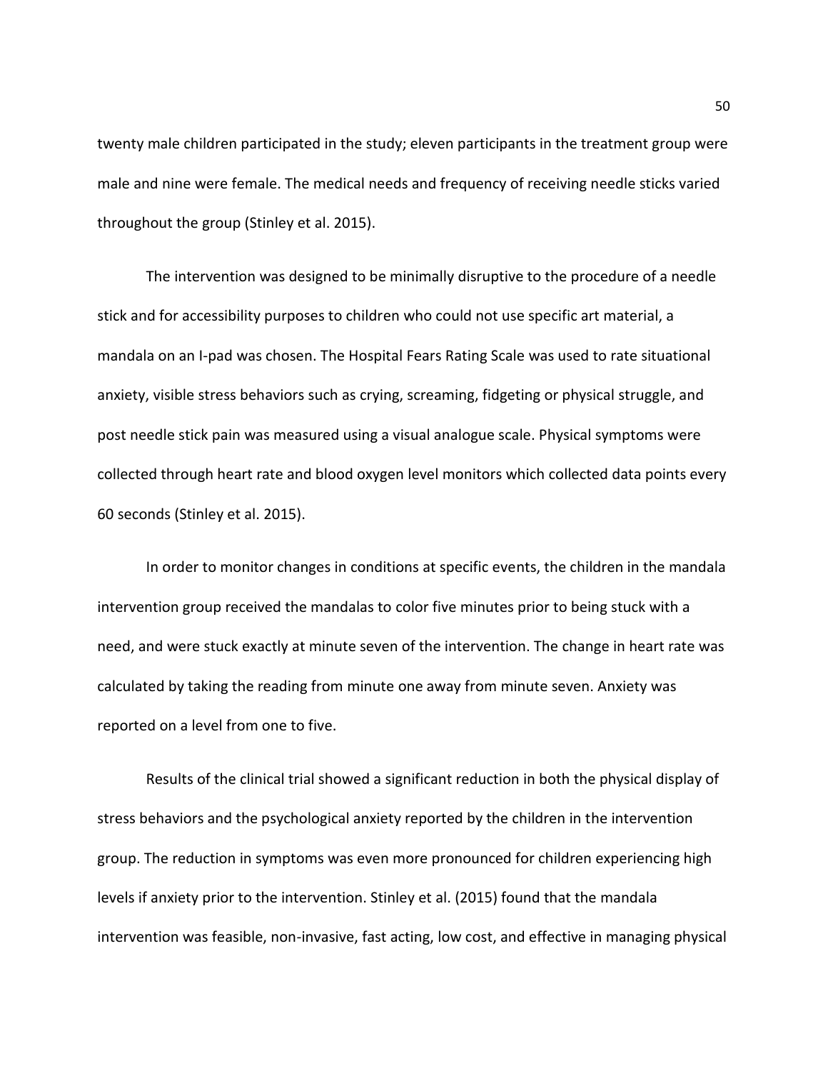twenty male children participated in the study; eleven participants in the treatment group were male and nine were female. The medical needs and frequency of receiving needle sticks varied throughout the group (Stinley et al. 2015).

The intervention was designed to be minimally disruptive to the procedure of a needle stick and for accessibility purposes to children who could not use specific art material, a mandala on an I-pad was chosen. The Hospital Fears Rating Scale was used to rate situational anxiety, visible stress behaviors such as crying, screaming, fidgeting or physical struggle, and post needle stick pain was measured using a visual analogue scale. Physical symptoms were collected through heart rate and blood oxygen level monitors which collected data points every 60 seconds (Stinley et al. 2015).

In order to monitor changes in conditions at specific events, the children in the mandala intervention group received the mandalas to color five minutes prior to being stuck with a need, and were stuck exactly at minute seven of the intervention. The change in heart rate was calculated by taking the reading from minute one away from minute seven. Anxiety was reported on a level from one to five.

Results of the clinical trial showed a significant reduction in both the physical display of stress behaviors and the psychological anxiety reported by the children in the intervention group. The reduction in symptoms was even more pronounced for children experiencing high levels if anxiety prior to the intervention. Stinley et al. (2015) found that the mandala intervention was feasible, non-invasive, fast acting, low cost, and effective in managing physical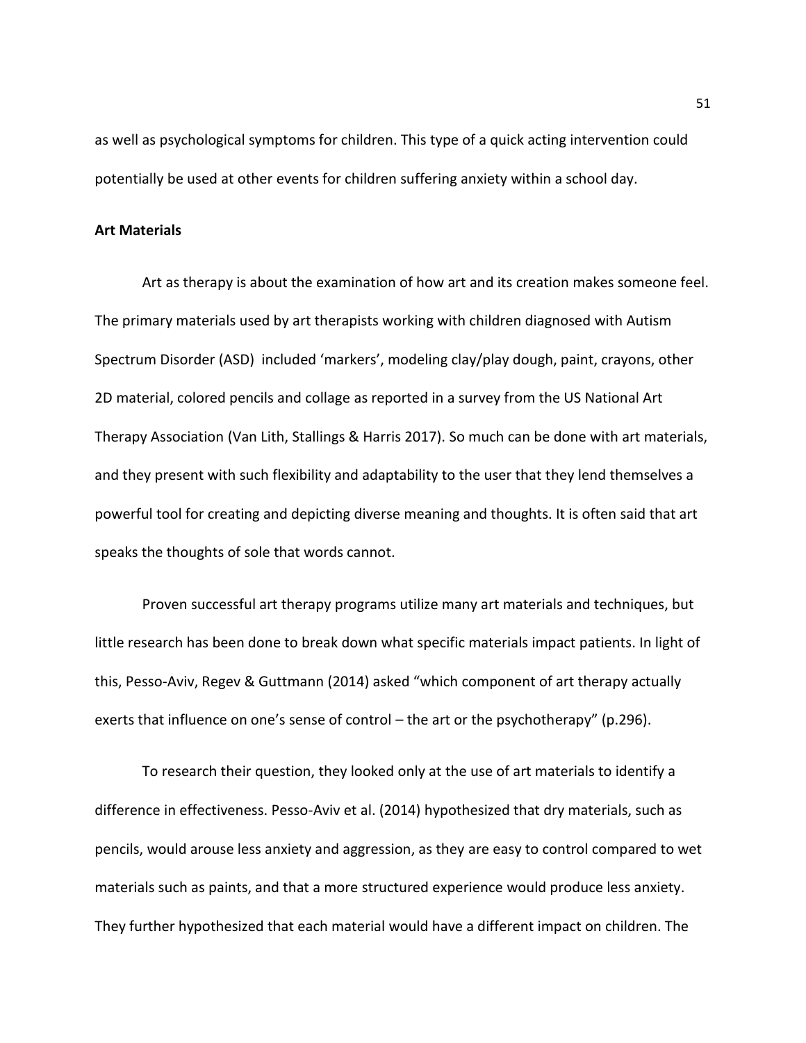as well as psychological symptoms for children. This type of a quick acting intervention could potentially be used at other events for children suffering anxiety within a school day.

**Art Materials**

Art as therapy is about the examination of how art and its creation makes someone feel. The primary materials used by art therapists working with children diagnosed with Autism Spectrum Disorder (ASD) included 'markers', modeling clay/play dough, paint, crayons, other 2D material, colored pencils and collage as reported in a survey from the US National Art Therapy Association (Van Lith, Stallings & Harris 2017). So much can be done with art materials, and they present with such flexibility and adaptability to the user that they lend themselves a powerful tool for creating and depicting diverse meaning and thoughts. It is often said that art speaks the thoughts of sole that words cannot.

Proven successful art therapy programs utilize many art materials and techniques, but little research has been done to break down what specific materials impact patients. In light of this, Pesso-Aviv, Regev & Guttmann (2014) asked "which component of art therapy actually exerts that influence on one's sense of control – the art or the psychotherapy" (p.296).

To research their question, they looked only at the use of art materials to identify a difference in effectiveness. Pesso-Aviv et al. (2014) hypothesized that dry materials, such as pencils, would arouse less anxiety and aggression, as they are easy to control compared to wet materials such as paints, and that a more structured experience would produce less anxiety. They further hypothesized that each material would have a different impact on children. The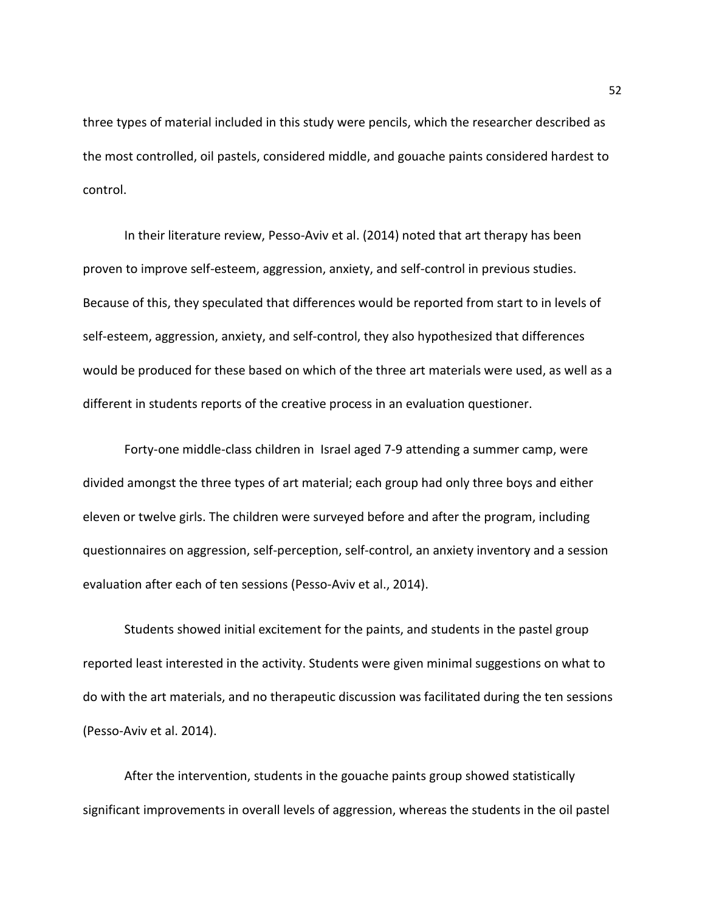three types of material included in this study were pencils, which the researcher described as the most controlled, oil pastels, considered middle, and gouache paints considered hardest to control.

In their literature review, Pesso-Aviv et al. (2014) noted that art therapy has been proven to improve self-esteem, aggression, anxiety, and self-control in previous studies. Because of this, they speculated that differences would be reported from start to in levels of self-esteem, aggression, anxiety, and self-control, they also hypothesized that differences would be produced for these based on which of the three art materials were used, as well as a different in students reports of the creative process in an evaluation questioner.

Forty-one middle-class children in Israel aged 7-9 attending a summer camp, were divided amongst the three types of art material; each group had only three boys and either eleven or twelve girls. The children were surveyed before and after the program, including questionnaires on aggression, self-perception, self-control, an anxiety inventory and a session evaluation after each of ten sessions (Pesso-Aviv et al., 2014).

Students showed initial excitement for the paints, and students in the pastel group reported least interested in the activity. Students were given minimal suggestions on what to do with the art materials, and no therapeutic discussion was facilitated during the ten sessions (Pesso-Aviv et al. 2014).

After the intervention, students in the gouache paints group showed statistically significant improvements in overall levels of aggression, whereas the students in the oil pastel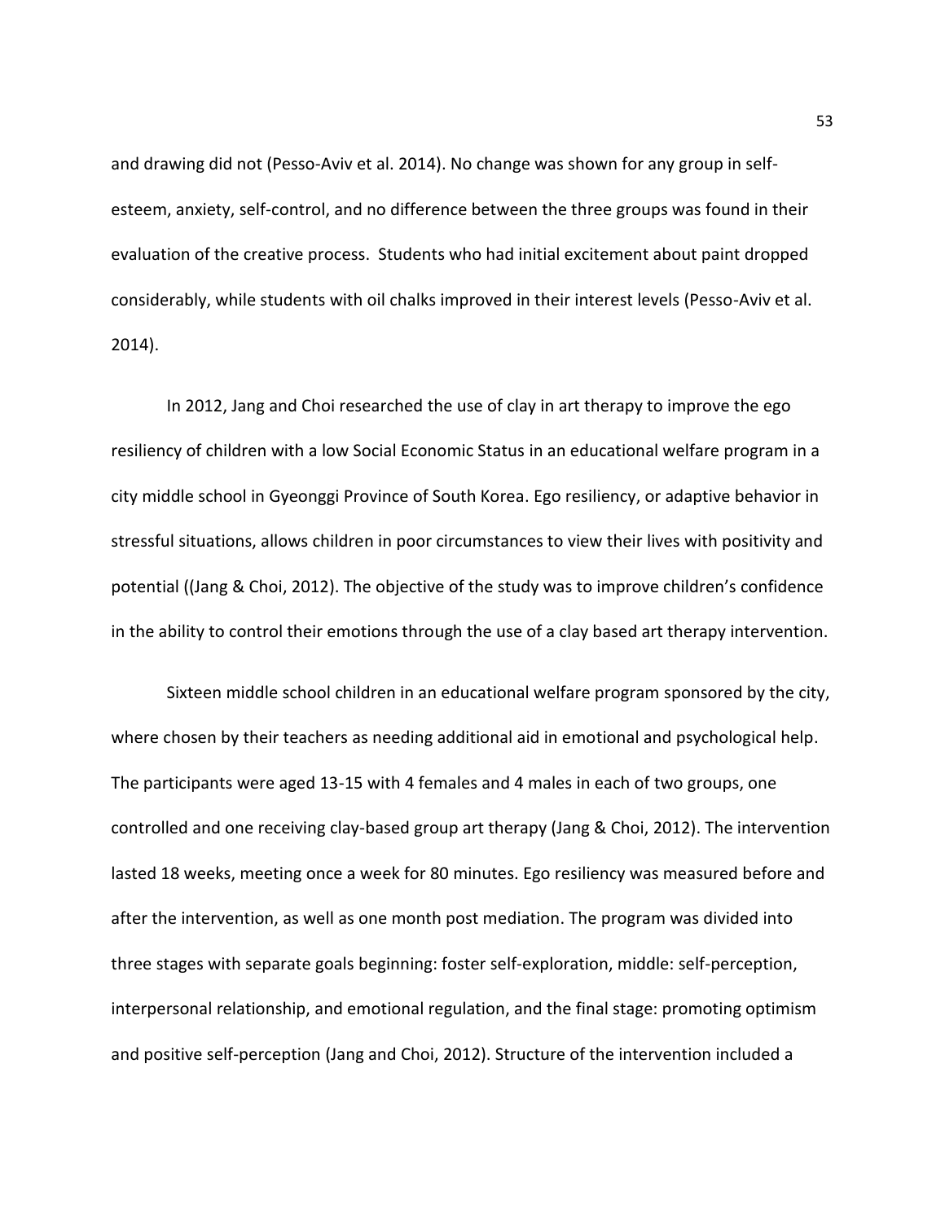and drawing did not (Pesso-Aviv et al. 2014). No change was shown for any group in self-esteem, anxiety, self-control, and no difference between the three groups was found in their evaluation of the creative process. Students who had initial excitement about paint dropped considerably, while students with oil chalks improved in their interest levels (Pesso-Aviv et al. 2014).

In 2012, Jang and Choi researched the use of clay in art therapy to improve the ego resiliency of children with a low Social Economic Status in an educational welfare program in a city middle school in Gyeonggi Province of South Korea. Ego resiliency, or adaptive behavior in stressful situations, allows children in poor circumstances to view their lives with positivity and potential ((Jang & Choi, 2012). The objective of the study was to improve children's confidence in the ability to control their emotions through the use of a clay based art therapy intervention.

Sixteen middle school children in an educational welfare program sponsored by the city, where chosen by their teachers as needing additional aid in emotional and psychological help. The participants were aged 13-15 with 4 females and 4 males in each of two groups, one controlled and one receiving clay-based group art therapy (Jang & Choi, 2012). The intervention lasted 18 weeks, meeting once a week for 80 minutes. Ego resiliency was measured before and after the intervention, as well as one month post mediation. The program was divided into three stages with separate goals beginning: foster self-exploration, middle: self-perception, interpersonal relationship, and emotional regulation, and the final stage: promoting optimism and positive self-perception (Jang and Choi, 2012). Structure of the intervention included a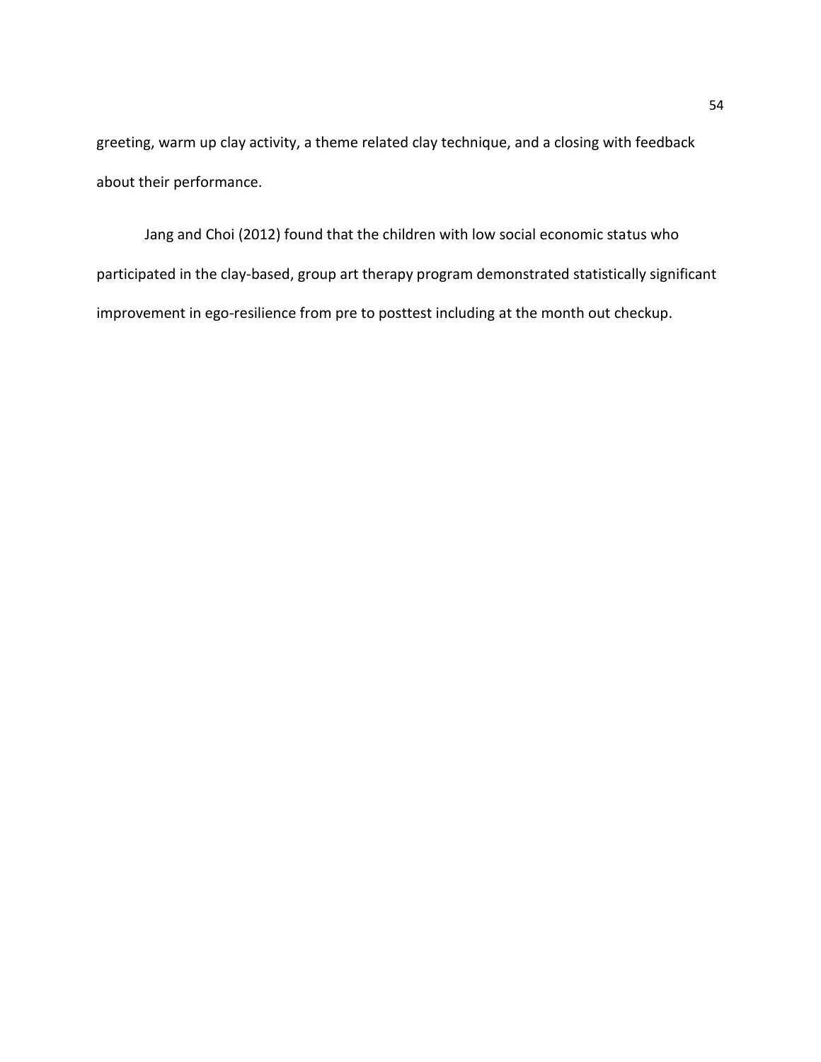greeting, warm up clay activity, a theme related clay technique, and a closing with feedback about their performance.

Jang and Choi (2012) found that the children with low social economic status who participated in the clay-based, group art therapy program demonstrated statistically significant improvement in ego-resilience from pre to posttest including at the month out checkup.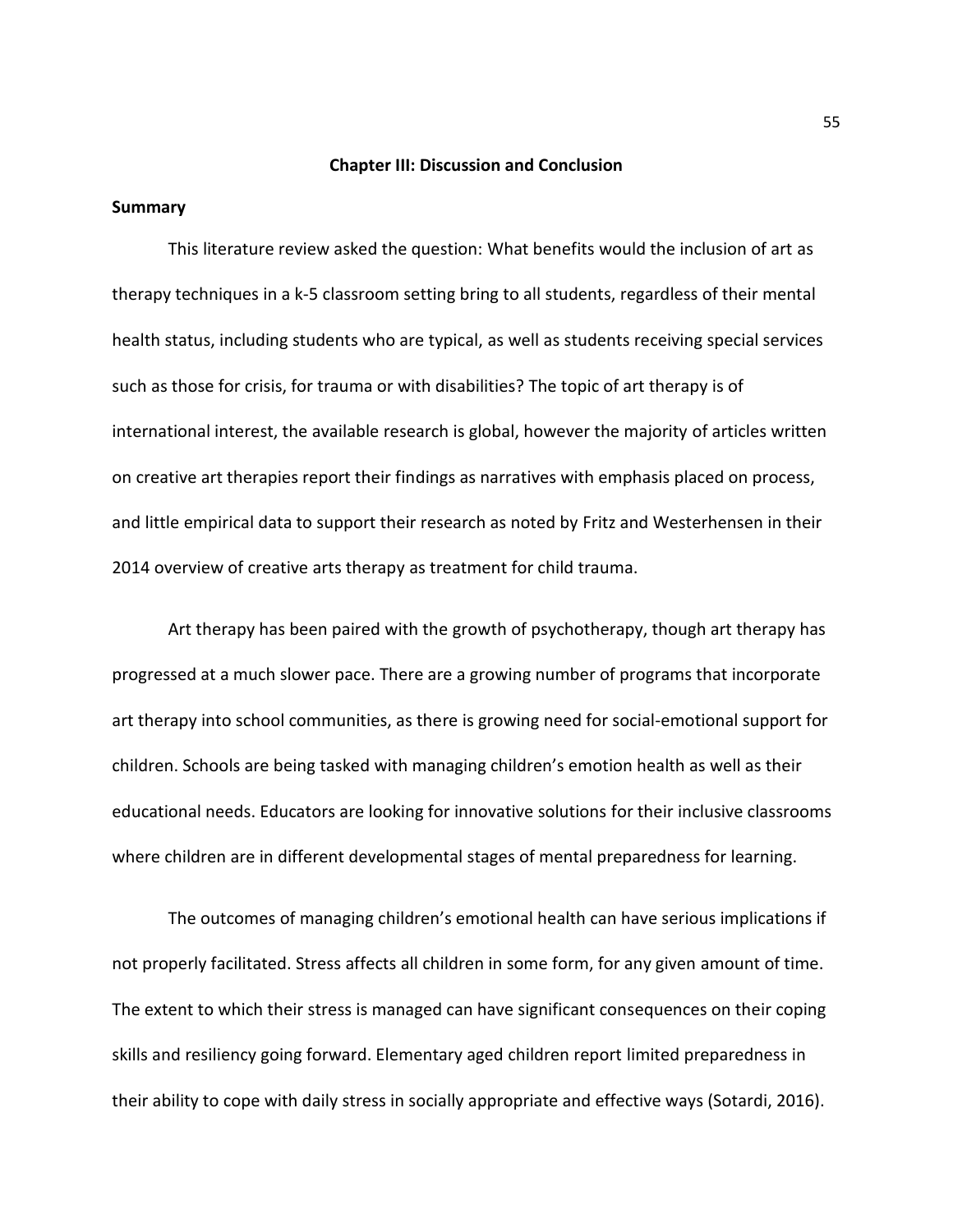## Chapter III: Discussion and Conclusion

### Summary

This literature review asked the question: What benefits would the inclusion of art as therapy techniques in a k-5 classroom setting bring to all students, regardless of their mental health status, including students who are typical, as well as students receiving special services such as those for crisis, for trauma or with disabilities? The topic of art therapy is of international interest, the available research is global, however the majority of articles written on creative art therapies report their findings as narratives with emphasis placed on process, and little empirical data to support their research as noted by Fritz and Westerhensen in their 2014 overview of creative arts therapy as treatment for child trauma.

Art therapy has been paired with the growth of psychotherapy, though art therapy has progressed at a much slower pace. There are a growing number of programs that incorporate art therapy into school communities, as there is growing need for social-emotional support for children. Schools are being tasked with managing children's emotion health as well as their educational needs. Educators are looking for innovative solutions for their inclusive classrooms where children are in different developmental stages of mental preparedness for learning.

The outcomes of managing children's emotional health can have serious implications if not properly facilitated. Stress affects all children in some form, for any given amount of time. The extent to which their stress is managed can have significant consequences on their coping skills and resiliency going forward. Elementary aged children report limited preparedness in their ability to cope with daily stress in socially appropriate and effective ways (Sotardi, 2016).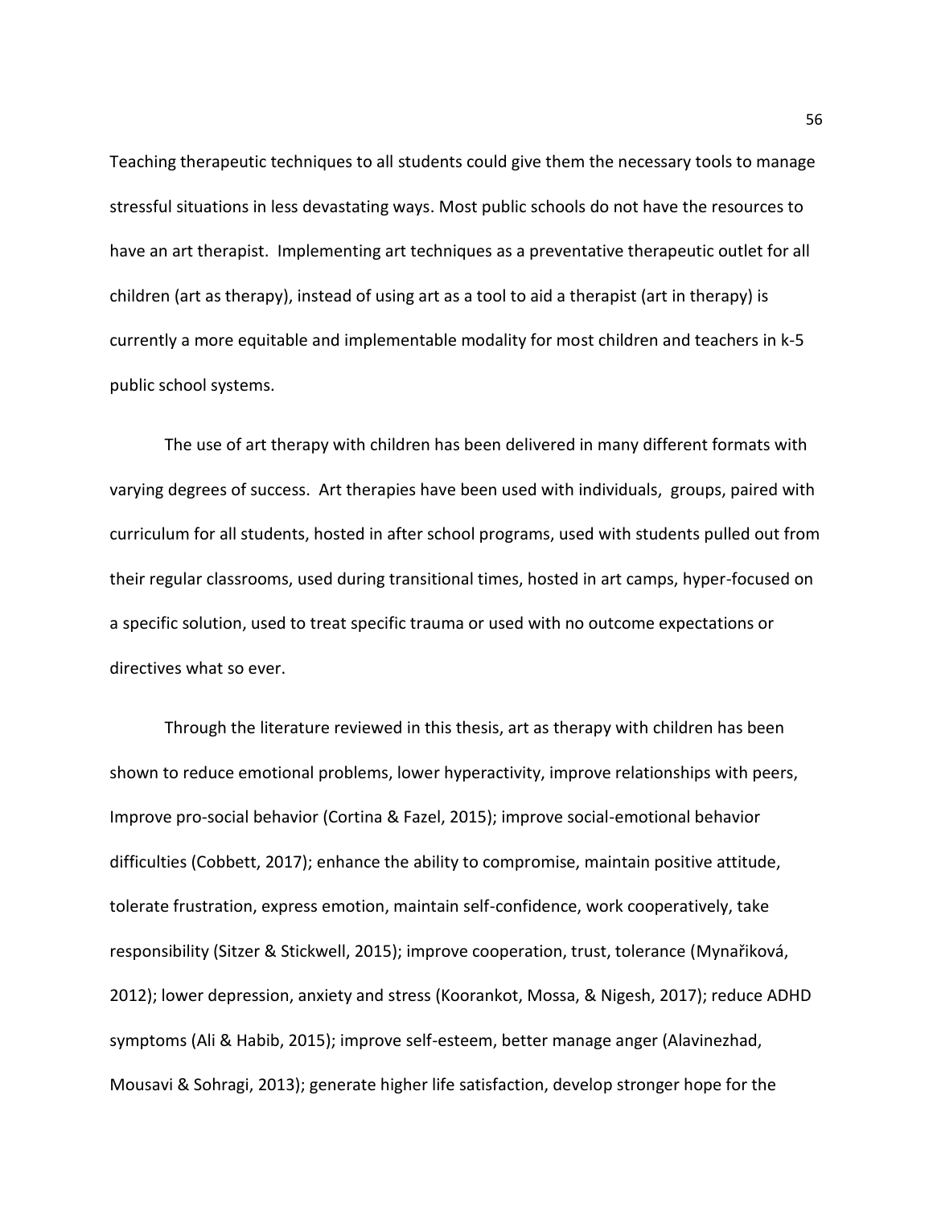Teaching therapeutic techniques to all students could give them the necessary tools to manage stressful situations in less devastating ways. Most public schools do not have the resources to have an art therapist. Implementing art techniques as a preventative therapeutic outlet for all children (art as therapy), instead of using art as a tool to aid a therapist (art in therapy) is currently a more equitable and implementable modality for most children and teachers in k-5 public school systems.

The use of art therapy with children has been delivered in many different formats with varying degrees of success. Art therapies have been used with individuals, groups, paired with curriculum for all students, hosted in after school programs, used with students pulled out from their regular classrooms, used during transitional times, hosted in art camps, hyper-focused on a specific solution, used to treat specific trauma or used with no outcome expectations or directives what so ever.

Through the literature reviewed in this thesis, art as therapy with children has been shown to reduce emotional problems, lower hyperactivity, improve relationships with peers, Improve pro-social behavior (Cortina & Fazel, 2015); improve social-emotional behavior difficulties (Cobbett, 2017); enhance the ability to compromise, maintain positive attitude, tolerate frustration, express emotion, maintain self-confidence, work cooperatively, take responsibility (Sitzer & Stickwell, 2015); improve cooperation, trust, tolerance (Mynařiková, 2012); lower depression, anxiety and stress (Koorankot, Mossa, & Nigesh, 2017); reduce ADHD symptoms (Ali & Habib, 2015); improve self-esteem, better manage anger (Alavinezhad, Mousavi & Sohragi, 2013); generate higher life satisfaction, develop stronger hope for the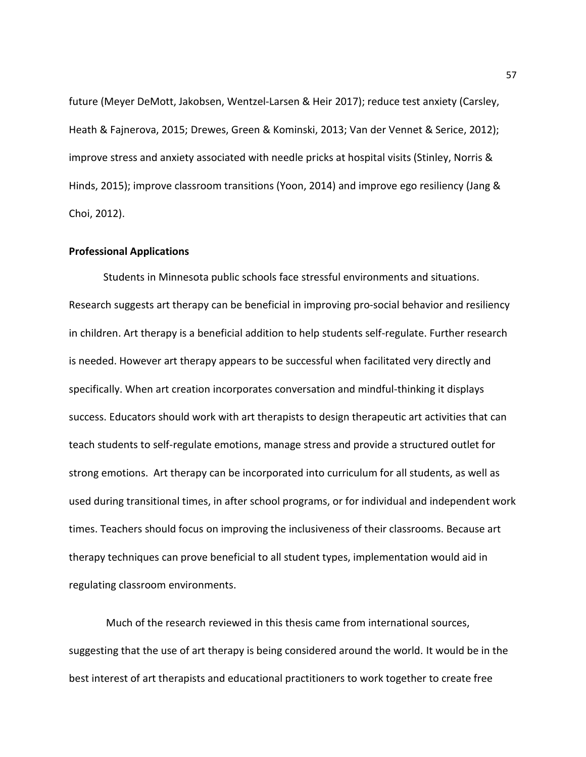future (Meyer DeMott, Jakobsen, Wentzel-Larsen & Heir 2017); reduce test anxiety (Carsley, Heath & Fajnerova, 2015; Drewes, Green & Kominski, 2013; Van der Vennet & Serice, 2012); improve stress and anxiety associated with needle pricks at hospital visits (Stinley, Norris & Hinds, 2015); improve classroom transitions (Yoon, 2014) and improve ego resiliency (Jang & Choi, 2012).

**Professional Applications**

Students in Minnesota public schools face stressful environments and situations. Research suggests art therapy can be beneficial in improving pro-social behavior and resiliency in children. Art therapy is a beneficial addition to help students self-regulate. Further research is needed. However art therapy appears to be successful when facilitated very directly and specifically. When art creation incorporates conversation and mindful-thinking it displays success. Educators should work with art therapists to design therapeutic art activities that can teach students to self-regulate emotions, manage stress and provide a structured outlet for strong emotions. Art therapy can be incorporated into curriculum for all students, as well as used during transitional times, in after school programs, or for individual and independent work times. Teachers should focus on improving the inclusiveness of their classrooms. Because art therapy techniques can prove beneficial to all student types, implementation would aid in regulating classroom environments.

Much of the research reviewed in this thesis came from international sources, suggesting that the use of art therapy is being considered around the world. It would be in the best interest of art therapists and educational practitioners to work together to create free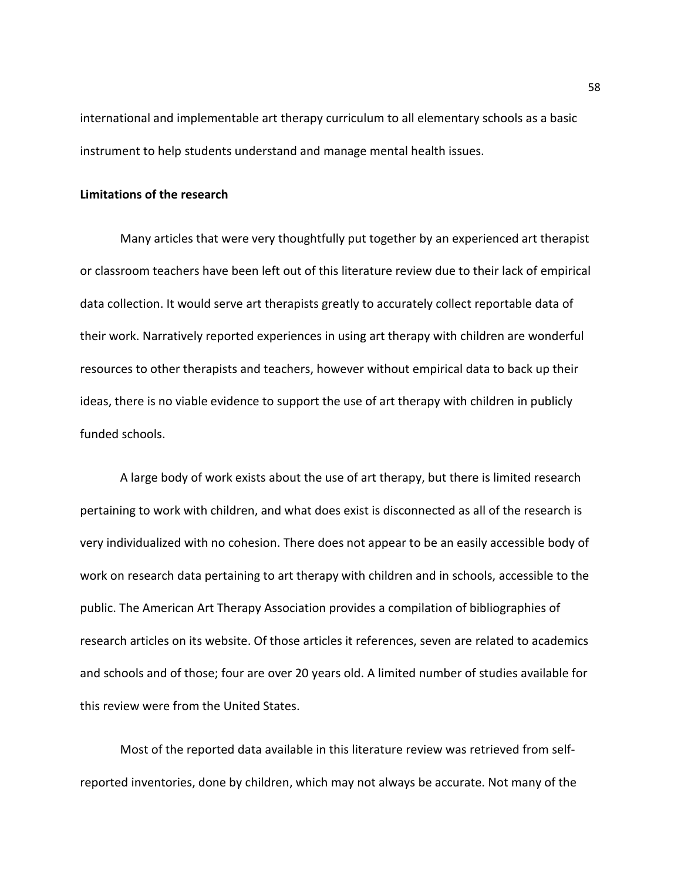international and implementable art therapy curriculum to all elementary schools as a basic instrument to help students understand and manage mental health issues.

**Limitations of the research**

Many articles that were very thoughtfully put together by an experienced art therapist or classroom teachers have been left out of this literature review due to their lack of empirical data collection. It would serve art therapists greatly to accurately collect reportable data of their work. Narratively reported experiences in using art therapy with children are wonderful resources to other therapists and teachers, however without empirical data to back up their ideas, there is no viable evidence to support the use of art therapy with children in publicly funded schools.

A large body of work exists about the use of art therapy, but there is limited research pertaining to work with children, and what does exist is disconnected as all of the research is very individualized with no cohesion. There does not appear to be an easily accessible body of work on research data pertaining to art therapy with children and in schools, accessible to the public. The American Art Therapy Association provides a compilation of bibliographies of research articles on its website. Of those articles it references, seven are related to academics and schools and of those; four are over 20 years old. A limited number of studies available for this review were from the United States.

Most of the reported data available in this literature review was retrieved from self-reported inventories, done by children, which may not always be accurate. Not many of the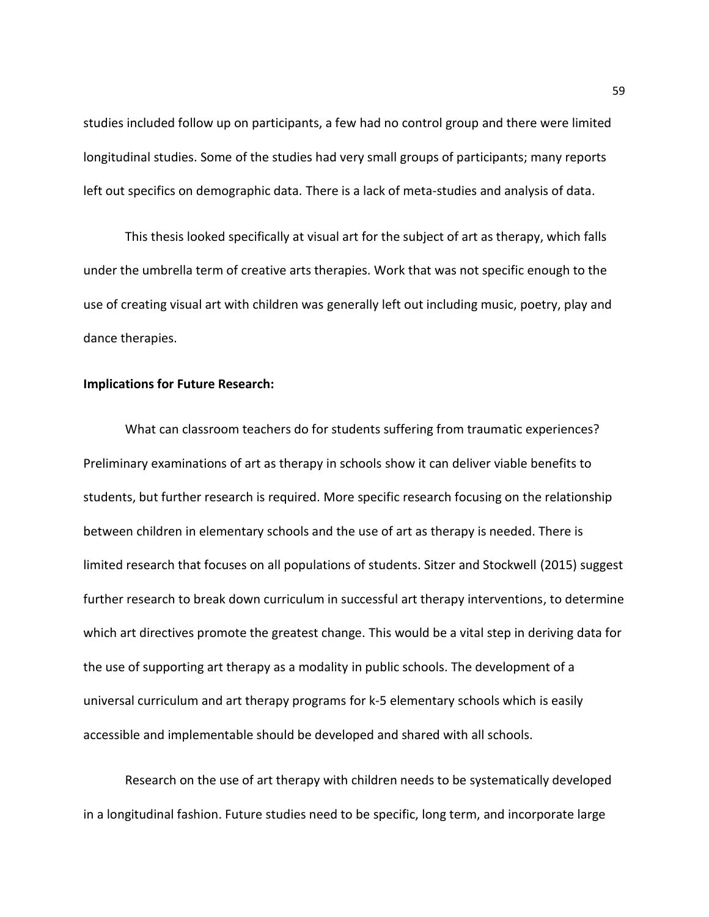studies included follow up on participants, a few had no control group and there were limited longitudinal studies. Some of the studies had very small groups of participants; many reports left out specifics on demographic data. There is a lack of meta-studies and analysis of data.

This thesis looked specifically at visual art for the subject of art as therapy, which falls under the umbrella term of creative arts therapies. Work that was not specific enough to the use of creating visual art with children was generally left out including music, poetry, play and dance therapies.

**Implications for Future Research:**

What can classroom teachers do for students suffering from traumatic experiences? Preliminary examinations of art as therapy in schools show it can deliver viable benefits to students, but further research is required. More specific research focusing on the relationship between children in elementary schools and the use of art as therapy is needed. There is limited research that focuses on all populations of students. Sitzer and Stockwell (2015) suggest further research to break down curriculum in successful art therapy interventions, to determine which art directives promote the greatest change. This would be a vital step in deriving data for the use of supporting art therapy as a modality in public schools. The development of a universal curriculum and art therapy programs for k-5 elementary schools which is easily accessible and implementable should be developed and shared with all schools.

Research on the use of art therapy with children needs to be systematically developed in a longitudinal fashion. Future studies need to be specific, long term, and incorporate large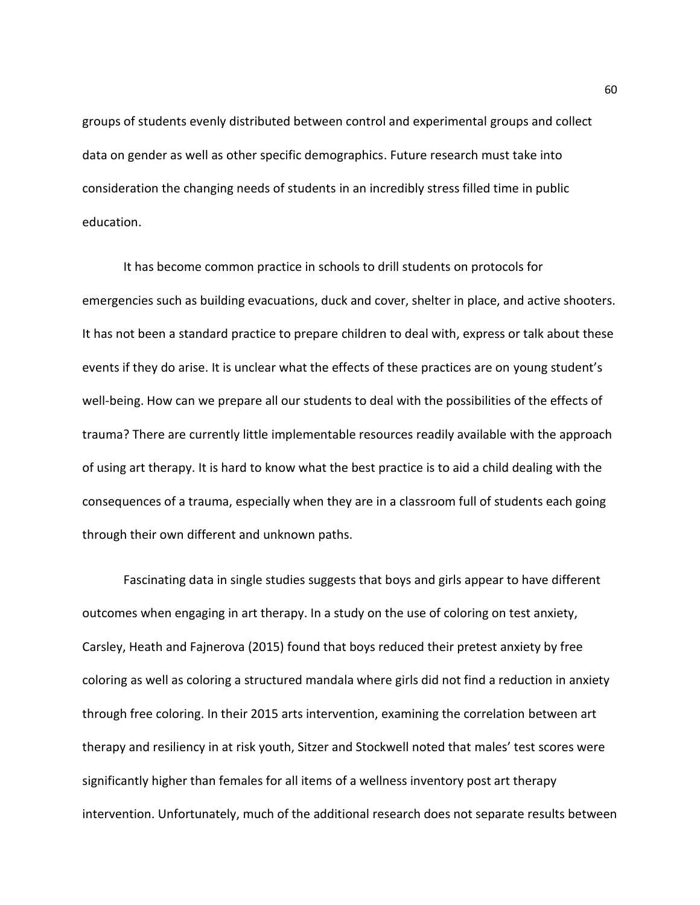groups of students evenly distributed between control and experimental groups and collect data on gender as well as other specific demographics. Future research must take into consideration the changing needs of students in an incredibly stress filled time in public education.

It has become common practice in schools to drill students on protocols for emergencies such as building evacuations, duck and cover, shelter in place, and active shooters. It has not been a standard practice to prepare children to deal with, express or talk about these events if they do arise. It is unclear what the effects of these practices are on young student's well-being. How can we prepare all our students to deal with the possibilities of the effects of trauma? There are currently little implementable resources readily available with the approach of using art therapy. It is hard to know what the best practice is to aid a child dealing with the consequences of a trauma, especially when they are in a classroom full of students each going through their own different and unknown paths.

Fascinating data in single studies suggests that boys and girls appear to have different outcomes when engaging in art therapy. In a study on the use of coloring on test anxiety, Carsley, Heath and Fajnerova (2015) found that boys reduced their pretest anxiety by free coloring as well as coloring a structured mandala where girls did not find a reduction in anxiety through free coloring. In their 2015 arts intervention, examining the correlation between art therapy and resiliency in at risk youth, Sitzer and Stockwell noted that males' test scores were significantly higher than females for all items of a wellness inventory post art therapy intervention. Unfortunately, much of the additional research does not separate results between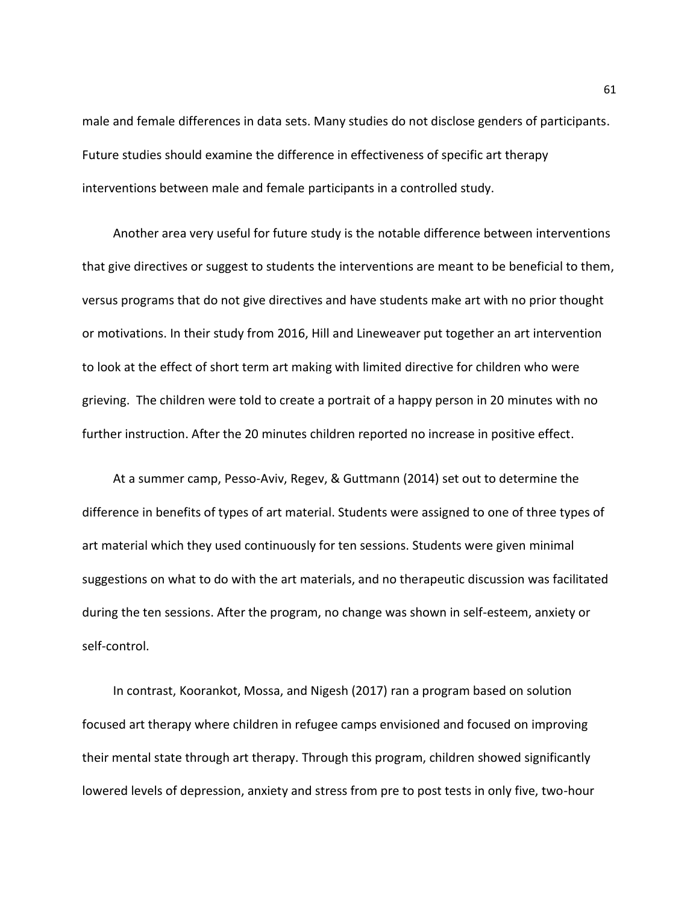male and female differences in data sets. Many studies do not disclose genders of participants. Future studies should examine the difference in effectiveness of specific art therapy interventions between male and female participants in a controlled study.

Another area very useful for future study is the notable difference between interventions that give directives or suggest to students the interventions are meant to be beneficial to them, versus programs that do not give directives and have students make art with no prior thought or motivations. In their study from 2016, Hill and Lineweaver put together an art intervention to look at the effect of short term art making with limited directive for children who were grieving. The children were told to create a portrait of a happy person in 20 minutes with no further instruction. After the 20 minutes children reported no increase in positive effect.

At a summer camp, Pesso-Aviv, Regev, & Guttmann (2014) set out to determine the difference in benefits of types of art material. Students were assigned to one of three types of art material which they used continuously for ten sessions. Students were given minimal suggestions on what to do with the art materials, and no therapeutic discussion was facilitated during the ten sessions. After the program, no change was shown in self-esteem, anxiety or self-control.

In contrast, Koorankot, Mossa, and Nigesh (2017) ran a program based on solution focused art therapy where children in refugee camps envisioned and focused on improving their mental state through art therapy. Through this program, children showed significantly lowered levels of depression, anxiety and stress from pre to post tests in only five, two-hour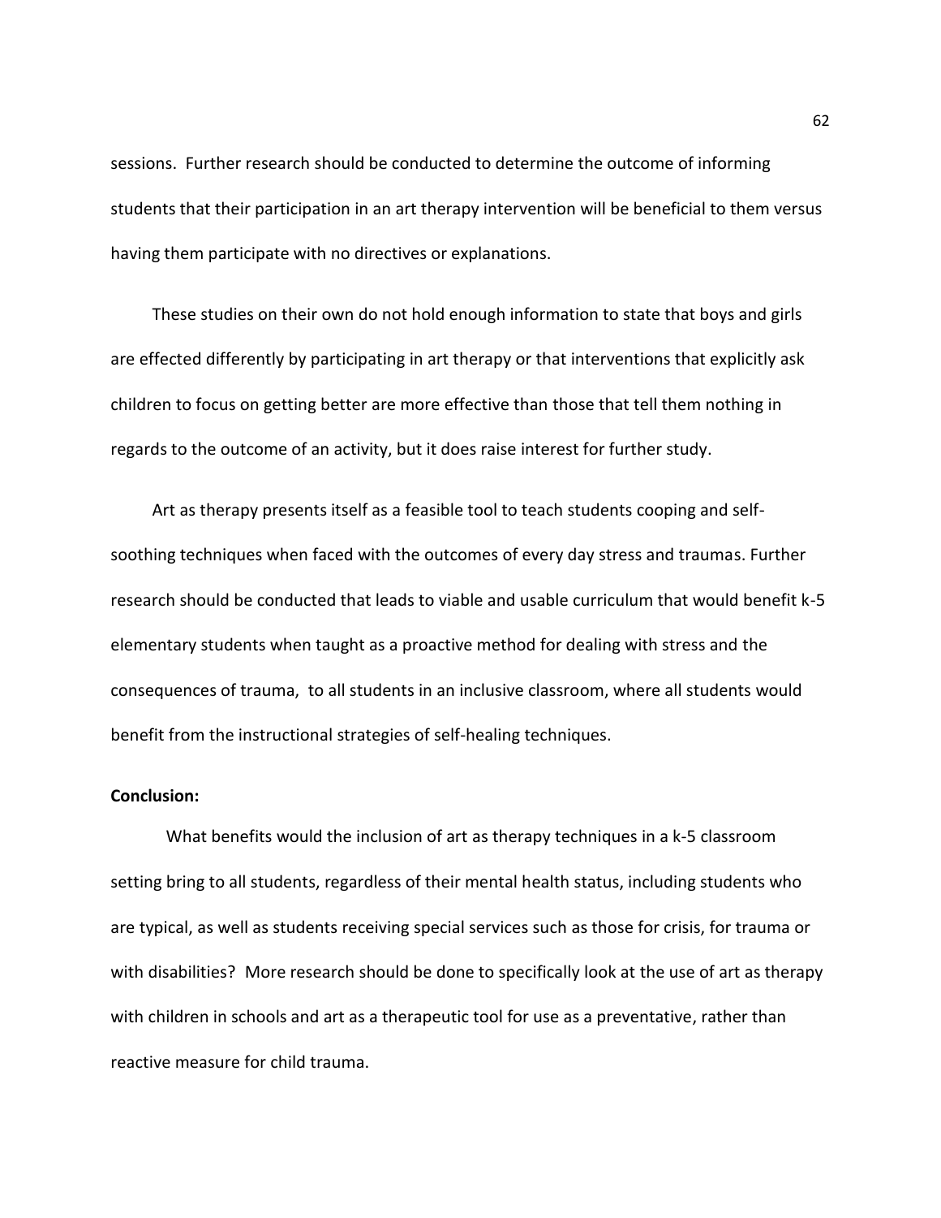sessions. Further research should be conducted to determine the outcome of informing students that their participation in an art therapy intervention will be beneficial to them versus having them participate with no directives or explanations.

These studies on their own do not hold enough information to state that boys and girls are effected differently by participating in art therapy or that interventions that explicitly ask children to focus on getting better are more effective than those that tell them nothing in regards to the outcome of an activity, but it does raise interest for further study.

Art as therapy presents itself as a feasible tool to teach students cooping and self-soothing techniques when faced with the outcomes of every day stress and traumas. Further research should be conducted that leads to viable and usable curriculum that would benefit k-5 elementary students when taught as a proactive method for dealing with stress and the consequences of trauma, to all students in an inclusive classroom, where all students would benefit from the instructional strategies of self-healing techniques.

**Conclusion:**

What benefits would the inclusion of art as therapy techniques in a k-5 classroom setting bring to all students, regardless of their mental health status, including students who are typical, as well as students receiving special services such as those for crisis, for trauma or with disabilities? More research should be done to specifically look at the use of art as therapy with children in schools and art as a therapeutic tool for use as a preventative, rather than reactive measure for child trauma.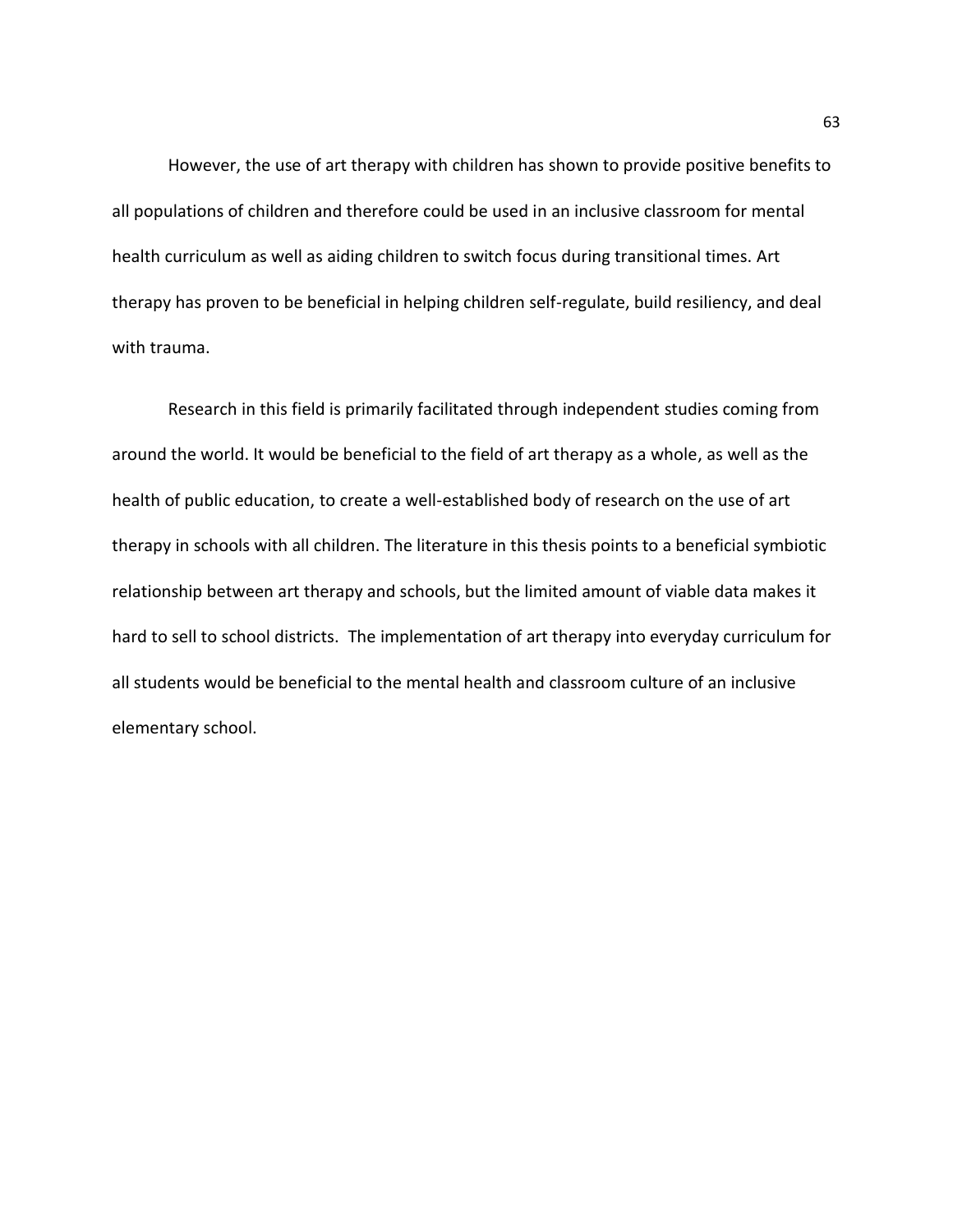However, the use of art therapy with children has shown to provide positive benefits to all populations of children and therefore could be used in an inclusive classroom for mental health curriculum as well as aiding children to switch focus during transitional times. Art therapy has proven to be beneficial in helping children self-regulate, build resiliency, and deal with trauma.

Research in this field is primarily facilitated through independent studies coming from around the world. It would be beneficial to the field of art therapy as a whole, as well as the health of public education, to create a well-established body of research on the use of art therapy in schools with all children. The literature in this thesis points to a beneficial symbiotic relationship between art therapy and schools, but the limited amount of viable data makes it hard to sell to school districts. The implementation of art therapy into everyday curriculum for all students would be beneficial to the mental health and classroom culture of an inclusive elementary school.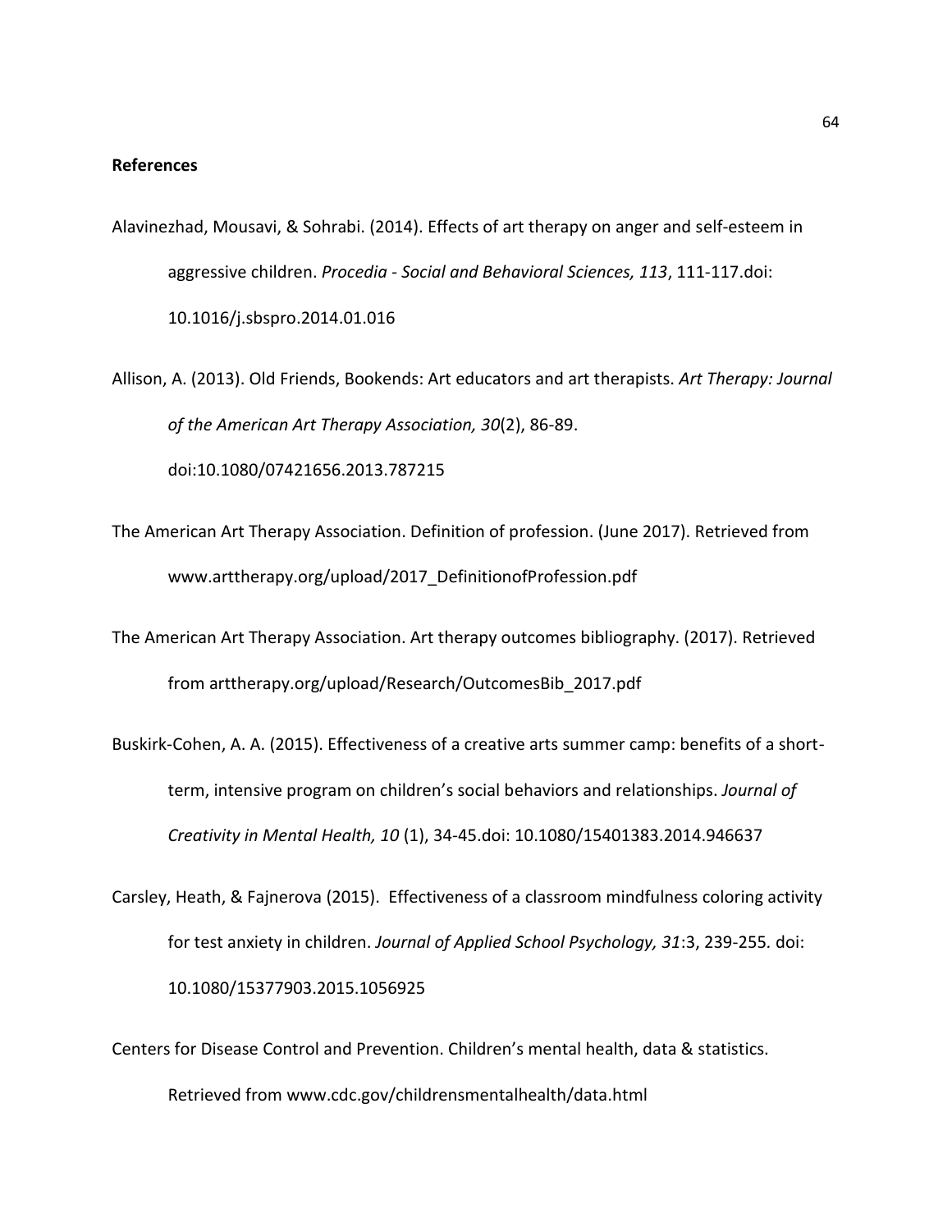**References**

Alavinezhad, Mousavi, & Sohrabi. (2014). Effects of art therapy on anger and self-esteem in aggressive children. *Procedia - Social and Behavioral Sciences, 113*, 111-117.doi: 10.1016/j.sbspro.2014.01.016

Allison, A. (2013). Old Friends, Bookends: Art educators and art therapists. *Art Therapy: Journal of the American Art Therapy Association, 30*(2), 86-89. doi:10.1080/07421656.2013.787215

The American Art Therapy Association. Definition of profession. (June 2017). Retrieved from www.arttherapy.org/upload/2017_DefinitionofProfession.pdf

The American Art Therapy Association. Art therapy outcomes bibliography. (2017). Retrieved from arttherapy.org/upload/Research/OutcomesBib_2017.pdf

Buskirk-Cohen, A. A. (2015). Effectiveness of a creative arts summer camp: benefits of a short-term, intensive program on children's social behaviors and relationships. *Journal of Creativity in Mental Health, 10* (1), 34-45.doi: 10.1080/15401383.2014.946637

Carsley, Heath, & Fajnerova (2015). Effectiveness of a classroom mindfulness coloring activity for test anxiety in children. *Journal of Applied School Psychology, 31*:3, 239-255. doi: 10.1080/15377903.2015.1056925

Centers for Disease Control and Prevention. Children's mental health, data & statistics. Retrieved from www.cdc.gov/childrensmentalhealth/data.html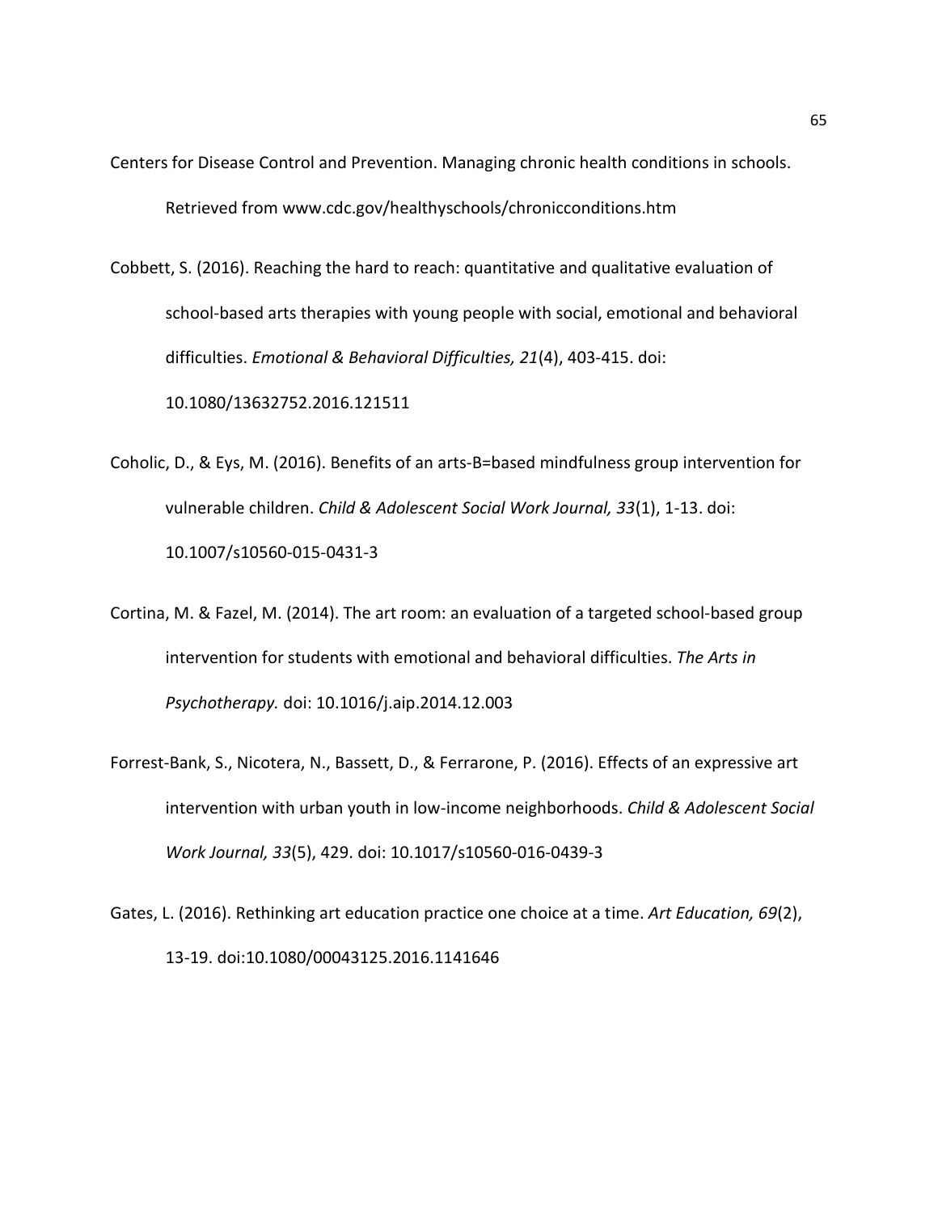Centers for Disease Control and Prevention. Managing chronic health conditions in schools. Retrieved from www.cdc.gov/healthyschools/chronicconditions.htm

Cobbett, S. (2016). Reaching the hard to reach: quantitative and qualitative evaluation of school-based arts therapies with young people with social, emotional and behavioral difficulties. *Emotional & Behavioral Difficulties, 21*(4), 403-415. doi: 10.1080/13632752.2016.121511

Coholic, D., & Eys, M. (2016). Benefits of an arts-B=based mindfulness group intervention for vulnerable children. *Child & Adolescent Social Work Journal, 33*(1), 1-13. doi: 10.1007/s10560-015-0431-3

Cortina, M. & Fazel, M. (2014). The art room: an evaluation of a targeted school-based group intervention for students with emotional and behavioral difficulties. *The Arts in Psychotherapy.* doi: 10.1016/j.aip.2014.12.003

Forrest-Bank, S., Nicotera, N., Bassett, D., & Ferrarone, P. (2016). Effects of an expressive art intervention with urban youth in low-income neighborhoods. *Child & Adolescent Social Work Journal, 33*(5), 429. doi: 10.1017/s10560-016-0439-3

Gates, L. (2016). Rethinking art education practice one choice at a time. *Art Education, 69*(2), 13-19. doi:10.1080/00043125.2016.1141646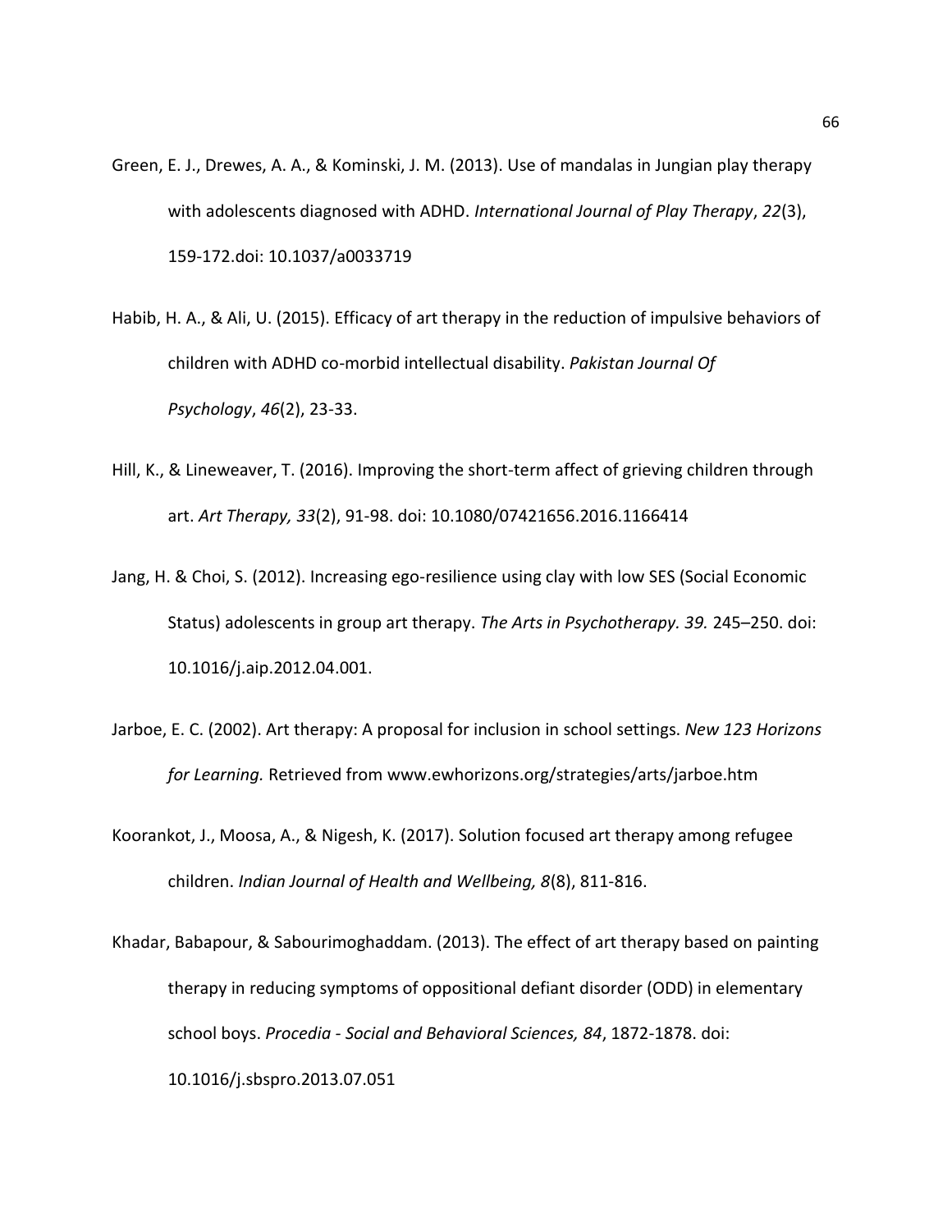Green, E. J., Drewes, A. A., & Kominski, J. M. (2013). Use of mandalas in Jungian play therapy with adolescents diagnosed with ADHD. *International Journal of Play Therapy*, *22*(3), 159-172.doi: 10.1037/a0033719

Habib, H. A., & Ali, U. (2015). Efficacy of art therapy in the reduction of impulsive behaviors of children with ADHD co-morbid intellectual disability. *Pakistan Journal Of Psychology*, *46*(2), 23-33.

Hill, K., & Lineweaver, T. (2016). Improving the short-term affect of grieving children through art. *Art Therapy, 33*(2), 91-98. doi: 10.1080/07421656.2016.1166414

Jang, H. & Choi, S. (2012). Increasing ego-resilience using clay with low SES (Social Economic Status) adolescents in group art therapy. *The Arts in Psychotherapy. 39.* 245–250. doi: 10.1016/j.aip.2012.04.001.

Jarboe, E. C. (2002). Art therapy: A proposal for inclusion in school settings. *New 123 Horizons for Learning.* Retrieved from www.ewhorizons.org/strategies/arts/jarboe.htm

Koorankot, J., Moosa, A., & Nigesh, K. (2017). Solution focused art therapy among refugee children. *Indian Journal of Health and Wellbeing, 8*(8), 811-816.

Khadar, Babapour, & Sabourimoghaddam. (2013). The effect of art therapy based on painting therapy in reducing symptoms of oppositional defiant disorder (ODD) in elementary school boys. *Procedia - Social and Behavioral Sciences, 84*, 1872-1878. doi: 10.1016/j.sbspro.2013.07.051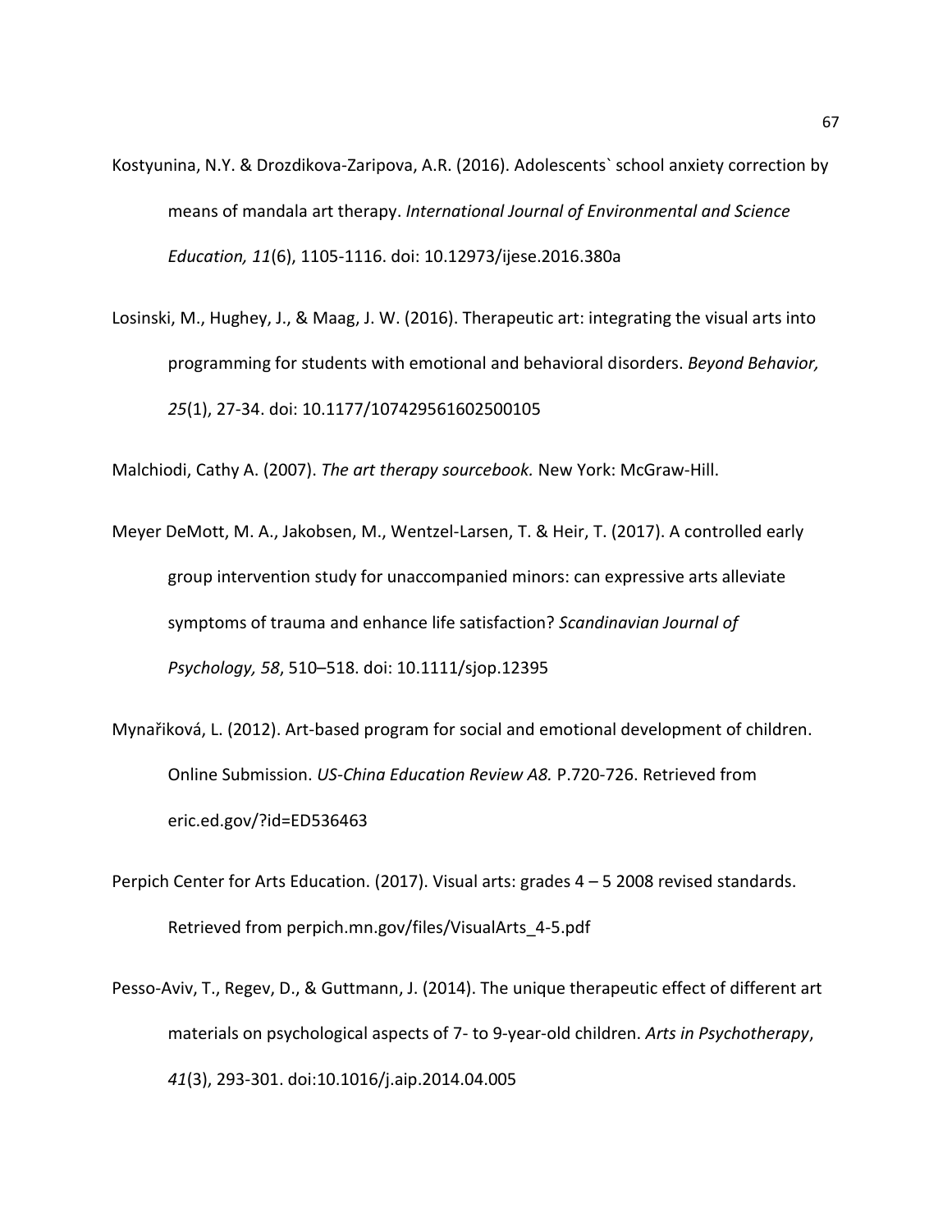Kostyunina, N.Y. & Drozdikova-Zaripova, A.R. (2016). Adolescents` school anxiety correction by means of mandala art therapy. *International Journal of Environmental and Science Education, 11*(6), 1105-1116. doi: 10.12973/ijese.2016.380a

Losinski, M., Hughey, J., & Maag, J. W. (2016). Therapeutic art: integrating the visual arts into programming for students with emotional and behavioral disorders. *Beyond Behavior, 25*(1), 27-34. doi: 10.1177/107429561602500105

Malchiodi, Cathy A. (2007). *The art therapy sourcebook.* New York: McGraw-Hill.

Meyer DeMott, M. A., Jakobsen, M., Wentzel-Larsen, T. & Heir, T. (2017). A controlled early group intervention study for unaccompanied minors: can expressive arts alleviate symptoms of trauma and enhance life satisfaction? *Scandinavian Journal of Psychology, 58*, 510–518. doi: 10.1111/sjop.12395

Mynaříková, L. (2012). Art-based program for social and emotional development of children. Online Submission. *US-China Education Review A8.* P.720-726. Retrieved from eric.ed.gov/?id=ED536463

Perpich Center for Arts Education. (2017). Visual arts: grades 4 – 5 2008 revised standards. Retrieved from perpich.mn.gov/files/VisualArts_4-5.pdf

Pesso-Aviv, T., Regev, D., & Guttmann, J. (2014). The unique therapeutic effect of different art materials on psychological aspects of 7- to 9-year-old children. *Arts in Psychotherapy*, *41*(3), 293-301. doi:10.1016/j.aip.2014.04.005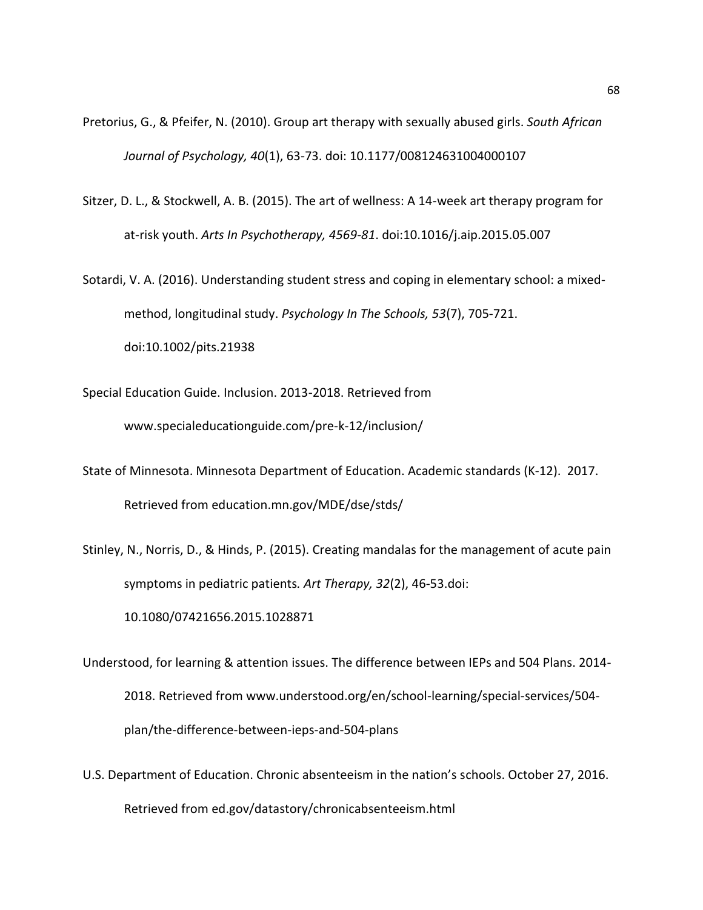Pretorius, G., & Pfeifer, N. (2010). Group art therapy with sexually abused girls. *South African Journal of Psychology, 40*(1), 63-73. doi: 10.1177/008124631004000107

Sitzer, D. L., & Stockwell, A. B. (2015). The art of wellness: A 14-week art therapy program for at-risk youth. *Arts In Psychotherapy, 4569-81*. doi:10.1016/j.aip.2015.05.007

Sotardi, V. A. (2016). Understanding student stress and coping in elementary school: a mixed-method, longitudinal study. *Psychology In The Schools, 53*(7), 705-721. doi:10.1002/pits.21938

Special Education Guide. Inclusion. 2013-2018. Retrieved from www.specialeducationguide.com/pre-k-12/inclusion/

State of Minnesota. Minnesota Department of Education. Academic standards (K-12). 2017. Retrieved from education.mn.gov/MDE/dse/stds/

Stinley, N., Norris, D., & Hinds, P. (2015). Creating mandalas for the management of acute pain symptoms in pediatric patients. *Art Therapy, 32*(2), 46-53.doi: 10.1080/07421656.2015.1028871

Understood, for learning & attention issues. The difference between IEPs and 504 Plans. 2014-2018. Retrieved from www.understood.org/en/school-learning/special-services/504-plan/the-difference-between-ieps-and-504-plans

U.S. Department of Education. Chronic absenteeism in the nation's schools. October 27, 2016. Retrieved from ed.gov/datastory/chronicabsenteeism.html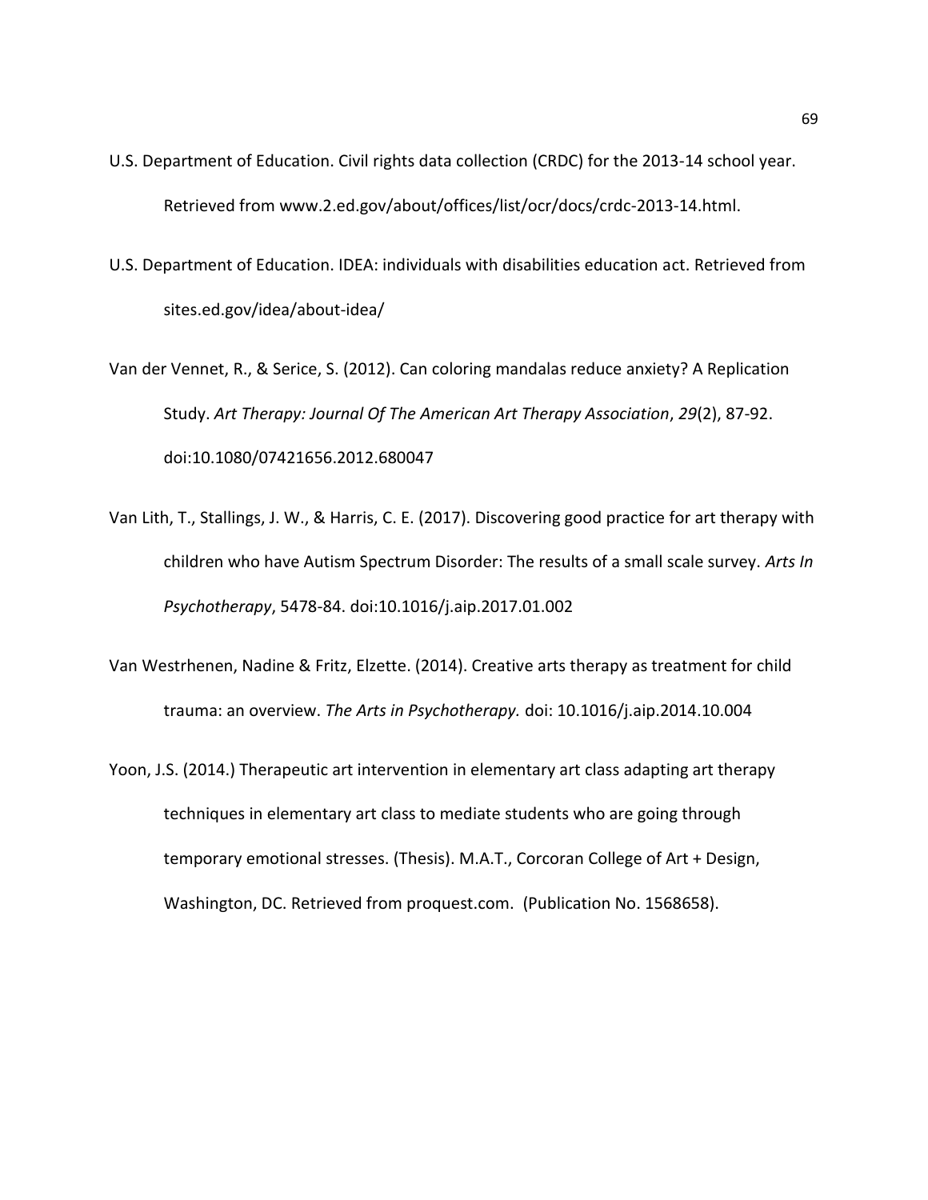U.S. Department of Education. Civil rights data collection (CRDC) for the 2013-14 school year. Retrieved from www.2.ed.gov/about/offices/list/ocr/docs/crdc-2013-14.html.

U.S. Department of Education. IDEA: individuals with disabilities education act. Retrieved from sites.ed.gov/idea/about-idea/

Van der Vennet, R., & Serice, S. (2012). Can coloring mandalas reduce anxiety? A Replication Study. *Art Therapy: Journal Of The American Art Therapy Association*, *29*(2), 87-92. doi:10.1080/07421656.2012.680047

Van Lith, T., Stallings, J. W., & Harris, C. E. (2017). Discovering good practice for art therapy with children who have Autism Spectrum Disorder: The results of a small scale survey. *Arts In Psychotherapy*, 5478-84. doi:10.1016/j.aip.2017.01.002

Van Westrhenen, Nadine & Fritz, Elzette. (2014). Creative arts therapy as treatment for child trauma: an overview. *The Arts in Psychotherapy.* doi: 10.1016/j.aip.2014.10.004

Yoon, J.S. (2014.) Therapeutic art intervention in elementary art class adapting art therapy techniques in elementary art class to mediate students who are going through temporary emotional stresses. (Thesis). M.A.T., Corcoran College of Art + Design, Washington, DC. Retrieved from proquest.com. (Publication No. 1568658).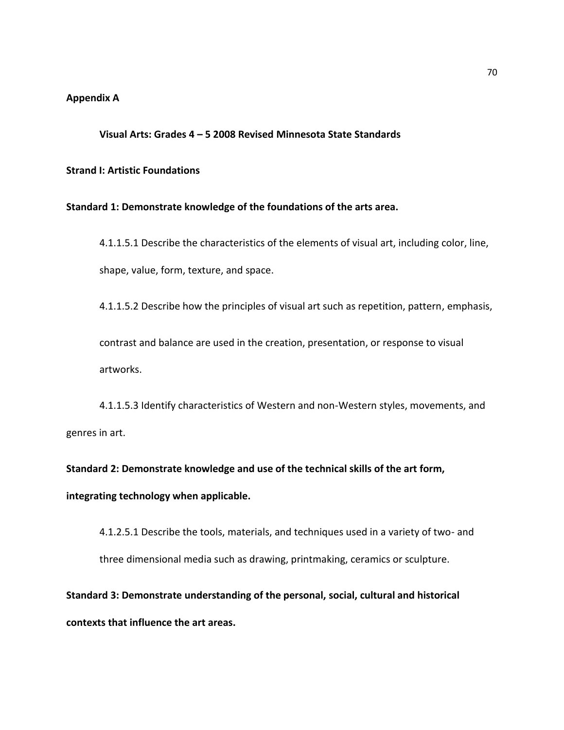## Appendix A

### Visual Arts: Grades 4 – 5 2008 Revised Minnesota State Standards

**Strand I: Artistic Foundations**

**Standard 1: Demonstrate knowledge of the foundations of the arts area.**

4.1.1.5.1 Describe the characteristics of the elements of visual art, including color, line, shape, value, form, texture, and space.

4.1.1.5.2 Describe how the principles of visual art such as repetition, pattern, emphasis, contrast and balance are used in the creation, presentation, or response to visual artworks.

4.1.1.5.3 Identify characteristics of Western and non-Western styles, movements, and genres in art.

**Standard 2: Demonstrate knowledge and use of the technical skills of the art form, integrating technology when applicable.**

4.1.2.5.1 Describe the tools, materials, and techniques used in a variety of two- and three dimensional media such as drawing, printmaking, ceramics or sculpture.

**Standard 3: Demonstrate understanding of the personal, social, cultural and historical contexts that influence the art areas.**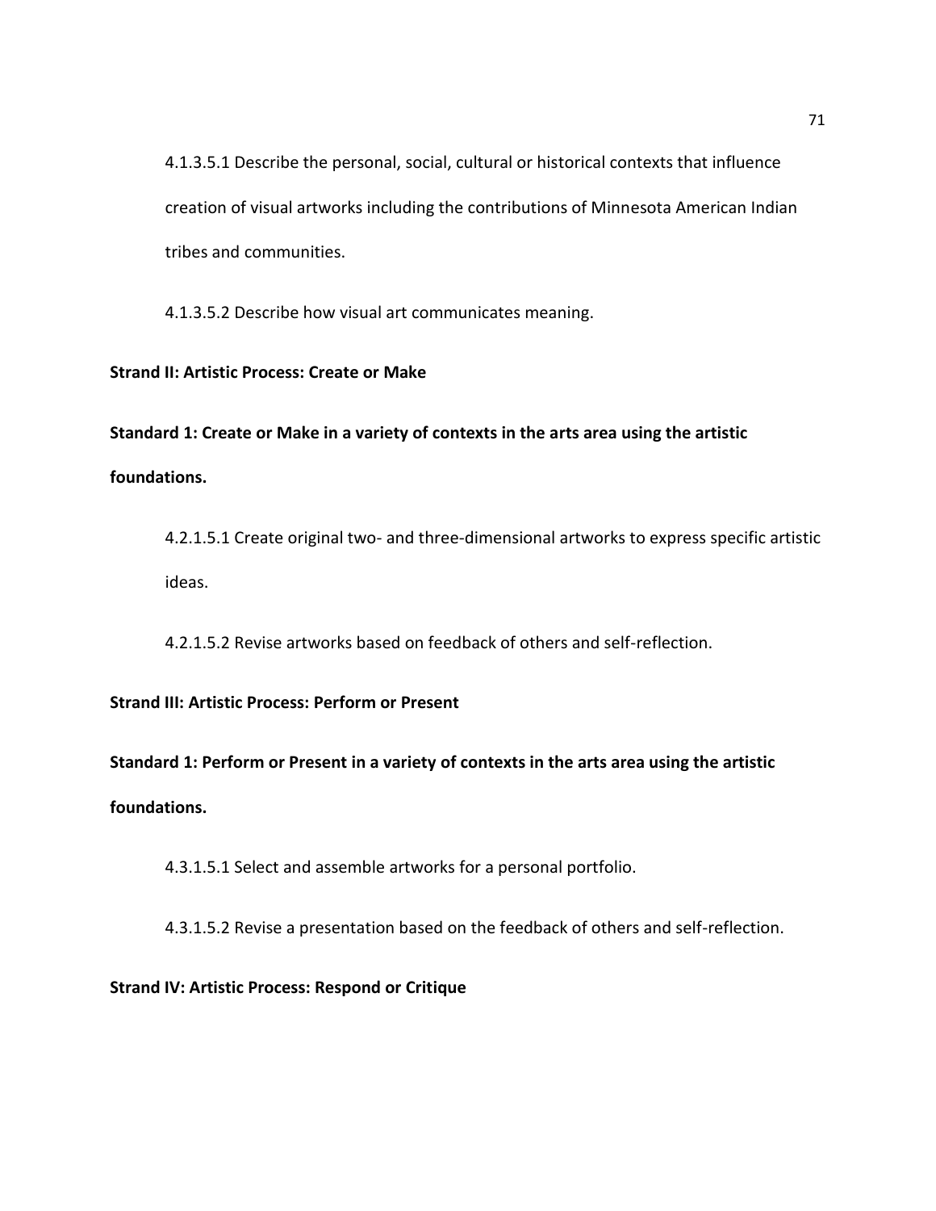4.1.3.5.1 Describe the personal, social, cultural or historical contexts that influence creation of visual artworks including the contributions of Minnesota American Indian tribes and communities.

4.1.3.5.2 Describe how visual art communicates meaning.

**Strand II: Artistic Process: Create or Make**

**Standard 1: Create or Make in a variety of contexts in the arts area using the artistic foundations.**

4.2.1.5.1 Create original two- and three-dimensional artworks to express specific artistic ideas.

4.2.1.5.2 Revise artworks based on feedback of others and self-reflection.

**Strand III: Artistic Process: Perform or Present**

**Standard 1: Perform or Present in a variety of contexts in the arts area using the artistic foundations.**

4.3.1.5.1 Select and assemble artworks for a personal portfolio.

4.3.1.5.2 Revise a presentation based on the feedback of others and self-reflection.

**Strand IV: Artistic Process: Respond or Critique**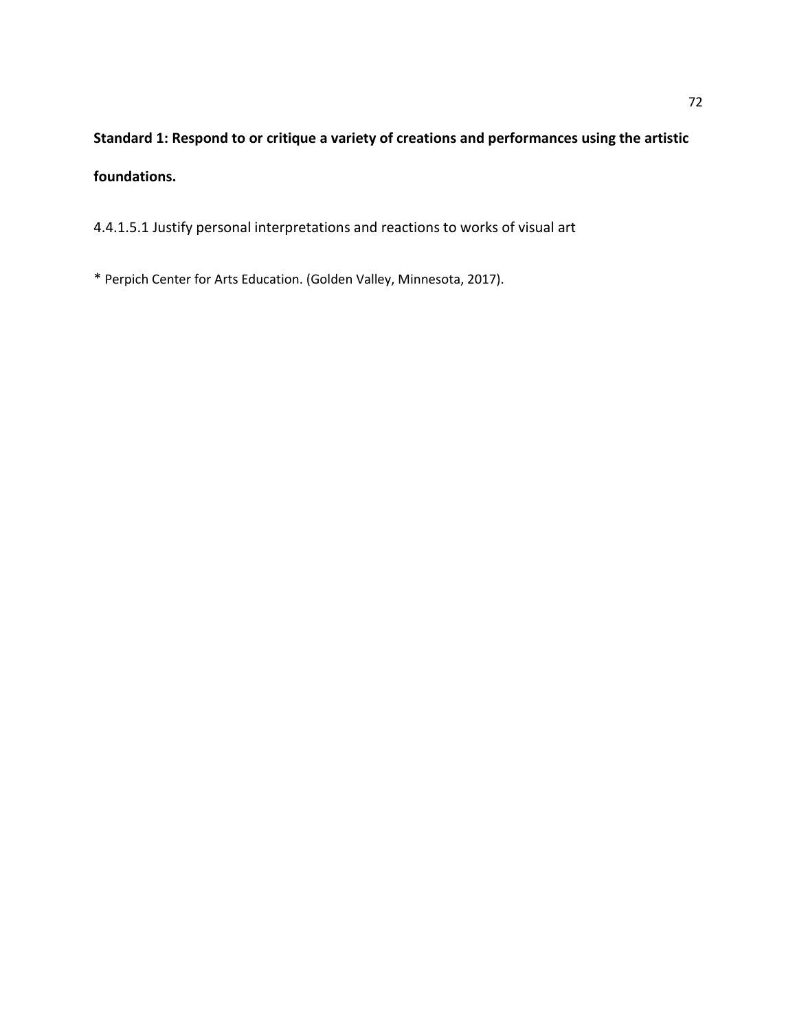**Standard 1: Respond to or critique a variety of creations and performances using the artistic foundations.**

4.4.1.5.1 Justify personal interpretations and reactions to works of visual art

* Perpich Center for Arts Education. (Golden Valley, Minnesota, 2017).